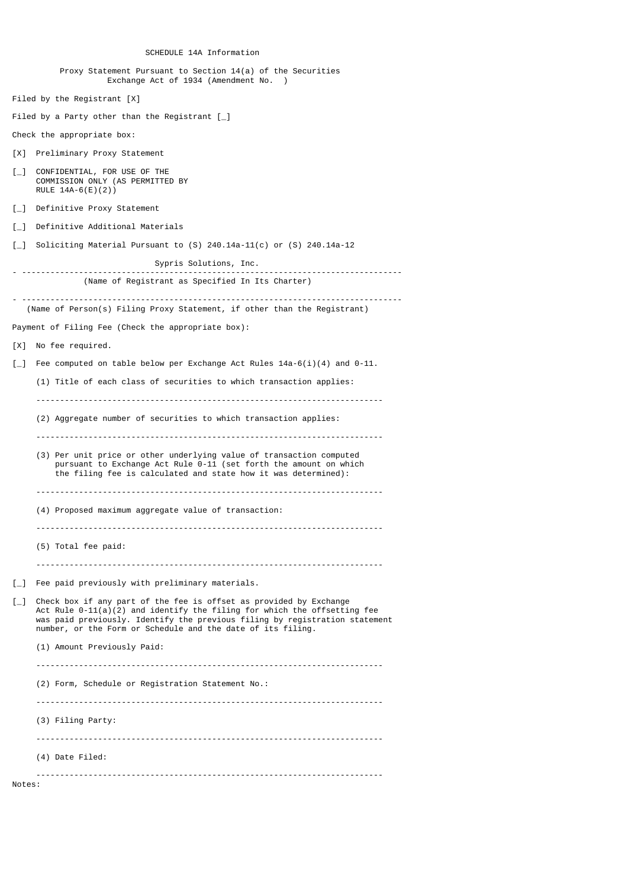SCHEDULE 14A Information

Proxy Statement Pursuant to Section 14(a) of the Securities Exchange Act of 1934 (Amendment No. )

Filed by the Registrant [X]

Filed by a Party other than the Registrant [_]

Check the appropriate box:

[X] Preliminary Proxy Statement

[_] CONFIDENTIAL, FOR USE OF THE COMMISSION ONLY (AS PERMITTED BY RULE 14A-6(E)(2))

[_] Definitive Proxy Statement

[_] Definitive Additional Materials

[_] Soliciting Material Pursuant to (S) 240.14a-11(c) or (S) 240.14a-12

Sypris Solutions, Inc.

---

(Name of Registrant as Specified In Its Charter)

---

(Name of Person(s) Filing Proxy Statement, if other than the Registrant)

Payment of Filing Fee (Check the appropriate box):

[X] No fee required.

[_] Fee computed on table below per Exchange Act Rules 14a-6(i)(4) and 0-11.

(1) Title of each class of securities to which transaction applies:

---

(2) Aggregate number of securities to which transaction applies:

---

(3) Per unit price or other underlying value of transaction computed pursuant to Exchange Act Rule 0-11 (set forth the amount on which the filing fee is calculated and state how it was determined):

---

(4) Proposed maximum aggregate value of transaction:

---

(5) Total fee paid:

---

[_] Fee paid previously with preliminary materials.

[_] Check box if any part of the fee is offset as provided by Exchange Act Rule 0-11(a)(2) and identify the filing for which the offsetting fee was paid previously. Identify the previous filing by registration statement number, or the Form or Schedule and the date of its filing.

(1) Amount Previously Paid:

---

(2) Form, Schedule or Registration Statement No.:

---

(3) Filing Party:

---

(4) Date Filed:

---

Notes: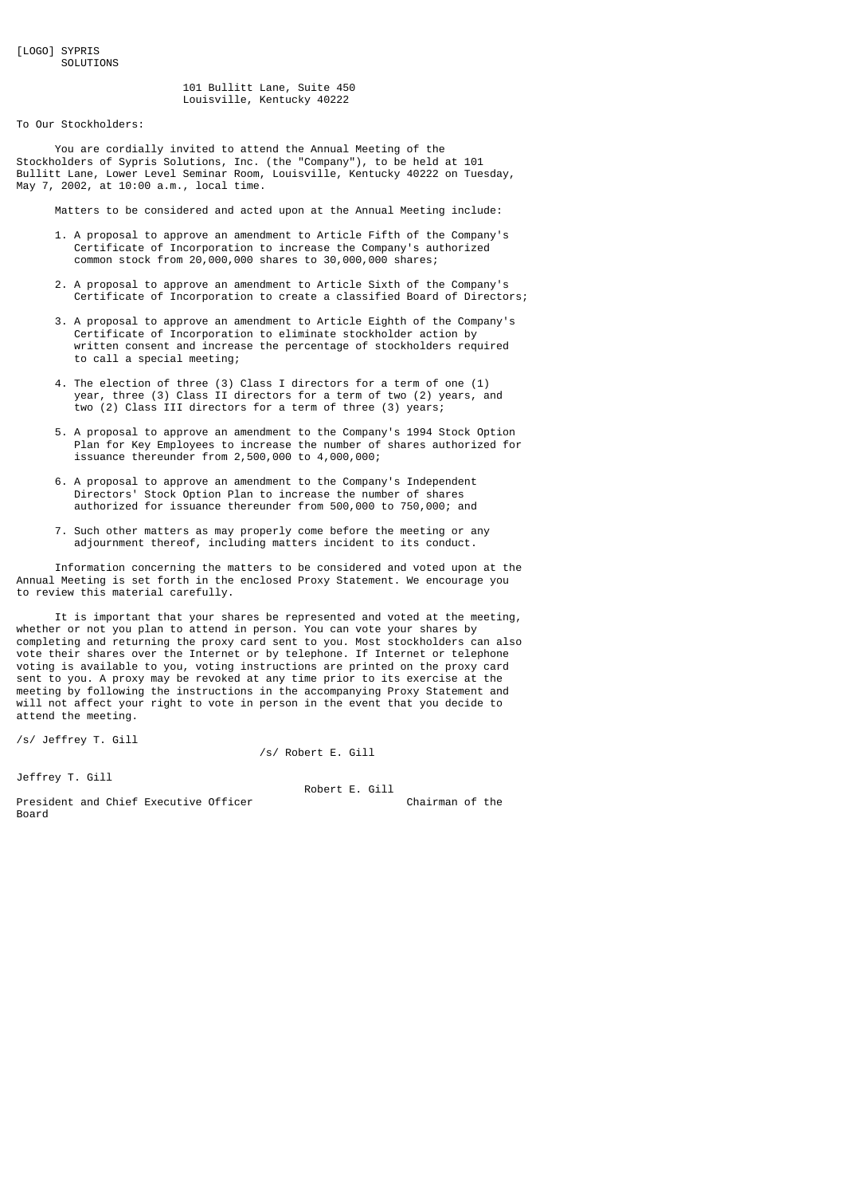[LOGO] SYPRIS SOLUTIONS

101 Bullitt Lane, Suite 450
Louisville, Kentucky 40222

To Our Stockholders:

You are cordially invited to attend the Annual Meeting of the Stockholders of Sypris Solutions, Inc. (the "Company"), to be held at 101 Bullitt Lane, Lower Level Seminar Room, Louisville, Kentucky 40222 on Tuesday, May 7, 2002, at 10:00 a.m., local time.

Matters to be considered and acted upon at the Annual Meeting include:

1. A proposal to approve an amendment to Article Fifth of the Company's Certificate of Incorporation to increase the Company's authorized common stock from 20,000,000 shares to 30,000,000 shares;
2. A proposal to approve an amendment to Article Sixth of the Company's Certificate of Incorporation to create a classified Board of Directors;
3. A proposal to approve an amendment to Article Eighth of the Company's Certificate of Incorporation to eliminate stockholder action by written consent and increase the percentage of stockholders required to call a special meeting;
4. The election of three (3) Class I directors for a term of one (1) year, three (3) Class II directors for a term of two (2) years, and two (2) Class III directors for a term of three (3) years;
5. A proposal to approve an amendment to the Company's 1994 Stock Option Plan for Key Employees to increase the number of shares authorized for issuance thereunder from 2,500,000 to 4,000,000;
6. A proposal to approve an amendment to the Company's Independent Directors' Stock Option Plan to increase the number of shares authorized for issuance thereunder from 500,000 to 750,000; and
7. Such other matters as may properly come before the meeting or any adjournment thereof, including matters incident to its conduct.

Information concerning the matters to be considered and voted upon at the Annual Meeting is set forth in the enclosed Proxy Statement. We encourage you to review this material carefully.

It is important that your shares be represented and voted at the meeting, whether or not you plan to attend in person. You can vote your shares by completing and returning the proxy card sent to you. Most stockholders can also vote their shares over the Internet or by telephone. If Internet or telephone voting is available to you, voting instructions are printed on the proxy card sent to you. A proxy may be revoked at any time prior to its exercise at the meeting by following the instructions in the accompanying Proxy Statement and will not affect your right to vote in person in the event that you decide to attend the meeting.

/s/ Jeffrey T. Gill

Jeffrey T. Gill
President and Chief Executive Officer

/s/ Robert E. Gill

Robert E. Gill
Chairman of the Board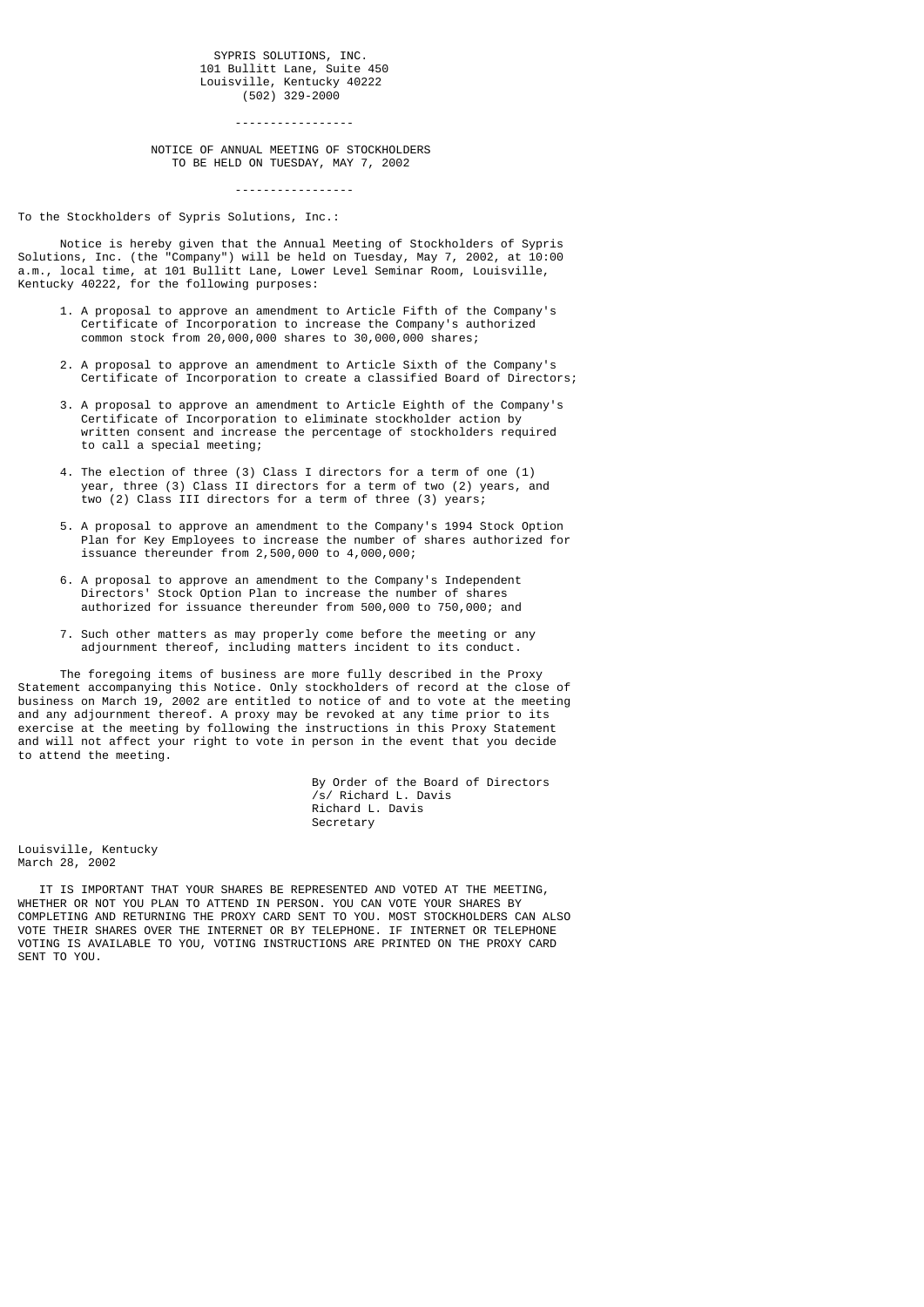SYPRIS SOLUTIONS, INC.
101 Bullitt Lane, Suite 450
Louisville, Kentucky 40222
(502) 329-2000

---

# NOTICE OF ANNUAL MEETING OF STOCKHOLDERS
## TO BE HELD ON TUESDAY, MAY 7, 2002

---

To the Stockholders of Sypris Solutions, Inc.:

Notice is hereby given that the Annual Meeting of Stockholders of Sypris Solutions, Inc. (the "Company") will be held on Tuesday, May 7, 2002, at 10:00 a.m., local time, at 101 Bullitt Lane, Lower Level Seminar Room, Louisville, Kentucky 40222, for the following purposes:

1. A proposal to approve an amendment to Article Fifth of the Company's Certificate of Incorporation to increase the Company's authorized common stock from 20,000,000 shares to 30,000,000 shares;

2. A proposal to approve an amendment to Article Sixth of the Company's Certificate of Incorporation to create a classified Board of Directors;

3. A proposal to approve an amendment to Article Eighth of the Company's Certificate of Incorporation to eliminate stockholder action by written consent and increase the percentage of stockholders required to call a special meeting;

4. The election of three (3) Class I directors for a term of one (1) year, three (3) Class II directors for a term of two (2) years, and two (2) Class III directors for a term of three (3) years;

5. A proposal to approve an amendment to the Company's 1994 Stock Option Plan for Key Employees to increase the number of shares authorized for issuance thereunder from 2,500,000 to 4,000,000;

6. A proposal to approve an amendment to the Company's Independent Directors' Stock Option Plan to increase the number of shares authorized for issuance thereunder from 500,000 to 750,000; and

7. Such other matters as may properly come before the meeting or any adjournment thereof, including matters incident to its conduct.

The foregoing items of business are more fully described in the Proxy Statement accompanying this Notice. Only stockholders of record at the close of business on March 19, 2002 are entitled to notice of and to vote at the meeting and any adjournment thereof. A proxy may be revoked at any time prior to its exercise at the meeting by following the instructions in this Proxy Statement and will not affect your right to vote in person in the event that you decide to attend the meeting.

By Order of the Board of Directors
/s/ Richard L. Davis
Richard L. Davis
Secretary

Louisville, Kentucky
March 28, 2002

IT IS IMPORTANT THAT YOUR SHARES BE REPRESENTED AND VOTED AT THE MEETING, WHETHER OR NOT YOU PLAN TO ATTEND IN PERSON. YOU CAN VOTE YOUR SHARES BY COMPLETING AND RETURNING THE PROXY CARD SENT TO YOU. MOST STOCKHOLDERS CAN ALSO VOTE THEIR SHARES OVER THE INTERNET OR BY TELEPHONE. IF INTERNET OR TELEPHONE VOTING IS AVAILABLE TO YOU, VOTING INSTRUCTIONS ARE PRINTED ON THE PROXY CARD SENT TO YOU.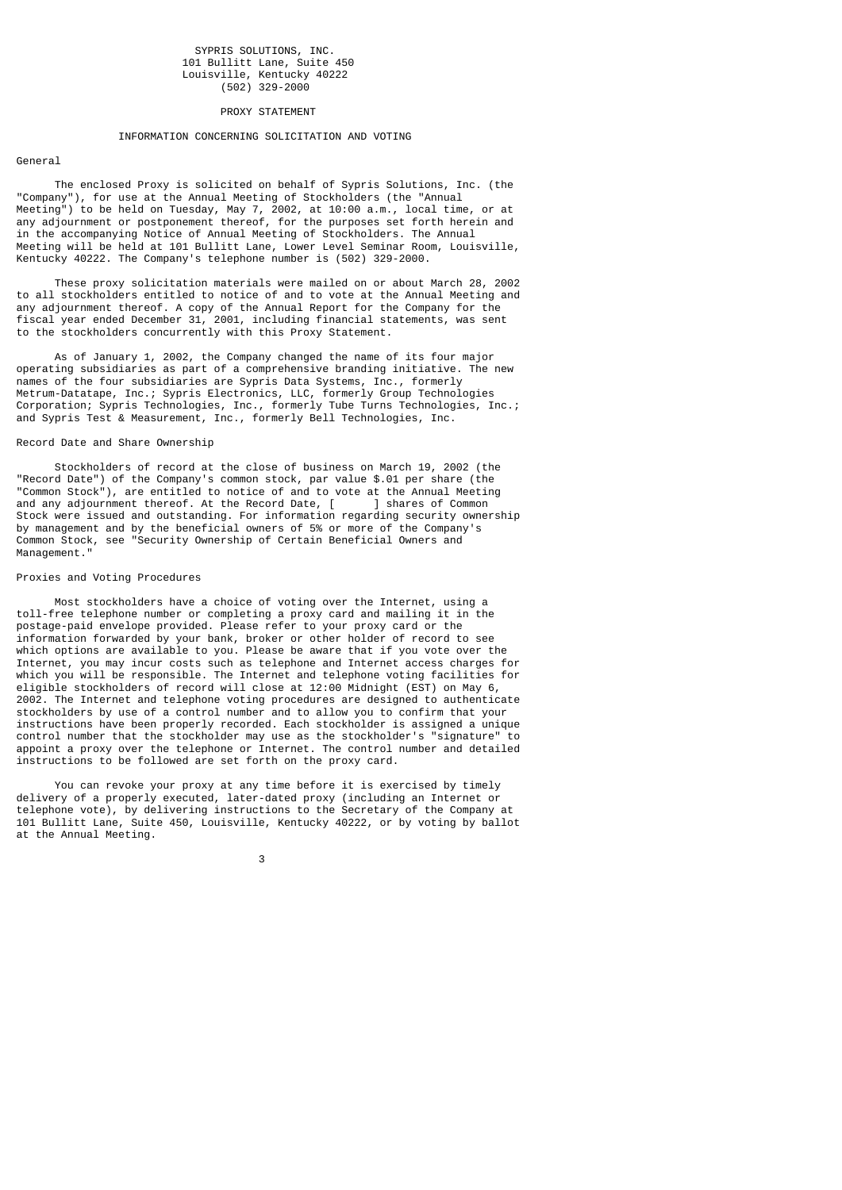SYPRIS SOLUTIONS, INC.
101 Bullitt Lane, Suite 450
Louisville, Kentucky 40222
(502) 329-2000

# PROXY STATEMENT

## INFORMATION CONCERNING SOLICITATION AND VOTING

### General

The enclosed Proxy is solicited on behalf of Sypris Solutions, Inc. (the "Company"), for use at the Annual Meeting of Stockholders (the "Annual Meeting") to be held on Tuesday, May 7, 2002, at 10:00 a.m., local time, or at any adjournment or postponement thereof, for the purposes set forth herein and in the accompanying Notice of Annual Meeting of Stockholders. The Annual Meeting will be held at 101 Bullitt Lane, Lower Level Seminar Room, Louisville, Kentucky 40222. The Company's telephone number is (502) 329-2000.

These proxy solicitation materials were mailed on or about March 28, 2002 to all stockholders entitled to notice of and to vote at the Annual Meeting and any adjournment thereof. A copy of the Annual Report for the Company for the fiscal year ended December 31, 2001, including financial statements, was sent to the stockholders concurrently with this Proxy Statement.

As of January 1, 2002, the Company changed the name of its four major operating subsidiaries as part of a comprehensive branding initiative. The new names of the four subsidiaries are Sypris Data Systems, Inc., formerly Metrum-Datatape, Inc.; Sypris Electronics, LLC, formerly Group Technologies Corporation; Sypris Technologies, Inc., formerly Tube Turns Technologies, Inc.; and Sypris Test & Measurement, Inc., formerly Bell Technologies, Inc.

### Record Date and Share Ownership

Stockholders of record at the close of business on March 19, 2002 (the "Record Date") of the Company's common stock, par value $.01 per share (the "Common Stock"), are entitled to notice of and to vote at the Annual Meeting and any adjournment thereof. At the Record Date, [ ] shares of Common Stock were issued and outstanding. For information regarding security ownership by management and by the beneficial owners of 5% or more of the Company's Common Stock, see "Security Ownership of Certain Beneficial Owners and Management."

### Proxies and Voting Procedures

Most stockholders have a choice of voting over the Internet, using a toll-free telephone number or completing a proxy card and mailing it in the postage-paid envelope provided. Please refer to your proxy card or the information forwarded by your bank, broker or other holder of record to see which options are available to you. Please be aware that if you vote over the Internet, you may incur costs such as telephone and Internet access charges for which you will be responsible. The Internet and telephone voting facilities for eligible stockholders of record will close at 12:00 Midnight (EST) on May 6, 2002. The Internet and telephone voting procedures are designed to authenticate stockholders by use of a control number and to allow you to confirm that your instructions have been properly recorded. Each stockholder is assigned a unique control number that the stockholder may use as the stockholder's "signature" to appoint a proxy over the telephone or Internet. The control number and detailed instructions to be followed are set forth on the proxy card.

You can revoke your proxy at any time before it is exercised by timely delivery of a properly executed, later-dated proxy (including an Internet or telephone vote), by delivering instructions to the Secretary of the Company at 101 Bullitt Lane, Suite 450, Louisville, Kentucky 40222, or by voting by ballot at the Annual Meeting.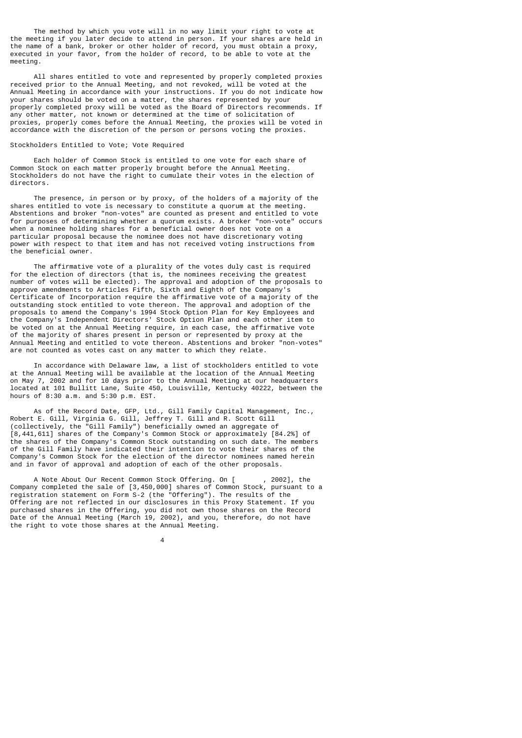The method by which you vote will in no way limit your right to vote at the meeting if you later decide to attend in person. If your shares are held in the name of a bank, broker or other holder of record, you must obtain a proxy, executed in your favor, from the holder of record, to be able to vote at the meeting.

All shares entitled to vote and represented by properly completed proxies received prior to the Annual Meeting, and not revoked, will be voted at the Annual Meeting in accordance with your instructions. If you do not indicate how your shares should be voted on a matter, the shares represented by your properly completed proxy will be voted as the Board of Directors recommends. If any other matter, not known or determined at the time of solicitation of proxies, properly comes before the Annual Meeting, the proxies will be voted in accordance with the discretion of the person or persons voting the proxies.

## Stockholders Entitled to Vote; Vote Required

Each holder of Common Stock is entitled to one vote for each share of Common Stock on each matter properly brought before the Annual Meeting. Stockholders do not have the right to cumulate their votes in the election of directors.

The presence, in person or by proxy, of the holders of a majority of the shares entitled to vote is necessary to constitute a quorum at the meeting. Abstentions and broker "non-votes" are counted as present and entitled to vote for purposes of determining whether a quorum exists. A broker "non-vote" occurs when a nominee holding shares for a beneficial owner does not vote on a particular proposal because the nominee does not have discretionary voting power with respect to that item and has not received voting instructions from the beneficial owner.

The affirmative vote of a plurality of the votes duly cast is required for the election of directors (that is, the nominees receiving the greatest number of votes will be elected). The approval and adoption of the proposals to approve amendments to Articles Fifth, Sixth and Eighth of the Company's Certificate of Incorporation require the affirmative vote of a majority of the outstanding stock entitled to vote thereon. The approval and adoption of the proposals to amend the Company's 1994 Stock Option Plan for Key Employees and the Company's Independent Directors' Stock Option Plan and each other item to be voted on at the Annual Meeting require, in each case, the affirmative vote of the majority of shares present in person or represented by proxy at the Annual Meeting and entitled to vote thereon. Abstentions and broker "non-votes" are not counted as votes cast on any matter to which they relate.

In accordance with Delaware law, a list of stockholders entitled to vote at the Annual Meeting will be available at the location of the Annual Meeting on May 7, 2002 and for 10 days prior to the Annual Meeting at our headquarters located at 101 Bullitt Lane, Suite 450, Louisville, Kentucky 40222, between the hours of 8:30 a.m. and 5:30 p.m. EST.

As of the Record Date, GFP, Ltd., Gill Family Capital Management, Inc., Robert E. Gill, Virginia G. Gill, Jeffrey T. Gill and R. Scott Gill (collectively, the "Gill Family") beneficially owned an aggregate of [8,441,611] shares of the Company's Common Stock or approximately [84.2%] of the shares of the Company's Common Stock outstanding on such date. The members of the Gill Family have indicated their intention to vote their shares of the Company's Common Stock for the election of the director nominees named herein and in favor of approval and adoption of each of the other proposals.

A Note About Our Recent Common Stock Offering. On [ , 2002], the Company completed the sale of [3,450,000] shares of Common Stock, pursuant to a registration statement on Form S-2 (the "Offering"). The results of the Offering are not reflected in our disclosures in this Proxy Statement. If you purchased shares in the Offering, you did not own those shares on the Record Date of the Annual Meeting (March 19, 2002), and you, therefore, do not have the right to vote those shares at the Annual Meeting.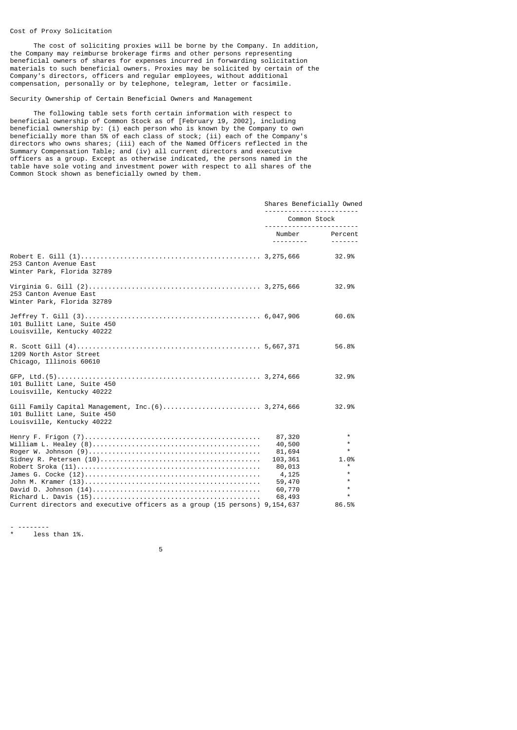## Cost of Proxy Solicitation

The cost of soliciting proxies will be borne by the Company. In addition, the Company may reimburse brokerage firms and other persons representing beneficial owners of shares for expenses incurred in forwarding solicitation materials to such beneficial owners. Proxies may be solicited by certain of the Company's directors, officers and regular employees, without additional compensation, personally or by telephone, telegram, letter or facsimile.

## Security Ownership of Certain Beneficial Owners and Management

The following table sets forth certain information with respect to beneficial ownership of Common Stock as of [February 19, 2002], including beneficial ownership by: (i) each person who is known by the Company to own beneficially more than 5% of each class of stock; (ii) each of the Company's directors who owns shares; (iii) each of the Named Officers reflected in the Summary Compensation Table; and (iv) all current directors and executive officers as a group. Except as otherwise indicated, the persons named in the table have sole voting and investment power with respect to all shares of the Common Stock shown as beneficially owned by them.

| | Shares Beneficially Owned | |
|---|---|---|
| | Common Stock | |
| | Number | Percent |
| Robert E. Gill (1)<br>253 Canton Avenue East<br>Winter Park, Florida 32789 | 3,275,666 | 32.9% |
| Virginia G. Gill (2)<br>253 Canton Avenue East<br>Winter Park, Florida 32789 | 3,275,666 | 32.9% |
| Jeffrey T. Gill (3)<br>101 Bullitt Lane, Suite 450<br>Louisville, Kentucky 40222 | 6,047,906 | 60.6% |
| R. Scott Gill (4)<br>1209 North Astor Street<br>Chicago, Illinois 60610 | 5,667,371 | 56.8% |
| GFP, Ltd.(5)<br>101 Bullitt Lane, Suite 450<br>Louisville, Kentucky 40222 | 3,274,666 | 32.9% |
| Gill Family Capital Management, Inc.(6)<br>101 Bullitt Lane, Suite 450<br>Louisville, Kentucky 40222 | 3,274,666 | 32.9% |
| Henry F. Frigon (7) | 87,320 | * |
| William L. Healey (8) | 40,500 | * |
| Roger W. Johnson (9) | 81,694 | * |
| Sidney R. Petersen (10) | 103,361 | 1.0% |
| Robert Sroka (11) | 80,013 | * |
| James G. Cocke (12) | 4,125 | * |
| John M. Kramer (13) | 59,470 | * |
| David D. Johnson (14) | 60,770 | * |
| Richard L. Davis (15) | 68,493 | * |
| Current directors and executive officers as a group (15 persons) | 9,154,637 | 86.5% |

\* less than 1%.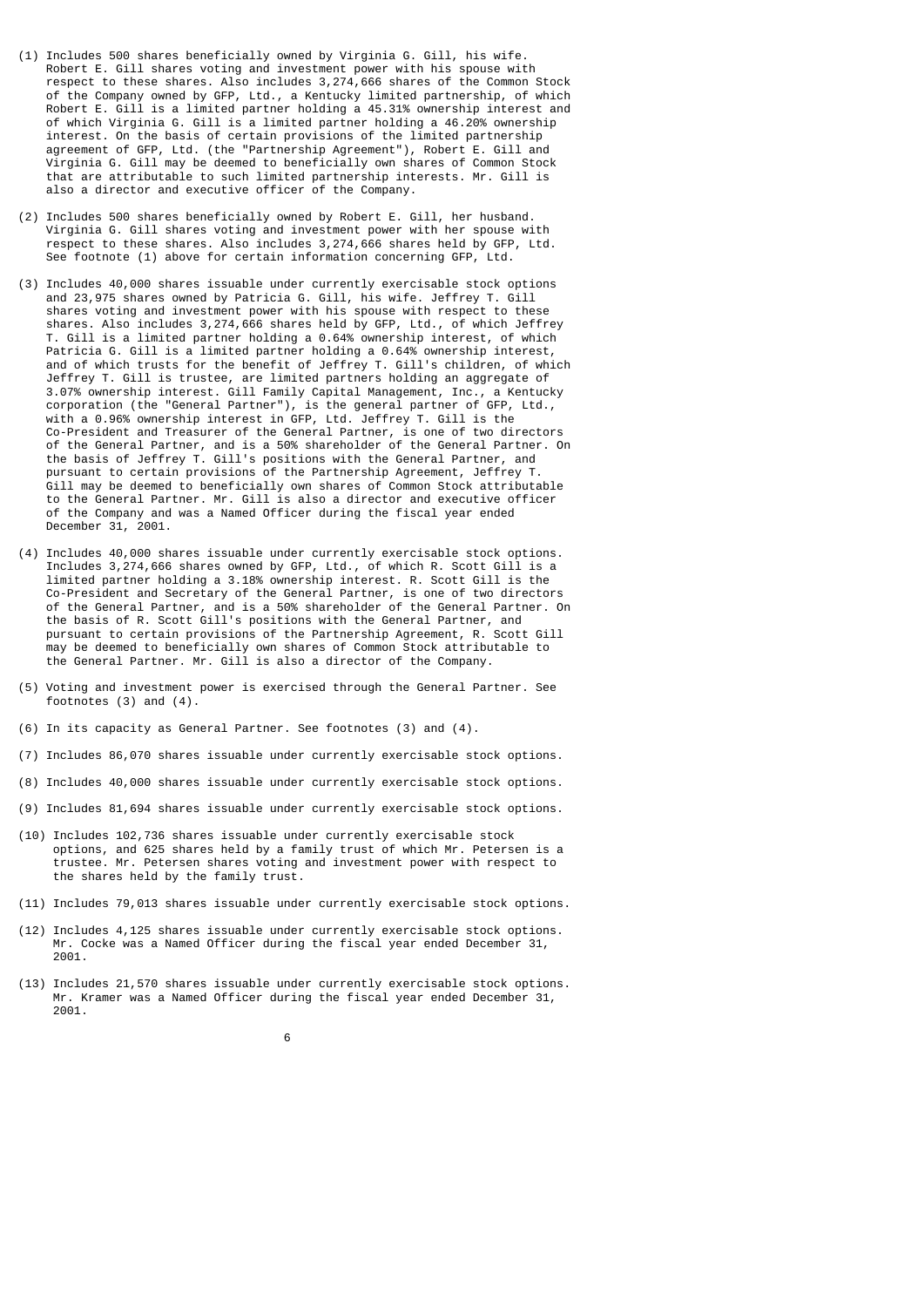(1) Includes 500 shares beneficially owned by Virginia G. Gill, his wife. Robert E. Gill shares voting and investment power with his spouse with respect to these shares. Also includes 3,274,666 shares of the Common Stock of the Company owned by GFP, Ltd., a Kentucky limited partnership, of which Robert E. Gill is a limited partner holding a 45.31% ownership interest and of which Virginia G. Gill is a limited partner holding a 46.20% ownership interest. On the basis of certain provisions of the limited partnership agreement of GFP, Ltd. (the "Partnership Agreement"), Robert E. Gill and Virginia G. Gill may be deemed to beneficially own shares of Common Stock that are attributable to such limited partnership interests. Mr. Gill is also a director and executive officer of the Company.

(2) Includes 500 shares beneficially owned by Robert E. Gill, her husband. Virginia G. Gill shares voting and investment power with her spouse with respect to these shares. Also includes 3,274,666 shares held by GFP, Ltd. See footnote (1) above for certain information concerning GFP, Ltd.

(3) Includes 40,000 shares issuable under currently exercisable stock options and 23,975 shares owned by Patricia G. Gill, his wife. Jeffrey T. Gill shares voting and investment power with his spouse with respect to these shares. Also includes 3,274,666 shares held by GFP, Ltd., of which Jeffrey T. Gill is a limited partner holding a 0.64% ownership interest, of which Patricia G. Gill is a limited partner holding a 0.64% ownership interest, and of which trusts for the benefit of Jeffrey T. Gill's children, of which Jeffrey T. Gill is trustee, are limited partners holding an aggregate of 3.07% ownership interest. Gill Family Capital Management, Inc., a Kentucky corporation (the "General Partner"), is the general partner of GFP, Ltd., with a 0.96% ownership interest in GFP, Ltd. Jeffrey T. Gill is the Co-President and Treasurer of the General Partner, is one of two directors of the General Partner, and is a 50% shareholder of the General Partner. On the basis of Jeffrey T. Gill's positions with the General Partner, and pursuant to certain provisions of the Partnership Agreement, Jeffrey T. Gill may be deemed to beneficially own shares of Common Stock attributable to the General Partner. Mr. Gill is also a director and executive officer of the Company and was a Named Officer during the fiscal year ended December 31, 2001.

(4) Includes 40,000 shares issuable under currently exercisable stock options. Includes 3,274,666 shares owned by GFP, Ltd., of which R. Scott Gill is a limited partner holding a 3.18% ownership interest. R. Scott Gill is the Co-President and Secretary of the General Partner, is one of two directors of the General Partner, and is a 50% shareholder of the General Partner. On the basis of R. Scott Gill's positions with the General Partner, and pursuant to certain provisions of the Partnership Agreement, R. Scott Gill may be deemed to beneficially own shares of Common Stock attributable to the General Partner. Mr. Gill is also a director of the Company.

(5) Voting and investment power is exercised through the General Partner. See footnotes (3) and (4).

(6) In its capacity as General Partner. See footnotes (3) and (4).

(7) Includes 86,070 shares issuable under currently exercisable stock options.

(8) Includes 40,000 shares issuable under currently exercisable stock options.

(9) Includes 81,694 shares issuable under currently exercisable stock options.

(10) Includes 102,736 shares issuable under currently exercisable stock options, and 625 shares held by a family trust of which Mr. Petersen is a trustee. Mr. Petersen shares voting and investment power with respect to the shares held by the family trust.

(11) Includes 79,013 shares issuable under currently exercisable stock options.

(12) Includes 4,125 shares issuable under currently exercisable stock options. Mr. Cocke was a Named Officer during the fiscal year ended December 31, 2001.

(13) Includes 21,570 shares issuable under currently exercisable stock options. Mr. Kramer was a Named Officer during the fiscal year ended December 31, 2001.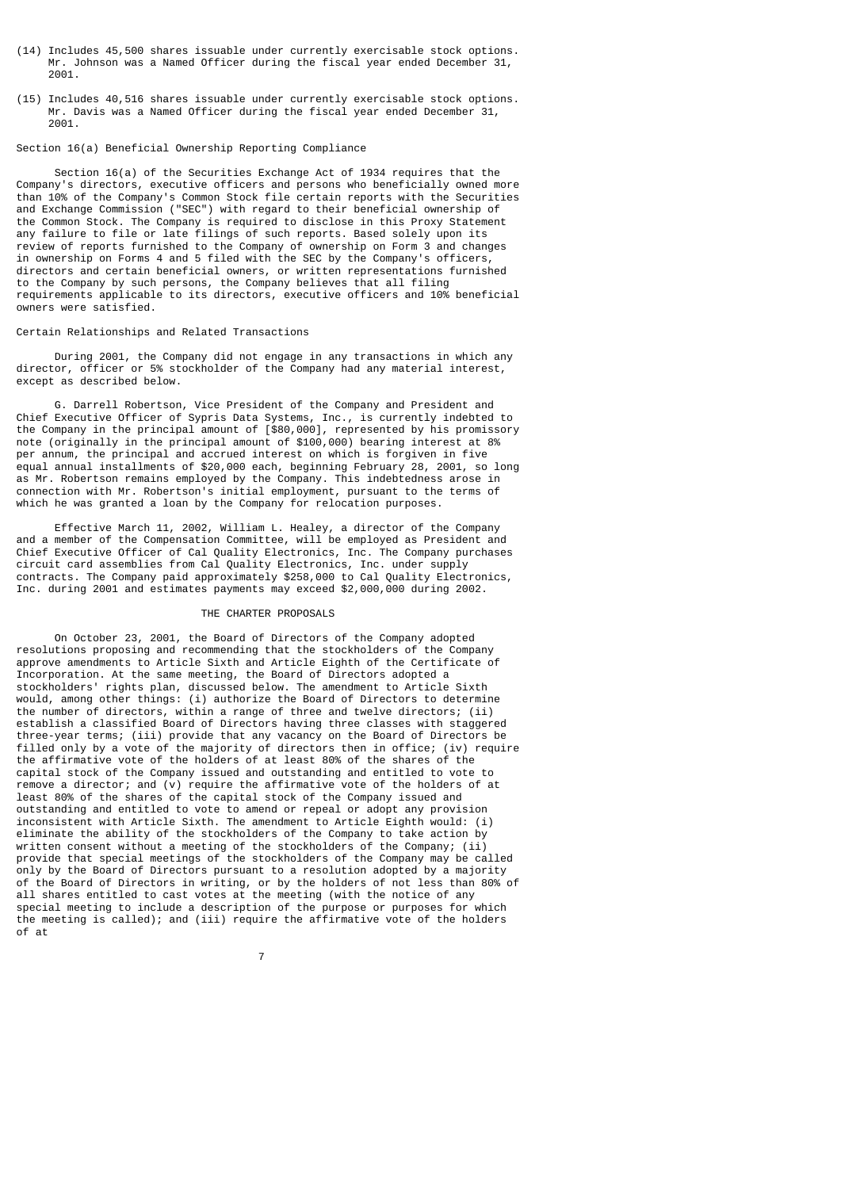(14) Includes 45,500 shares issuable under currently exercisable stock options. Mr. Johnson was a Named Officer during the fiscal year ended December 31, 2001.

(15) Includes 40,516 shares issuable under currently exercisable stock options. Mr. Davis was a Named Officer during the fiscal year ended December 31, 2001.

Section 16(a) Beneficial Ownership Reporting Compliance

Section 16(a) of the Securities Exchange Act of 1934 requires that the Company's directors, executive officers and persons who beneficially owned more than 10% of the Company's Common Stock file certain reports with the Securities and Exchange Commission ("SEC") with regard to their beneficial ownership of the Common Stock. The Company is required to disclose in this Proxy Statement any failure to file or late filings of such reports. Based solely upon its review of reports furnished to the Company of ownership on Form 3 and changes in ownership on Forms 4 and 5 filed with the SEC by the Company's officers, directors and certain beneficial owners, or written representations furnished to the Company by such persons, the Company believes that all filing requirements applicable to its directors, executive officers and 10% beneficial owners were satisfied.

Certain Relationships and Related Transactions

During 2001, the Company did not engage in any transactions in which any director, officer or 5% stockholder of the Company had any material interest, except as described below.

G. Darrell Robertson, Vice President of the Company and President and Chief Executive Officer of Sypris Data Systems, Inc., is currently indebted to the Company in the principal amount of [$80,000], represented by his promissory note (originally in the principal amount of $100,000) bearing interest at 8% per annum, the principal and accrued interest on which is forgiven in five equal annual installments of $20,000 each, beginning February 28, 2001, so long as Mr. Robertson remains employed by the Company. This indebtedness arose in connection with Mr. Robertson's initial employment, pursuant to the terms of which he was granted a loan by the Company for relocation purposes.

Effective March 11, 2002, William L. Healey, a director of the Company and a member of the Compensation Committee, will be employed as President and Chief Executive Officer of Cal Quality Electronics, Inc. The Company purchases circuit card assemblies from Cal Quality Electronics, Inc. under supply contracts. The Company paid approximately $258,000 to Cal Quality Electronics, Inc. during 2001 and estimates payments may exceed $2,000,000 during 2002.

## THE CHARTER PROPOSALS

On October 23, 2001, the Board of Directors of the Company adopted resolutions proposing and recommending that the stockholders of the Company approve amendments to Article Sixth and Article Eighth of the Certificate of Incorporation. At the same meeting, the Board of Directors adopted a stockholders' rights plan, discussed below. The amendment to Article Sixth would, among other things: (i) authorize the Board of Directors to determine the number of directors, within a range of three and twelve directors; (ii) establish a classified Board of Directors having three classes with staggered three-year terms; (iii) provide that any vacancy on the Board of Directors be filled only by a vote of the majority of directors then in office; (iv) require the affirmative vote of the holders of at least 80% of the shares of the capital stock of the Company issued and outstanding and entitled to vote to remove a director; and (v) require the affirmative vote of the holders of at least 80% of the shares of the capital stock of the Company issued and outstanding and entitled to vote to amend or repeal or adopt any provision inconsistent with Article Sixth. The amendment to Article Eighth would: (i) eliminate the ability of the stockholders of the Company to take action by written consent without a meeting of the stockholders of the Company; (ii) provide that special meetings of the stockholders of the Company may be called only by the Board of Directors pursuant to a resolution adopted by a majority of the Board of Directors in writing, or by the holders of not less than 80% of all shares entitled to cast votes at the meeting (with the notice of any special meeting to include a description of the purpose or purposes for which the meeting is called); and (iii) require the affirmative vote of the holders of at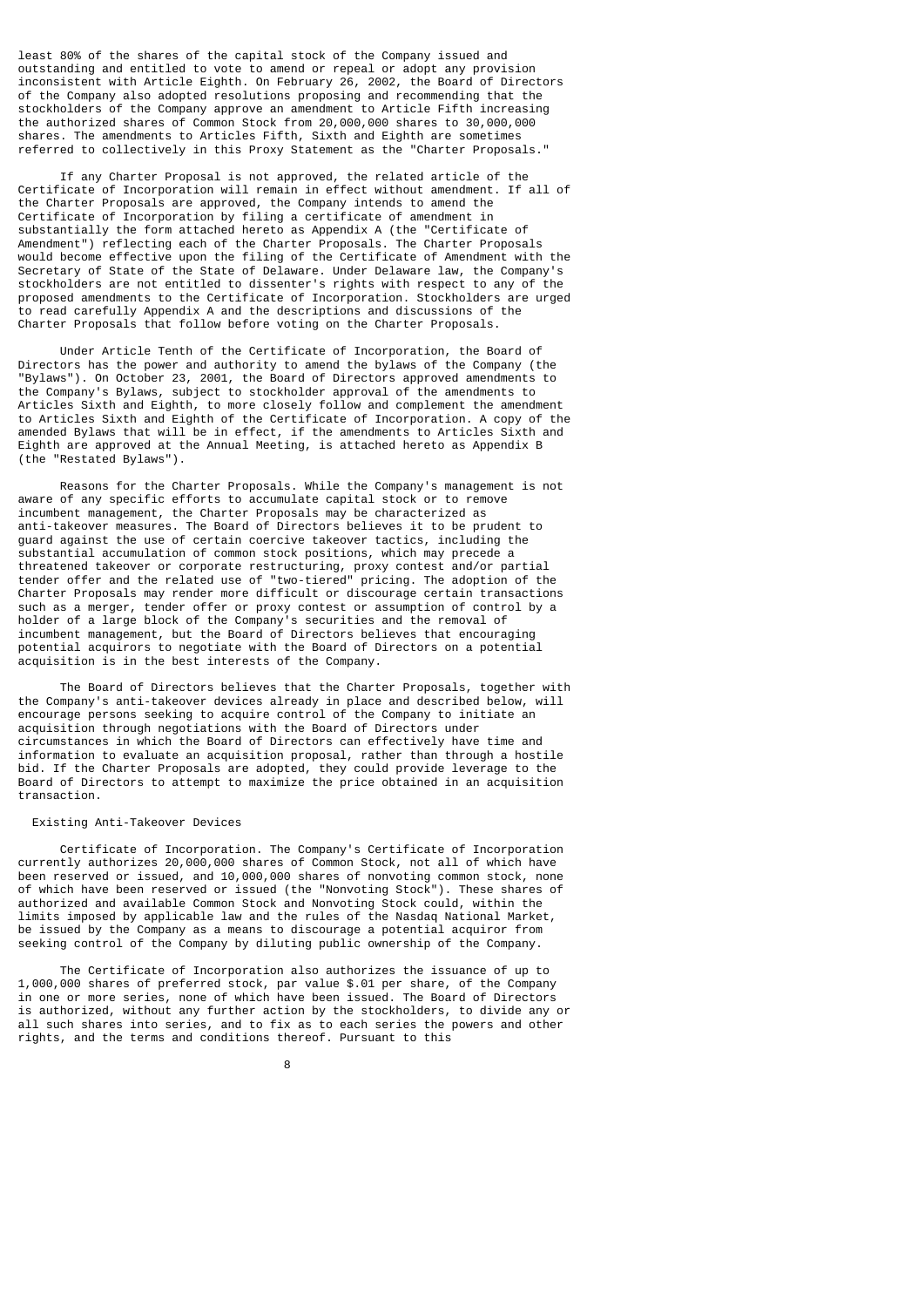least 80% of the shares of the capital stock of the Company issued and outstanding and entitled to vote to amend or repeal or adopt any provision inconsistent with Article Eighth. On February 26, 2002, the Board of Directors of the Company also adopted resolutions proposing and recommending that the stockholders of the Company approve an amendment to Article Fifth increasing the authorized shares of Common Stock from 20,000,000 shares to 30,000,000 shares. The amendments to Articles Fifth, Sixth and Eighth are sometimes referred to collectively in this Proxy Statement as the "Charter Proposals."

If any Charter Proposal is not approved, the related article of the Certificate of Incorporation will remain in effect without amendment. If all of the Charter Proposals are approved, the Company intends to amend the Certificate of Incorporation by filing a certificate of amendment in substantially the form attached hereto as Appendix A (the "Certificate of Amendment") reflecting each of the Charter Proposals. The Charter Proposals would become effective upon the filing of the Certificate of Amendment with the Secretary of State of the State of Delaware. Under Delaware law, the Company's stockholders are not entitled to dissenter's rights with respect to any of the proposed amendments to the Certificate of Incorporation. Stockholders are urged to read carefully Appendix A and the descriptions and discussions of the Charter Proposals that follow before voting on the Charter Proposals.

Under Article Tenth of the Certificate of Incorporation, the Board of Directors has the power and authority to amend the bylaws of the Company (the "Bylaws"). On October 23, 2001, the Board of Directors approved amendments to the Company's Bylaws, subject to stockholder approval of the amendments to Articles Sixth and Eighth, to more closely follow and complement the amendment to Articles Sixth and Eighth of the Certificate of Incorporation. A copy of the amended Bylaws that will be in effect, if the amendments to Articles Sixth and Eighth are approved at the Annual Meeting, is attached hereto as Appendix B (the "Restated Bylaws").

Reasons for the Charter Proposals. While the Company's management is not aware of any specific efforts to accumulate capital stock or to remove incumbent management, the Charter Proposals may be characterized as anti-takeover measures. The Board of Directors believes it to be prudent to guard against the use of certain coercive takeover tactics, including the substantial accumulation of common stock positions, which may precede a threatened takeover or corporate restructuring, proxy contest and/or partial tender offer and the related use of "two-tiered" pricing. The adoption of the Charter Proposals may render more difficult or discourage certain transactions such as a merger, tender offer or proxy contest or assumption of control by a holder of a large block of the Company's securities and the removal of incumbent management, but the Board of Directors believes that encouraging potential acquirors to negotiate with the Board of Directors on a potential acquisition is in the best interests of the Company.

The Board of Directors believes that the Charter Proposals, together with the Company's anti-takeover devices already in place and described below, will encourage persons seeking to acquire control of the Company to initiate an acquisition through negotiations with the Board of Directors under circumstances in which the Board of Directors can effectively have time and information to evaluate an acquisition proposal, rather than through a hostile bid. If the Charter Proposals are adopted, they could provide leverage to the Board of Directors to attempt to maximize the price obtained in an acquisition transaction.

## Existing Anti-Takeover Devices

Certificate of Incorporation. The Company's Certificate of Incorporation currently authorizes 20,000,000 shares of Common Stock, not all of which have been reserved or issued, and 10,000,000 shares of nonvoting common stock, none of which have been reserved or issued (the "Nonvoting Stock"). These shares of authorized and available Common Stock and Nonvoting Stock could, within the limits imposed by applicable law and the rules of the Nasdaq National Market, be issued by the Company as a means to discourage a potential acquiror from seeking control of the Company by diluting public ownership of the Company.

The Certificate of Incorporation also authorizes the issuance of up to 1,000,000 shares of preferred stock, par value $.01 per share, of the Company in one or more series, none of which have been issued. The Board of Directors is authorized, without any further action by the stockholders, to divide any or all such shares into series, and to fix as to each series the powers and other rights, and the terms and conditions thereof. Pursuant to this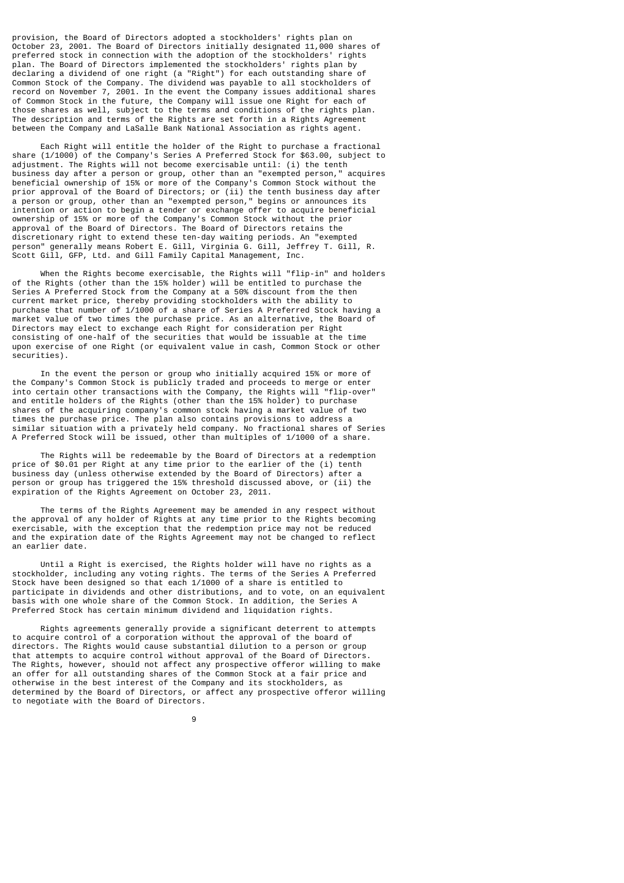provision, the Board of Directors adopted a stockholders' rights plan on October 23, 2001. The Board of Directors initially designated 11,000 shares of preferred stock in connection with the adoption of the stockholders' rights plan. The Board of Directors implemented the stockholders' rights plan by declaring a dividend of one right (a "Right") for each outstanding share of Common Stock of the Company. The dividend was payable to all stockholders of record on November 7, 2001. In the event the Company issues additional shares of Common Stock in the future, the Company will issue one Right for each of those shares as well, subject to the terms and conditions of the rights plan. The description and terms of the Rights are set forth in a Rights Agreement between the Company and LaSalle Bank National Association as rights agent.

Each Right will entitle the holder of the Right to purchase a fractional share (1/1000) of the Company's Series A Preferred Stock for $63.00, subject to adjustment. The Rights will not become exercisable until: (i) the tenth business day after a person or group, other than an "exempted person," acquires beneficial ownership of 15% or more of the Company's Common Stock without the prior approval of the Board of Directors; or (ii) the tenth business day after a person or group, other than an "exempted person," begins or announces its intention or action to begin a tender or exchange offer to acquire beneficial ownership of 15% or more of the Company's Common Stock without the prior approval of the Board of Directors. The Board of Directors retains the discretionary right to extend these ten-day waiting periods. An "exempted person" generally means Robert E. Gill, Virginia G. Gill, Jeffrey T. Gill, R. Scott Gill, GFP, Ltd. and Gill Family Capital Management, Inc.

When the Rights become exercisable, the Rights will "flip-in" and holders of the Rights (other than the 15% holder) will be entitled to purchase the Series A Preferred Stock from the Company at a 50% discount from the then current market price, thereby providing stockholders with the ability to purchase that number of 1/1000 of a share of Series A Preferred Stock having a market value of two times the purchase price. As an alternative, the Board of Directors may elect to exchange each Right for consideration per Right consisting of one-half of the securities that would be issuable at the time upon exercise of one Right (or equivalent value in cash, Common Stock or other securities).

In the event the person or group who initially acquired 15% or more of the Company's Common Stock is publicly traded and proceeds to merge or enter into certain other transactions with the Company, the Rights will "flip-over" and entitle holders of the Rights (other than the 15% holder) to purchase shares of the acquiring company's common stock having a market value of two times the purchase price. The plan also contains provisions to address a similar situation with a privately held company. No fractional shares of Series A Preferred Stock will be issued, other than multiples of 1/1000 of a share.

The Rights will be redeemable by the Board of Directors at a redemption price of $0.01 per Right at any time prior to the earlier of the (i) tenth business day (unless otherwise extended by the Board of Directors) after a person or group has triggered the 15% threshold discussed above, or (ii) the expiration of the Rights Agreement on October 23, 2011.

The terms of the Rights Agreement may be amended in any respect without the approval of any holder of Rights at any time prior to the Rights becoming exercisable, with the exception that the redemption price may not be reduced and the expiration date of the Rights Agreement may not be changed to reflect an earlier date.

Until a Right is exercised, the Rights holder will have no rights as a stockholder, including any voting rights. The terms of the Series A Preferred Stock have been designed so that each 1/1000 of a share is entitled to participate in dividends and other distributions, and to vote, on an equivalent basis with one whole share of the Common Stock. In addition, the Series A Preferred Stock has certain minimum dividend and liquidation rights.

Rights agreements generally provide a significant deterrent to attempts to acquire control of a corporation without the approval of the board of directors. The Rights would cause substantial dilution to a person or group that attempts to acquire control without approval of the Board of Directors. The Rights, however, should not affect any prospective offeror willing to make an offer for all outstanding shares of the Common Stock at a fair price and otherwise in the best interest of the Company and its stockholders, as determined by the Board of Directors, or affect any prospective offeror willing to negotiate with the Board of Directors.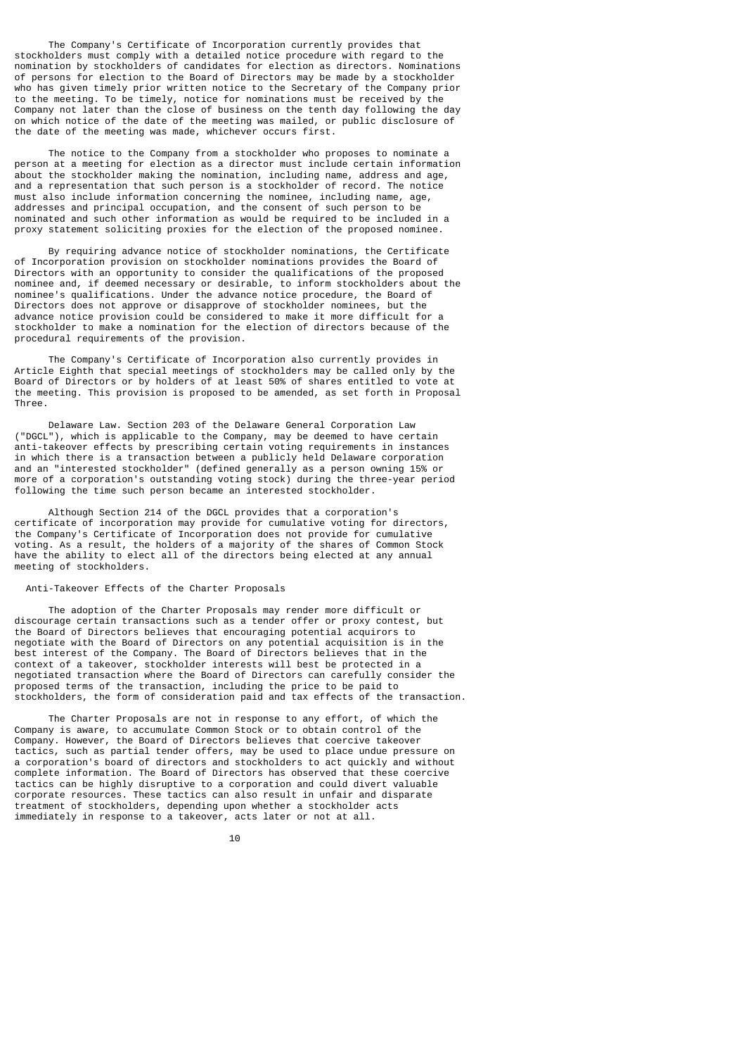The Company's Certificate of Incorporation currently provides that stockholders must comply with a detailed notice procedure with regard to the nomination by stockholders of candidates for election as directors. Nominations of persons for election to the Board of Directors may be made by a stockholder who has given timely prior written notice to the Secretary of the Company prior to the meeting. To be timely, notice for nominations must be received by the Company not later than the close of business on the tenth day following the day on which notice of the date of the meeting was mailed, or public disclosure of the date of the meeting was made, whichever occurs first.

The notice to the Company from a stockholder who proposes to nominate a person at a meeting for election as a director must include certain information about the stockholder making the nomination, including name, address and age, and a representation that such person is a stockholder of record. The notice must also include information concerning the nominee, including name, age, addresses and principal occupation, and the consent of such person to be nominated and such other information as would be required to be included in a proxy statement soliciting proxies for the election of the proposed nominee.

By requiring advance notice of stockholder nominations, the Certificate of Incorporation provision on stockholder nominations provides the Board of Directors with an opportunity to consider the qualifications of the proposed nominee and, if deemed necessary or desirable, to inform stockholders about the nominee's qualifications. Under the advance notice procedure, the Board of Directors does not approve or disapprove of stockholder nominees, but the advance notice provision could be considered to make it more difficult for a stockholder to make a nomination for the election of directors because of the procedural requirements of the provision.

The Company's Certificate of Incorporation also currently provides in Article Eighth that special meetings of stockholders may be called only by the Board of Directors or by holders of at least 50% of shares entitled to vote at the meeting. This provision is proposed to be amended, as set forth in Proposal Three.

Delaware Law. Section 203 of the Delaware General Corporation Law ("DGCL"), which is applicable to the Company, may be deemed to have certain anti-takeover effects by prescribing certain voting requirements in instances in which there is a transaction between a publicly held Delaware corporation and an "interested stockholder" (defined generally as a person owning 15% or more of a corporation's outstanding voting stock) during the three-year period following the time such person became an interested stockholder.

Although Section 214 of the DGCL provides that a corporation's certificate of incorporation may provide for cumulative voting for directors, the Company's Certificate of Incorporation does not provide for cumulative voting. As a result, the holders of a majority of the shares of Common Stock have the ability to elect all of the directors being elected at any annual meeting of stockholders.

Anti-Takeover Effects of the Charter Proposals

The adoption of the Charter Proposals may render more difficult or discourage certain transactions such as a tender offer or proxy contest, but the Board of Directors believes that encouraging potential acquirors to negotiate with the Board of Directors on any potential acquisition is in the best interest of the Company. The Board of Directors believes that in the context of a takeover, stockholder interests will best be protected in a negotiated transaction where the Board of Directors can carefully consider the proposed terms of the transaction, including the price to be paid to stockholders, the form of consideration paid and tax effects of the transaction.

The Charter Proposals are not in response to any effort, of which the Company is aware, to accumulate Common Stock or to obtain control of the Company. However, the Board of Directors believes that coercive takeover tactics, such as partial tender offers, may be used to place undue pressure on a corporation's board of directors and stockholders to act quickly and without complete information. The Board of Directors has observed that these coercive tactics can be highly disruptive to a corporation and could divert valuable corporate resources. These tactics can also result in unfair and disparate treatment of stockholders, depending upon whether a stockholder acts immediately in response to a takeover, acts later or not at all.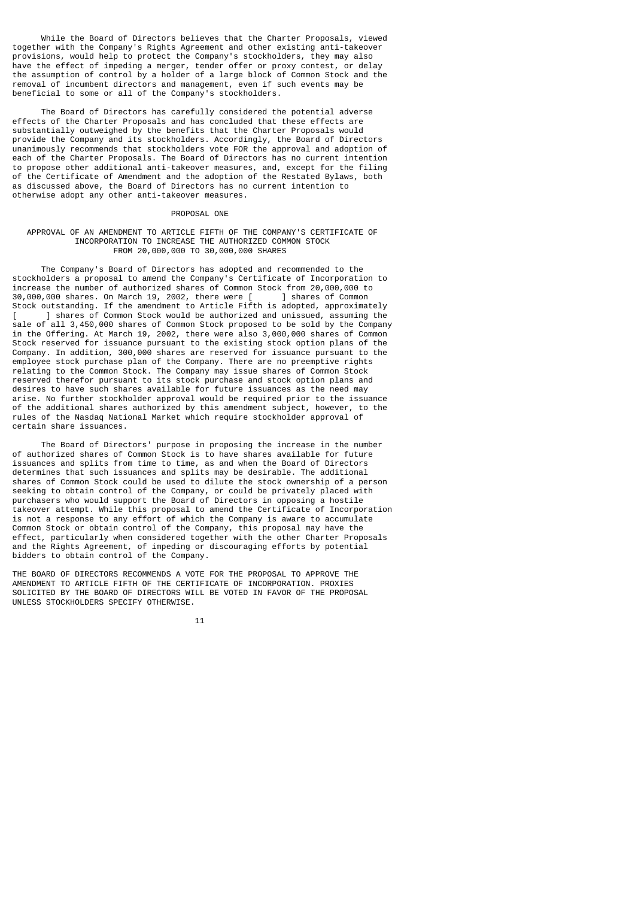While the Board of Directors believes that the Charter Proposals, viewed together with the Company's Rights Agreement and other existing anti-takeover provisions, would help to protect the Company's stockholders, they may also have the effect of impeding a merger, tender offer or proxy contest, or delay the assumption of control by a holder of a large block of Common Stock and the removal of incumbent directors and management, even if such events may be beneficial to some or all of the Company's stockholders.

The Board of Directors has carefully considered the potential adverse effects of the Charter Proposals and has concluded that these effects are substantially outweighed by the benefits that the Charter Proposals would provide the Company and its stockholders. Accordingly, the Board of Directors unanimously recommends that stockholders vote FOR the approval and adoption of each of the Charter Proposals. The Board of Directors has no current intention to propose other additional anti-takeover measures, and, except for the filing of the Certificate of Amendment and the adoption of the Restated Bylaws, both as discussed above, the Board of Directors has no current intention to otherwise adopt any other anti-takeover measures.

## PROPOSAL ONE

### APPROVAL OF AN AMENDMENT TO ARTICLE FIFTH OF THE COMPANY'S CERTIFICATE OF INCORPORATION TO INCREASE THE AUTHORIZED COMMON STOCK FROM 20,000,000 TO 30,000,000 SHARES

The Company's Board of Directors has adopted and recommended to the stockholders a proposal to amend the Company's Certificate of Incorporation to increase the number of authorized shares of Common Stock from 20,000,000 to 30,000,000 shares. On March 19, 2002, there were [ ] shares of Common Stock outstanding. If the amendment to Article Fifth is adopted, approximately [ ] shares of Common Stock would be authorized and unissued, assuming the sale of all 3,450,000 shares of Common Stock proposed to be sold by the Company in the Offering. At March 19, 2002, there were also 3,000,000 shares of Common Stock reserved for issuance pursuant to the existing stock option plans of the Company. In addition, 300,000 shares are reserved for issuance pursuant to the employee stock purchase plan of the Company. There are no preemptive rights relating to the Common Stock. The Company may issue shares of Common Stock reserved therefor pursuant to its stock purchase and stock option plans and desires to have such shares available for future issuances as the need may arise. No further stockholder approval would be required prior to the issuance of the additional shares authorized by this amendment subject, however, to the rules of the Nasdaq National Market which require stockholder approval of certain share issuances.

The Board of Directors' purpose in proposing the increase in the number of authorized shares of Common Stock is to have shares available for future issuances and splits from time to time, as and when the Board of Directors determines that such issuances and splits may be desirable. The additional shares of Common Stock could be used to dilute the stock ownership of a person seeking to obtain control of the Company, or could be privately placed with purchasers who would support the Board of Directors in opposing a hostile takeover attempt. While this proposal to amend the Certificate of Incorporation is not a response to any effort of which the Company is aware to accumulate Common Stock or obtain control of the Company, this proposal may have the effect, particularly when considered together with the other Charter Proposals and the Rights Agreement, of impeding or discouraging efforts by potential bidders to obtain control of the Company.

THE BOARD OF DIRECTORS RECOMMENDS A VOTE FOR THE PROPOSAL TO APPROVE THE AMENDMENT TO ARTICLE FIFTH OF THE CERTIFICATE OF INCORPORATION. PROXIES SOLICITED BY THE BOARD OF DIRECTORS WILL BE VOTED IN FAVOR OF THE PROPOSAL UNLESS STOCKHOLDERS SPECIFY OTHERWISE.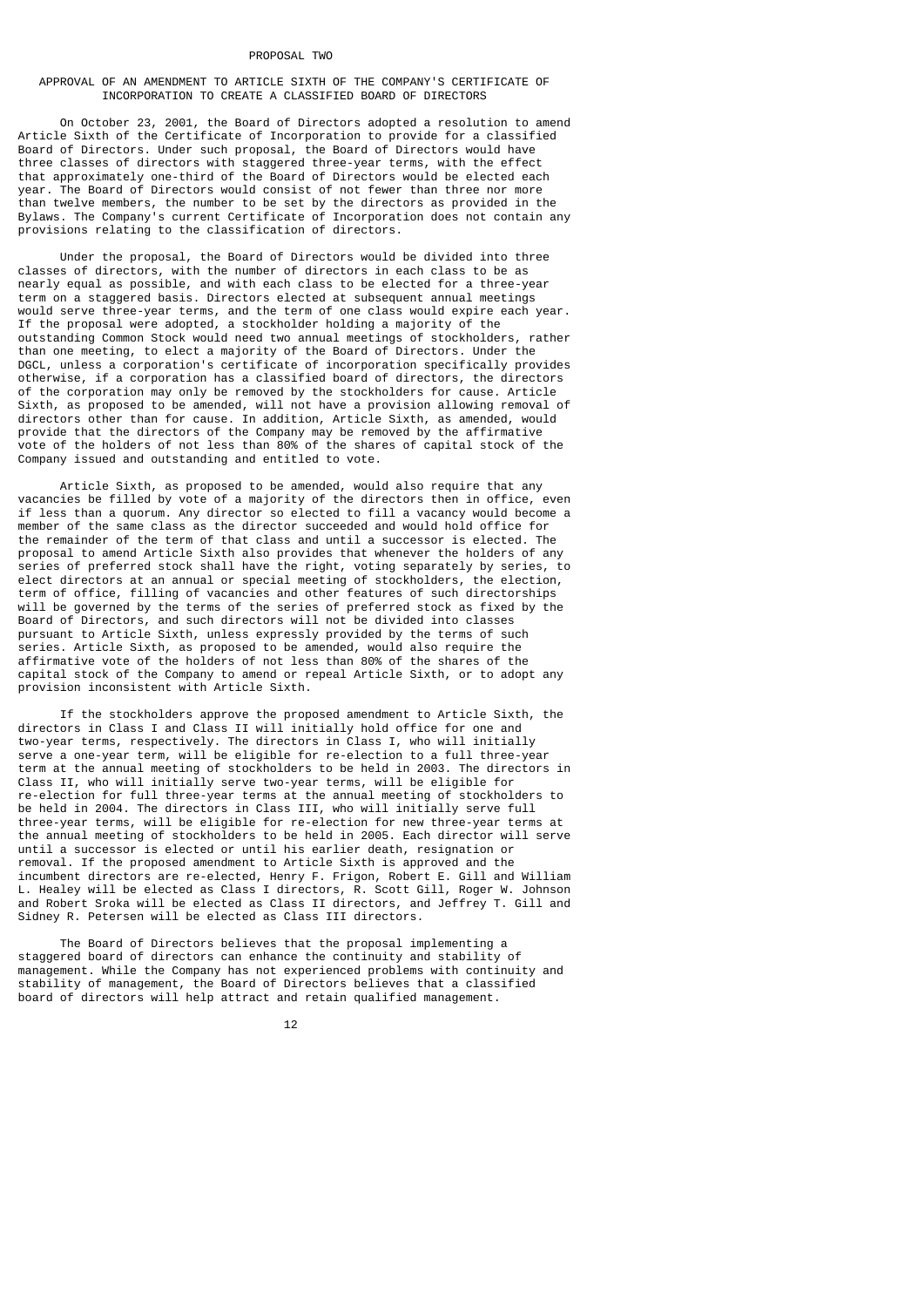## PROPOSAL TWO

### APPROVAL OF AN AMENDMENT TO ARTICLE SIXTH OF THE COMPANY'S CERTIFICATE OF INCORPORATION TO CREATE A CLASSIFIED BOARD OF DIRECTORS

On October 23, 2001, the Board of Directors adopted a resolution to amend Article Sixth of the Certificate of Incorporation to provide for a classified Board of Directors. Under such proposal, the Board of Directors would have three classes of directors with staggered three-year terms, with the effect that approximately one-third of the Board of Directors would be elected each year. The Board of Directors would consist of not fewer than three nor more than twelve members, the number to be set by the directors as provided in the Bylaws. The Company's current Certificate of Incorporation does not contain any provisions relating to the classification of directors.

Under the proposal, the Board of Directors would be divided into three classes of directors, with the number of directors in each class to be as nearly equal as possible, and with each class to be elected for a three-year term on a staggered basis. Directors elected at subsequent annual meetings would serve three-year terms, and the term of one class would expire each year. If the proposal were adopted, a stockholder holding a majority of the outstanding Common Stock would need two annual meetings of stockholders, rather than one meeting, to elect a majority of the Board of Directors. Under the DGCL, unless a corporation's certificate of incorporation specifically provides otherwise, if a corporation has a classified board of directors, the directors of the corporation may only be removed by the stockholders for cause. Article Sixth, as proposed to be amended, will not have a provision allowing removal of directors other than for cause. In addition, Article Sixth, as amended, would provide that the directors of the Company may be removed by the affirmative vote of the holders of not less than 80% of the shares of capital stock of the Company issued and outstanding and entitled to vote.

Article Sixth, as proposed to be amended, would also require that any vacancies be filled by vote of a majority of the directors then in office, even if less than a quorum. Any director so elected to fill a vacancy would become a member of the same class as the director succeeded and would hold office for the remainder of the term of that class and until a successor is elected. The proposal to amend Article Sixth also provides that whenever the holders of any series of preferred stock shall have the right, voting separately by series, to elect directors at an annual or special meeting of stockholders, the election, term of office, filling of vacancies and other features of such directorships will be governed by the terms of the series of preferred stock as fixed by the Board of Directors, and such directors will not be divided into classes pursuant to Article Sixth, unless expressly provided by the terms of such series. Article Sixth, as proposed to be amended, would also require the affirmative vote of the holders of not less than 80% of the shares of the capital stock of the Company to amend or repeal Article Sixth, or to adopt any provision inconsistent with Article Sixth.

If the stockholders approve the proposed amendment to Article Sixth, the directors in Class I and Class II will initially hold office for one and two-year terms, respectively. The directors in Class I, who will initially serve a one-year term, will be eligible for re-election to a full three-year term at the annual meeting of stockholders to be held in 2003. The directors in Class II, who will initially serve two-year terms, will be eligible for re-election for full three-year terms at the annual meeting of stockholders to be held in 2004. The directors in Class III, who will initially serve full three-year terms, will be eligible for re-election for new three-year terms at the annual meeting of stockholders to be held in 2005. Each director will serve until a successor is elected or until his earlier death, resignation or removal. If the proposed amendment to Article Sixth is approved and the incumbent directors are re-elected, Henry F. Frigon, Robert E. Gill and William L. Healey will be elected as Class I directors, R. Scott Gill, Roger W. Johnson and Robert Sroka will be elected as Class II directors, and Jeffrey T. Gill and Sidney R. Petersen will be elected as Class III directors.

The Board of Directors believes that the proposal implementing a staggered board of directors can enhance the continuity and stability of management. While the Company has not experienced problems with continuity and stability of management, the Board of Directors believes that a classified board of directors will help attract and retain qualified management.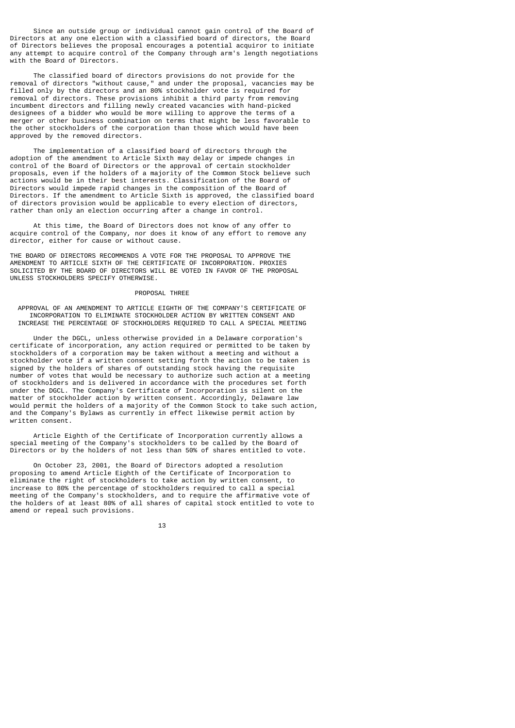Since an outside group or individual cannot gain control of the Board of Directors at any one election with a classified board of directors, the Board of Directors believes the proposal encourages a potential acquiror to initiate any attempt to acquire control of the Company through arm's length negotiations with the Board of Directors.

The classified board of directors provisions do not provide for the removal of directors "without cause," and under the proposal, vacancies may be filled only by the directors and an 80% stockholder vote is required for removal of directors. These provisions inhibit a third party from removing incumbent directors and filling newly created vacancies with hand-picked designees of a bidder who would be more willing to approve the terms of a merger or other business combination on terms that might be less favorable to the other stockholders of the corporation than those which would have been approved by the removed directors.

The implementation of a classified board of directors through the adoption of the amendment to Article Sixth may delay or impede changes in control of the Board of Directors or the approval of certain stockholder proposals, even if the holders of a majority of the Common Stock believe such actions would be in their best interests. Classification of the Board of Directors would impede rapid changes in the composition of the Board of Directors. If the amendment to Article Sixth is approved, the classified board of directors provision would be applicable to every election of directors, rather than only an election occurring after a change in control.

At this time, the Board of Directors does not know of any offer to acquire control of the Company, nor does it know of any effort to remove any director, either for cause or without cause.

THE BOARD OF DIRECTORS RECOMMENDS A VOTE FOR THE PROPOSAL TO APPROVE THE AMENDMENT TO ARTICLE SIXTH OF THE CERTIFICATE OF INCORPORATION. PROXIES SOLICITED BY THE BOARD OF DIRECTORS WILL BE VOTED IN FAVOR OF THE PROPOSAL UNLESS STOCKHOLDERS SPECIFY OTHERWISE.

## PROPOSAL THREE

### APPROVAL OF AN AMENDMENT TO ARTICLE EIGHTH OF THE COMPANY'S CERTIFICATE OF INCORPORATION TO ELIMINATE STOCKHOLDER ACTION BY WRITTEN CONSENT AND INCREASE THE PERCENTAGE OF STOCKHOLDERS REQUIRED TO CALL A SPECIAL MEETING

Under the DGCL, unless otherwise provided in a Delaware corporation's certificate of incorporation, any action required or permitted to be taken by stockholders of a corporation may be taken without a meeting and without a stockholder vote if a written consent setting forth the action to be taken is signed by the holders of shares of outstanding stock having the requisite number of votes that would be necessary to authorize such action at a meeting of stockholders and is delivered in accordance with the procedures set forth under the DGCL. The Company's Certificate of Incorporation is silent on the matter of stockholder action by written consent. Accordingly, Delaware law would permit the holders of a majority of the Common Stock to take such action, and the Company's Bylaws as currently in effect likewise permit action by written consent.

Article Eighth of the Certificate of Incorporation currently allows a special meeting of the Company's stockholders to be called by the Board of Directors or by the holders of not less than 50% of shares entitled to vote.

On October 23, 2001, the Board of Directors adopted a resolution proposing to amend Article Eighth of the Certificate of Incorporation to eliminate the right of stockholders to take action by written consent, to increase to 80% the percentage of stockholders required to call a special meeting of the Company's stockholders, and to require the affirmative vote of the holders of at least 80% of all shares of capital stock entitled to vote to amend or repeal such provisions.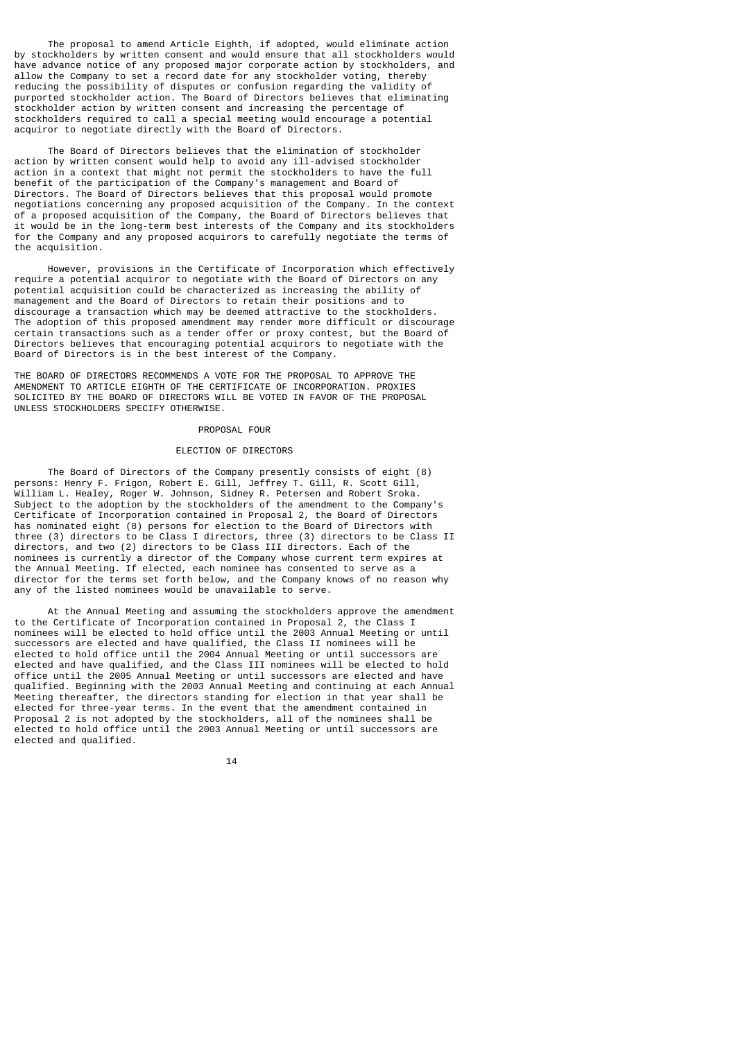The proposal to amend Article Eighth, if adopted, would eliminate action by stockholders by written consent and would ensure that all stockholders would have advance notice of any proposed major corporate action by stockholders, and allow the Company to set a record date for any stockholder voting, thereby reducing the possibility of disputes or confusion regarding the validity of purported stockholder action. The Board of Directors believes that eliminating stockholder action by written consent and increasing the percentage of stockholders required to call a special meeting would encourage a potential acquiror to negotiate directly with the Board of Directors.

The Board of Directors believes that the elimination of stockholder action by written consent would help to avoid any ill-advised stockholder action in a context that might not permit the stockholders to have the full benefit of the participation of the Company's management and Board of Directors. The Board of Directors believes that this proposal would promote negotiations concerning any proposed acquisition of the Company. In the context of a proposed acquisition of the Company, the Board of Directors believes that it would be in the long-term best interests of the Company and its stockholders for the Company and any proposed acquirors to carefully negotiate the terms of the acquisition.

However, provisions in the Certificate of Incorporation which effectively require a potential acquiror to negotiate with the Board of Directors on any potential acquisition could be characterized as increasing the ability of management and the Board of Directors to retain their positions and to discourage a transaction which may be deemed attractive to the stockholders. The adoption of this proposed amendment may render more difficult or discourage certain transactions such as a tender offer or proxy contest, but the Board of Directors believes that encouraging potential acquirors to negotiate with the Board of Directors is in the best interest of the Company.

THE BOARD OF DIRECTORS RECOMMENDS A VOTE FOR THE PROPOSAL TO APPROVE THE AMENDMENT TO ARTICLE EIGHTH OF THE CERTIFICATE OF INCORPORATION. PROXIES SOLICITED BY THE BOARD OF DIRECTORS WILL BE VOTED IN FAVOR OF THE PROPOSAL UNLESS STOCKHOLDERS SPECIFY OTHERWISE.

## PROPOSAL FOUR

## ELECTION OF DIRECTORS

The Board of Directors of the Company presently consists of eight (8) persons: Henry F. Frigon, Robert E. Gill, Jeffrey T. Gill, R. Scott Gill, William L. Healey, Roger W. Johnson, Sidney R. Petersen and Robert Sroka. Subject to the adoption by the stockholders of the amendment to the Company's Certificate of Incorporation contained in Proposal 2, the Board of Directors has nominated eight (8) persons for election to the Board of Directors with three (3) directors to be Class I directors, three (3) directors to be Class II directors, and two (2) directors to be Class III directors. Each of the nominees is currently a director of the Company whose current term expires at the Annual Meeting. If elected, each nominee has consented to serve as a director for the terms set forth below, and the Company knows of no reason why any of the listed nominees would be unavailable to serve.

At the Annual Meeting and assuming the stockholders approve the amendment to the Certificate of Incorporation contained in Proposal 2, the Class I nominees will be elected to hold office until the 2003 Annual Meeting or until successors are elected and have qualified, the Class II nominees will be elected to hold office until the 2004 Annual Meeting or until successors are elected and have qualified, and the Class III nominees will be elected to hold office until the 2005 Annual Meeting or until successors are elected and have qualified. Beginning with the 2003 Annual Meeting and continuing at each Annual Meeting thereafter, the directors standing for election in that year shall be elected for three-year terms. In the event that the amendment contained in Proposal 2 is not adopted by the stockholders, all of the nominees shall be elected to hold office until the 2003 Annual Meeting or until successors are elected and qualified.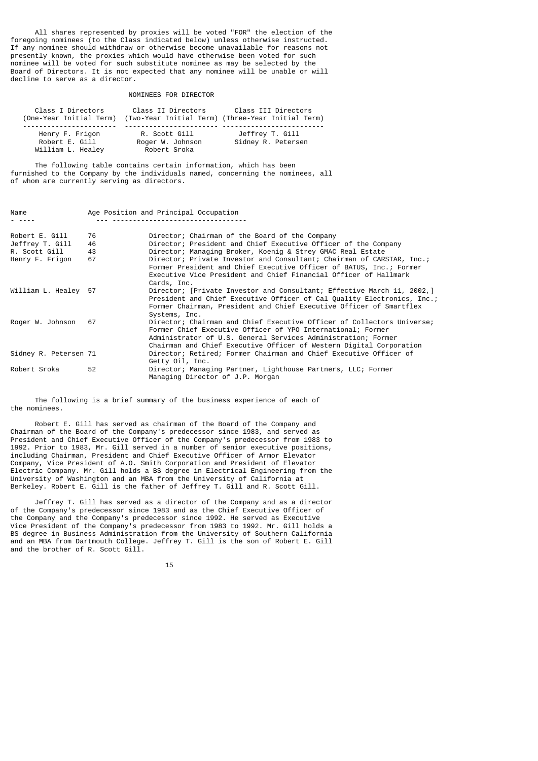All shares represented by proxies will be voted "FOR" the election of the foregoing nominees (to the Class indicated below) unless otherwise instructed. If any nominee should withdraw or otherwise become unavailable for reasons not presently known, the proxies which would have otherwise been voted for such nominee will be voted for such substitute nominee as may be selected by the Board of Directors. It is not expected that any nominee will be unable or will decline to serve as a director.

NOMINEES FOR DIRECTOR

| Class I Directors (One-Year Initial Term) | Class II Directors (Two-Year Initial Term) | Class III Directors (Three-Year Initial Term) |
|---|---|---|
| Henry F. Frigon | R. Scott Gill | Jeffrey T. Gill |
| Robert E. Gill | Roger W. Johnson | Sidney R. Petersen |
| William L. Healey | Robert Sroka | |

The following table contains certain information, which has been furnished to the Company by the individuals named, concerning the nominees, all of whom are currently serving as directors.

| Name | Age | Position and Principal Occupation |
|---|---|---|
| Robert E. Gill | 76 | Director; Chairman of the Board of the Company |
| Jeffrey T. Gill | 46 | Director; President and Chief Executive Officer of the Company |
| R. Scott Gill | 43 | Director; Managing Broker, Koenig & Strey GMAC Real Estate |
| Henry F. Frigon | 67 | Director; Private Investor and Consultant; Chairman of CARSTAR, Inc.; Former President and Chief Executive Officer of BATUS, Inc.; Former Executive Vice President and Chief Financial Officer of Hallmark Cards, Inc. |
| William L. Healey | 57 | Director; [Private Investor and Consultant; Effective March 11, 2002,] President and Chief Executive Officer of Cal Quality Electronics, Inc.; Former Chairman, President and Chief Executive Officer of Smartflex Systems, Inc. |
| Roger W. Johnson | 67 | Director; Chairman and Chief Executive Officer of Collectors Universe; Former Chief Executive Officer of YPO International; Former Administrator of U.S. General Services Administration; Former Chairman and Chief Executive Officer of Western Digital Corporation |
| Sidney R. Petersen | 71 | Director; Retired; Former Chairman and Chief Executive Officer of Getty Oil, Inc. |
| Robert Sroka | 52 | Director; Managing Partner, Lighthouse Partners, LLC; Former Managing Director of J.P. Morgan |

The following is a brief summary of the business experience of each of the nominees.

Robert E. Gill has served as chairman of the Board of the Company and Chairman of the Board of the Company's predecessor since 1983, and served as President and Chief Executive Officer of the Company's predecessor from 1983 to 1992. Prior to 1983, Mr. Gill served in a number of senior executive positions, including Chairman, President and Chief Executive Officer of Armor Elevator Company, Vice President of A.O. Smith Corporation and President of Elevator Electric Company. Mr. Gill holds a BS degree in Electrical Engineering from the University of Washington and an MBA from the University of California at Berkeley. Robert E. Gill is the father of Jeffrey T. Gill and R. Scott Gill.

Jeffrey T. Gill has served as a director of the Company and as a director of the Company's predecessor since 1983 and as the Chief Executive Officer of the Company and the Company's predecessor since 1992. He served as Executive Vice President of the Company's predecessor from 1983 to 1992. Mr. Gill holds a BS degree in Business Administration from the University of Southern California and an MBA from Dartmouth College. Jeffrey T. Gill is the son of Robert E. Gill and the brother of R. Scott Gill.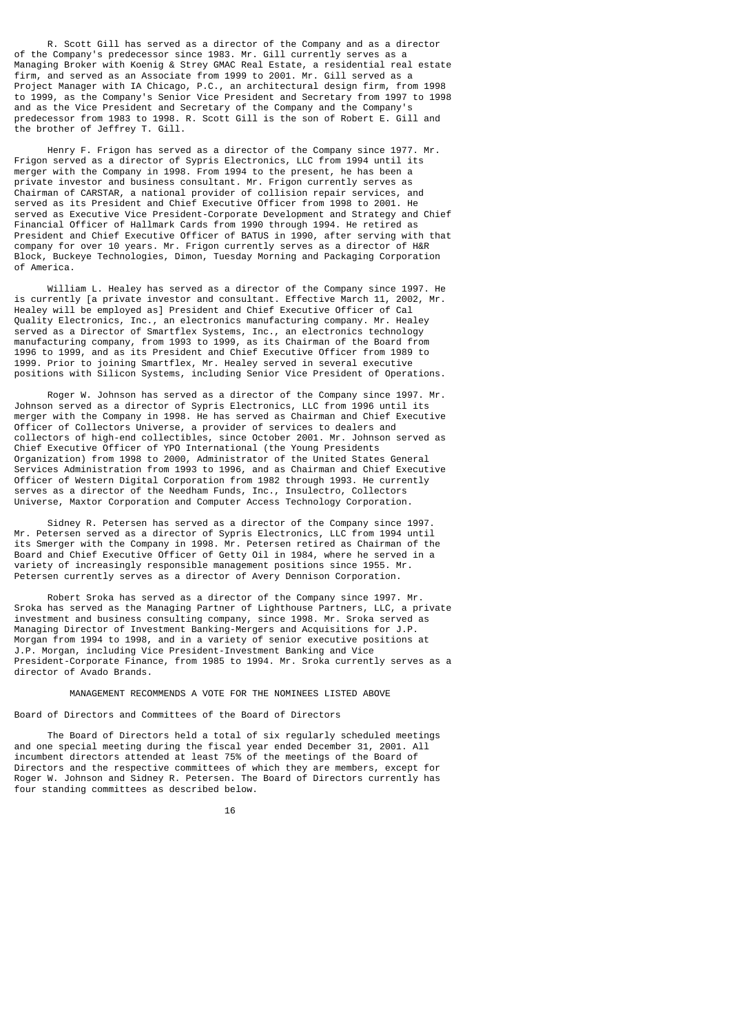R. Scott Gill has served as a director of the Company and as a director of the Company's predecessor since 1983. Mr. Gill currently serves as a Managing Broker with Koenig & Strey GMAC Real Estate, a residential real estate firm, and served as an Associate from 1999 to 2001. Mr. Gill served as a Project Manager with IA Chicago, P.C., an architectural design firm, from 1998 to 1999, as the Company's Senior Vice President and Secretary from 1997 to 1998 and as the Vice President and Secretary of the Company and the Company's predecessor from 1983 to 1998. R. Scott Gill is the son of Robert E. Gill and the brother of Jeffrey T. Gill.

Henry F. Frigon has served as a director of the Company since 1977. Mr. Frigon served as a director of Sypris Electronics, LLC from 1994 until its merger with the Company in 1998. From 1994 to the present, he has been a private investor and business consultant. Mr. Frigon currently serves as Chairman of CARSTAR, a national provider of collision repair services, and served as its President and Chief Executive Officer from 1998 to 2001. He served as Executive Vice President-Corporate Development and Strategy and Chief Financial Officer of Hallmark Cards from 1990 through 1994. He retired as President and Chief Executive Officer of BATUS in 1990, after serving with that company for over 10 years. Mr. Frigon currently serves as a director of H&R Block, Buckeye Technologies, Dimon, Tuesday Morning and Packaging Corporation of America.

William L. Healey has served as a director of the Company since 1997. He is currently [a private investor and consultant. Effective March 11, 2002, Mr. Healey will be employed as] President and Chief Executive Officer of Cal Quality Electronics, Inc., an electronics manufacturing company. Mr. Healey served as a Director of Smartflex Systems, Inc., an electronics technology manufacturing company, from 1993 to 1999, as its Chairman of the Board from 1996 to 1999, and as its President and Chief Executive Officer from 1989 to 1999. Prior to joining Smartflex, Mr. Healey served in several executive positions with Silicon Systems, including Senior Vice President of Operations.

Roger W. Johnson has served as a director of the Company since 1997. Mr. Johnson served as a director of Sypris Electronics, LLC from 1996 until its merger with the Company in 1998. He has served as Chairman and Chief Executive Officer of Collectors Universe, a provider of services to dealers and collectors of high-end collectibles, since October 2001. Mr. Johnson served as Chief Executive Officer of YPO International (the Young Presidents Organization) from 1998 to 2000, Administrator of the United States General Services Administration from 1993 to 1996, and as Chairman and Chief Executive Officer of Western Digital Corporation from 1982 through 1993. He currently serves as a director of the Needham Funds, Inc., Insulectro, Collectors Universe, Maxtor Corporation and Computer Access Technology Corporation.

Sidney R. Petersen has served as a director of the Company since 1997. Mr. Petersen served as a director of Sypris Electronics, LLC from 1994 until its Smerger with the Company in 1998. Mr. Petersen retired as Chairman of the Board and Chief Executive Officer of Getty Oil in 1984, where he served in a variety of increasingly responsible management positions since 1955. Mr. Petersen currently serves as a director of Avery Dennison Corporation.

Robert Sroka has served as a director of the Company since 1997. Mr. Sroka has served as the Managing Partner of Lighthouse Partners, LLC, a private investment and business consulting company, since 1998. Mr. Sroka served as Managing Director of Investment Banking-Mergers and Acquisitions for J.P. Morgan from 1994 to 1998, and in a variety of senior executive positions at J.P. Morgan, including Vice President-Investment Banking and Vice President-Corporate Finance, from 1985 to 1994. Mr. Sroka currently serves as a director of Avado Brands.

MANAGEMENT RECOMMENDS A VOTE FOR THE NOMINEES LISTED ABOVE

## Board of Directors and Committees of the Board of Directors

The Board of Directors held a total of six regularly scheduled meetings and one special meeting during the fiscal year ended December 31, 2001. All incumbent directors attended at least 75% of the meetings of the Board of Directors and the respective committees of which they are members, except for Roger W. Johnson and Sidney R. Petersen. The Board of Directors currently has four standing committees as described below.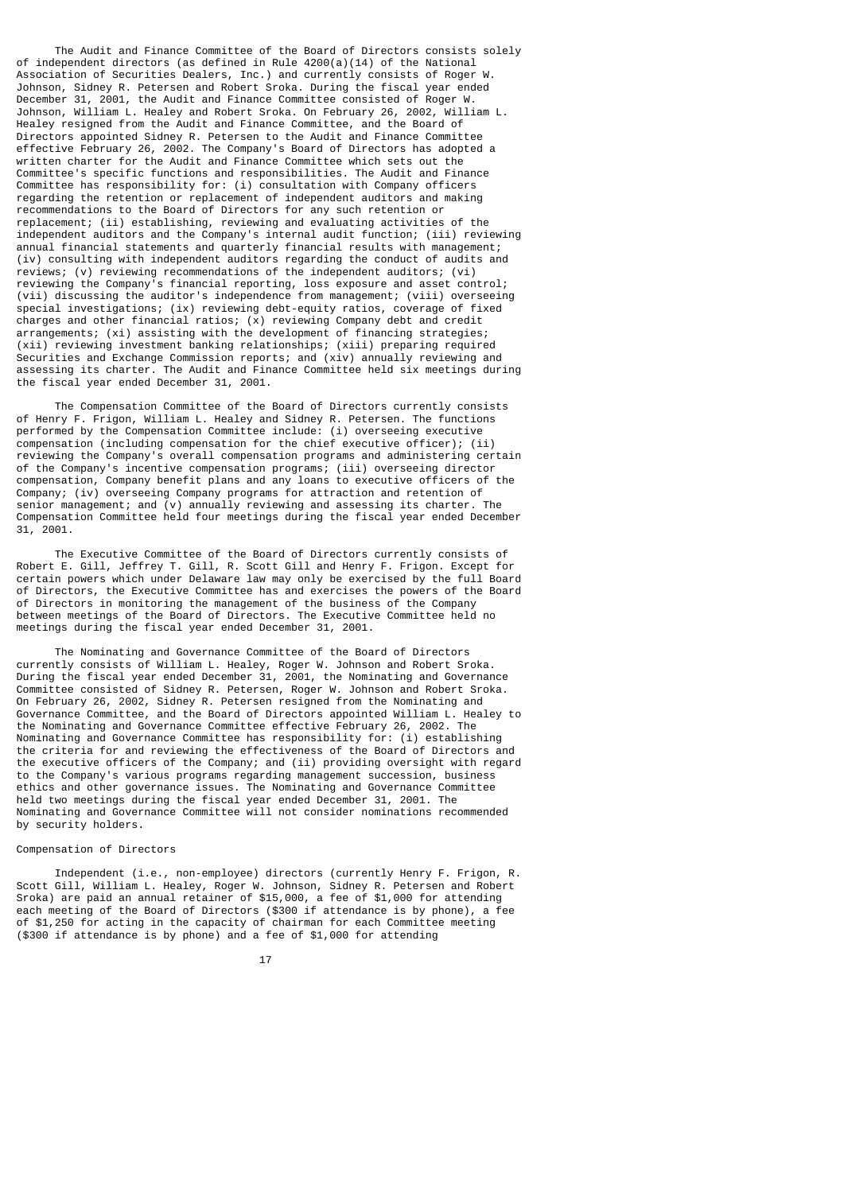The Audit and Finance Committee of the Board of Directors consists solely of independent directors (as defined in Rule 4200(a)(14) of the National Association of Securities Dealers, Inc.) and currently consists of Roger W. Johnson, Sidney R. Petersen and Robert Sroka. During the fiscal year ended December 31, 2001, the Audit and Finance Committee consisted of Roger W. Johnson, William L. Healey and Robert Sroka. On February 26, 2002, William L. Healey resigned from the Audit and Finance Committee, and the Board of Directors appointed Sidney R. Petersen to the Audit and Finance Committee effective February 26, 2002. The Company's Board of Directors has adopted a written charter for the Audit and Finance Committee which sets out the Committee's specific functions and responsibilities. The Audit and Finance Committee has responsibility for: (i) consultation with Company officers regarding the retention or replacement of independent auditors and making recommendations to the Board of Directors for any such retention or replacement; (ii) establishing, reviewing and evaluating activities of the independent auditors and the Company's internal audit function; (iii) reviewing annual financial statements and quarterly financial results with management; (iv) consulting with independent auditors regarding the conduct of audits and reviews; (v) reviewing recommendations of the independent auditors; (vi) reviewing the Company's financial reporting, loss exposure and asset control; (vii) discussing the auditor's independence from management; (viii) overseeing special investigations; (ix) reviewing debt-equity ratios, coverage of fixed charges and other financial ratios; (x) reviewing Company debt and credit arrangements; (xi) assisting with the development of financing strategies; (xii) reviewing investment banking relationships; (xiii) preparing required Securities and Exchange Commission reports; and (xiv) annually reviewing and assessing its charter. The Audit and Finance Committee held six meetings during the fiscal year ended December 31, 2001.

The Compensation Committee of the Board of Directors currently consists of Henry F. Frigon, William L. Healey and Sidney R. Petersen. The functions performed by the Compensation Committee include: (i) overseeing executive compensation (including compensation for the chief executive officer); (ii) reviewing the Company's overall compensation programs and administering certain of the Company's incentive compensation programs; (iii) overseeing director compensation, Company benefit plans and any loans to executive officers of the Company; (iv) overseeing Company programs for attraction and retention of senior management; and (v) annually reviewing and assessing its charter. The Compensation Committee held four meetings during the fiscal year ended December 31, 2001.

The Executive Committee of the Board of Directors currently consists of Robert E. Gill, Jeffrey T. Gill, R. Scott Gill and Henry F. Frigon. Except for certain powers which under Delaware law may only be exercised by the full Board of Directors, the Executive Committee has and exercises the powers of the Board of Directors in monitoring the management of the business of the Company between meetings of the Board of Directors. The Executive Committee held no meetings during the fiscal year ended December 31, 2001.

The Nominating and Governance Committee of the Board of Directors currently consists of William L. Healey, Roger W. Johnson and Robert Sroka. During the fiscal year ended December 31, 2001, the Nominating and Governance Committee consisted of Sidney R. Petersen, Roger W. Johnson and Robert Sroka. On February 26, 2002, Sidney R. Petersen resigned from the Nominating and Governance Committee, and the Board of Directors appointed William L. Healey to the Nominating and Governance Committee effective February 26, 2002. The Nominating and Governance Committee has responsibility for: (i) establishing the criteria for and reviewing the effectiveness of the Board of Directors and the executive officers of the Company; and (ii) providing oversight with regard to the Company's various programs regarding management succession, business ethics and other governance issues. The Nominating and Governance Committee held two meetings during the fiscal year ended December 31, 2001. The Nominating and Governance Committee will not consider nominations recommended by security holders.

Compensation of Directors

Independent (i.e., non-employee) directors (currently Henry F. Frigon, R. Scott Gill, William L. Healey, Roger W. Johnson, Sidney R. Petersen and Robert Sroka) are paid an annual retainer of $15,000, a fee of $1,000 for attending each meeting of the Board of Directors ($300 if attendance is by phone), a fee of $1,250 for acting in the capacity of chairman for each Committee meeting ($300 if attendance is by phone) and a fee of $1,000 for attending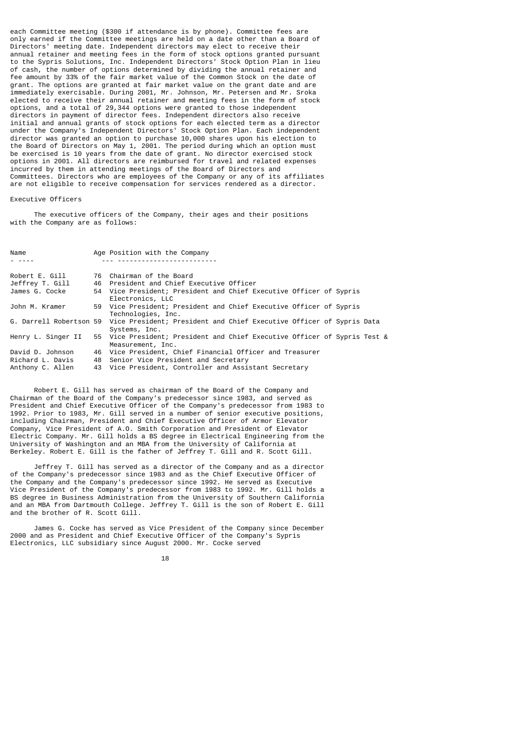each Committee meeting ($300 if attendance is by phone). Committee fees are only earned if the Committee meetings are held on a date other than a Board of Directors' meeting date. Independent directors may elect to receive their annual retainer and meeting fees in the form of stock options granted pursuant to the Sypris Solutions, Inc. Independent Directors' Stock Option Plan in lieu of cash, the number of options determined by dividing the annual retainer and fee amount by 33% of the fair market value of the Common Stock on the date of grant. The options are granted at fair market value on the grant date and are immediately exercisable. During 2001, Mr. Johnson, Mr. Petersen and Mr. Sroka elected to receive their annual retainer and meeting fees in the form of stock options, and a total of 29,344 options were granted to those independent directors in payment of director fees. Independent directors also receive initial and annual grants of stock options for each elected term as a director under the Company's Independent Directors' Stock Option Plan. Each independent director was granted an option to purchase 10,000 shares upon his election to the Board of Directors on May 1, 2001. The period during which an option must be exercised is 10 years from the date of grant. No director exercised stock options in 2001. All directors are reimbursed for travel and related expenses incurred by them in attending meetings of the Board of Directors and Committees. Directors who are employees of the Company or any of its affiliates are not eligible to receive compensation for services rendered as a director.

## Executive Officers

The executive officers of the Company, their ages and their positions with the Company are as follows:

| Name | Age | Position with the Company |
|---|---|---|
| Robert E. Gill | 76 | Chairman of the Board |
| Jeffrey T. Gill | 46 | President and Chief Executive Officer |
| James G. Cocke | 54 | Vice President; President and Chief Executive Officer of Sypris Electronics, LLC |
| John M. Kramer | 59 | Vice President; President and Chief Executive Officer of Sypris Technologies, Inc. |
| G. Darrell Robertson | 59 | Vice President; President and Chief Executive Officer of Sypris Data Systems, Inc. |
| Henry L. Singer II | 55 | Vice President; President and Chief Executive Officer of Sypris Test & Measurement, Inc. |
| David D. Johnson | 46 | Vice President, Chief Financial Officer and Treasurer |
| Richard L. Davis | 48 | Senior Vice President and Secretary |
| Anthony C. Allen | 43 | Vice President, Controller and Assistant Secretary |

Robert E. Gill has served as chairman of the Board of the Company and Chairman of the Board of the Company's predecessor since 1983, and served as President and Chief Executive Officer of the Company's predecessor from 1983 to 1992. Prior to 1983, Mr. Gill served in a number of senior executive positions, including Chairman, President and Chief Executive Officer of Armor Elevator Company, Vice President of A.O. Smith Corporation and President of Elevator Electric Company. Mr. Gill holds a BS degree in Electrical Engineering from the University of Washington and an MBA from the University of California at Berkeley. Robert E. Gill is the father of Jeffrey T. Gill and R. Scott Gill.

Jeffrey T. Gill has served as a director of the Company and as a director of the Company's predecessor since 1983 and as the Chief Executive Officer of the Company and the Company's predecessor since 1992. He served as Executive Vice President of the Company's predecessor from 1983 to 1992. Mr. Gill holds a BS degree in Business Administration from the University of Southern California and an MBA from Dartmouth College. Jeffrey T. Gill is the son of Robert E. Gill and the brother of R. Scott Gill.

James G. Cocke has served as Vice President of the Company since December 2000 and as President and Chief Executive Officer of the Company's Sypris Electronics, LLC subsidiary since August 2000. Mr. Cocke served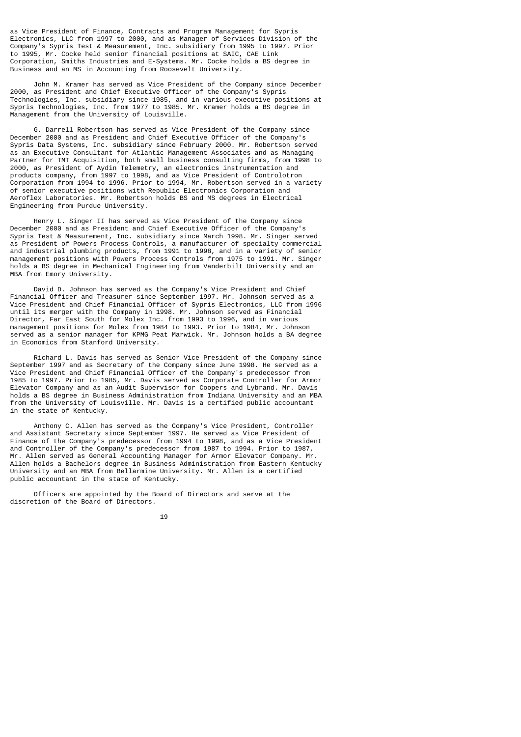as Vice President of Finance, Contracts and Program Management for Sypris Electronics, LLC from 1997 to 2000, and as Manager of Services Division of the Company's Sypris Test & Measurement, Inc. subsidiary from 1995 to 1997. Prior to 1995, Mr. Cocke held senior financial positions at SAIC, CAE Link Corporation, Smiths Industries and E-Systems. Mr. Cocke holds a BS degree in Business and an MS in Accounting from Roosevelt University.

John M. Kramer has served as Vice President of the Company since December 2000, as President and Chief Executive Officer of the Company's Sypris Technologies, Inc. subsidiary since 1985, and in various executive positions at Sypris Technologies, Inc. from 1977 to 1985. Mr. Kramer holds a BS degree in Management from the University of Louisville.

G. Darrell Robertson has served as Vice President of the Company since December 2000 and as President and Chief Executive Officer of the Company's Sypris Data Systems, Inc. subsidiary since February 2000. Mr. Robertson served as an Executive Consultant for Atlantic Management Associates and as Managing Partner for TMT Acquisition, both small business consulting firms, from 1998 to 2000, as President of Aydin Telemetry, an electronics instrumentation and products company, from 1997 to 1998, and as Vice President of Controlotron Corporation from 1994 to 1996. Prior to 1994, Mr. Robertson served in a variety of senior executive positions with Republic Electronics Corporation and Aeroflex Laboratories. Mr. Robertson holds BS and MS degrees in Electrical Engineering from Purdue University.

Henry L. Singer II has served as Vice President of the Company since December 2000 and as President and Chief Executive Officer of the Company's Sypris Test & Measurement, Inc. subsidiary since March 1998. Mr. Singer served as President of Powers Process Controls, a manufacturer of specialty commercial and industrial plumbing products, from 1991 to 1998, and in a variety of senior management positions with Powers Process Controls from 1975 to 1991. Mr. Singer holds a BS degree in Mechanical Engineering from Vanderbilt University and an MBA from Emory University.

David D. Johnson has served as the Company's Vice President and Chief Financial Officer and Treasurer since September 1997. Mr. Johnson served as a Vice President and Chief Financial Officer of Sypris Electronics, LLC from 1996 until its merger with the Company in 1998. Mr. Johnson served as Financial Director, Far East South for Molex Inc. from 1993 to 1996, and in various management positions for Molex from 1984 to 1993. Prior to 1984, Mr. Johnson served as a senior manager for KPMG Peat Marwick. Mr. Johnson holds a BA degree in Economics from Stanford University.

Richard L. Davis has served as Senior Vice President of the Company since September 1997 and as Secretary of the Company since June 1998. He served as a Vice President and Chief Financial Officer of the Company's predecessor from 1985 to 1997. Prior to 1985, Mr. Davis served as Corporate Controller for Armor Elevator Company and as an Audit Supervisor for Coopers and Lybrand. Mr. Davis holds a BS degree in Business Administration from Indiana University and an MBA from the University of Louisville. Mr. Davis is a certified public accountant in the state of Kentucky.

Anthony C. Allen has served as the Company's Vice President, Controller and Assistant Secretary since September 1997. He served as Vice President of Finance of the Company's predecessor from 1994 to 1998, and as a Vice President and Controller of the Company's predecessor from 1987 to 1994. Prior to 1987, Mr. Allen served as General Accounting Manager for Armor Elevator Company. Mr. Allen holds a Bachelors degree in Business Administration from Eastern Kentucky University and an MBA from Bellarmine University. Mr. Allen is a certified public accountant in the state of Kentucky.

Officers are appointed by the Board of Directors and serve at the discretion of the Board of Directors.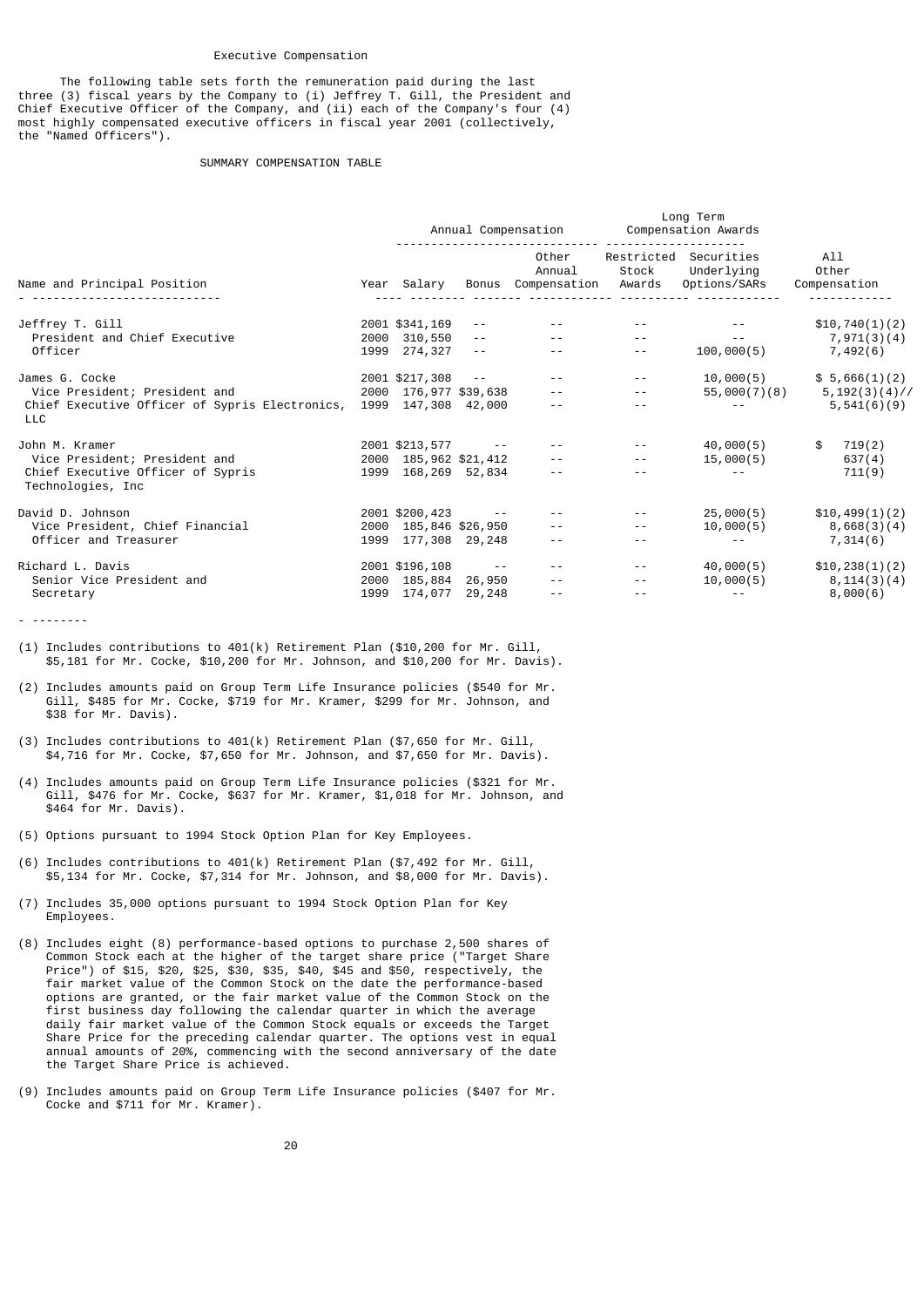## Executive Compensation

The following table sets forth the remuneration paid during the last three (3) fiscal years by the Company to (i) Jeffrey T. Gill, the President and Chief Executive Officer of the Company, and (ii) each of the Company's four (4) most highly compensated executive officers in fiscal year 2001 (collectively, the "Named Officers").

### SUMMARY COMPENSATION TABLE

| | | Annual Compensation | | | Long Term Compensation Awards | | |
|---|---|---|---|---|---|---|---|
| Name and Principal Position | Year | Salary | Bonus | Other Annual Compensation | Restricted Stock Awards | Securities Underlying Options/SARs | All Other Compensation |
| Jeffrey T. Gill | 2001 | $341,169 | -- | -- | -- | -- | $10,740(1)(2) |
| President and Chief Executive | 2000 | 310,550 | -- | -- | -- | -- | 7,971(3)(4) |
| Officer | 1999 | 274,327 | -- | -- | -- | 100,000(5) | 7,492(6) |
| James G. Cocke | 2001 | $217,308 | -- | -- | -- | 10,000(5) | $ 5,666(1)(2) |
| Vice President; President and | 2000 | 176,977 | $39,638 | -- | -- | 55,000(7)(8) | 5,192(3)(4)// |
| Chief Executive Officer of Sypris Electronics, LLC | 1999 | 147,308 | 42,000 | -- | -- | -- | 5,541(6)(9) |
| John M. Kramer | 2001 | $213,577 | -- | -- | -- | 40,000(5) | $ 719(2) |
| Vice President; President and | 2000 | 185,962 | $21,412 | -- | -- | 15,000(5) | 637(4) |
| Chief Executive Officer of Sypris Technologies, Inc | 1999 | 168,269 | 52,834 | -- | -- | -- | 711(9) |
| David D. Johnson | 2001 | $200,423 | -- | -- | -- | 25,000(5) | $10,499(1)(2) |
| Vice President, Chief Financial | 2000 | 185,846 | $26,950 | -- | -- | 10,000(5) | 8,668(3)(4) |
| Officer and Treasurer | 1999 | 177,308 | 29,248 | -- | -- | -- | 7,314(6) |
| Richard L. Davis | 2001 | $196,108 | -- | -- | -- | 40,000(5) | $10,238(1)(2) |
| Senior Vice President and | 2000 | 185,884 | 26,950 | -- | -- | 10,000(5) | 8,114(3)(4) |
| Secretary | 1999 | 174,077 | 29,248 | -- | -- | -- | 8,000(6) |

- --------

(1) Includes contributions to 401(k) Retirement Plan ($10,200 for Mr. Gill, $5,181 for Mr. Cocke, $10,200 for Mr. Johnson, and $10,200 for Mr. Davis).

(2) Includes amounts paid on Group Term Life Insurance policies ($540 for Mr. Gill, $485 for Mr. Cocke, $719 for Mr. Kramer, $299 for Mr. Johnson, and $38 for Mr. Davis).

(3) Includes contributions to 401(k) Retirement Plan ($7,650 for Mr. Gill, $4,716 for Mr. Cocke, $7,650 for Mr. Johnson, and $7,650 for Mr. Davis).

(4) Includes amounts paid on Group Term Life Insurance policies ($321 for Mr. Gill, $476 for Mr. Cocke, $637 for Mr. Kramer, $1,018 for Mr. Johnson, and $464 for Mr. Davis).

(5) Options pursuant to 1994 Stock Option Plan for Key Employees.

(6) Includes contributions to 401(k) Retirement Plan ($7,492 for Mr. Gill, $5,134 for Mr. Cocke, $7,314 for Mr. Johnson, and $8,000 for Mr. Davis).

(7) Includes 35,000 options pursuant to 1994 Stock Option Plan for Key Employees.

(8) Includes eight (8) performance-based options to purchase 2,500 shares of Common Stock each at the higher of the target share price ("Target Share Price") of $15, $20, $25, $30, $35, $40, $45 and $50, respectively, the fair market value of the Common Stock on the date the performance-based options are granted, or the fair market value of the Common Stock on the first business day following the calendar quarter in which the average daily fair market value of the Common Stock equals or exceeds the Target Share Price for the preceding calendar quarter. The options vest in equal annual amounts of 20%, commencing with the second anniversary of the date the Target Share Price is achieved.

(9) Includes amounts paid on Group Term Life Insurance policies ($407 for Mr. Cocke and $711 for Mr. Kramer).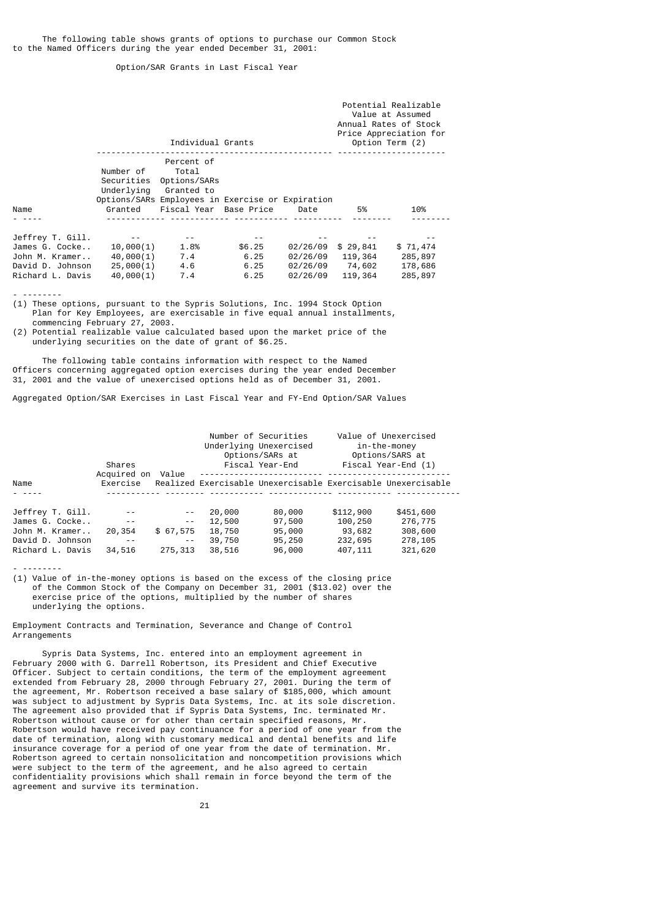The following table shows grants of options to purchase our Common Stock to the Named Officers during the year ended December 31, 2001:

Option/SAR Grants in Last Fiscal Year

| | Individual Grants | | | | Potential Realizable Value at Assumed Annual Rates of Stock Price Appreciation for Option Term (2) | |
|---|---|---|---|---|---|---|
| Name | Number of Securities Underlying Options/SARs Granted | Percent of Total Options/SARs Granted to Employees in Fiscal Year | Exercise or Base Price | Expiration Date | 5% | 10% |
| Jeffrey T. Gill. | -- | -- | -- | -- | -- | -- |
| James G. Cocke.. | 10,000(1) | 1.8% | $6.25 | 02/26/09 | $ 29,841 | $ 71,474 |
| John M. Kramer.. | 40,000(1) | 7.4 | 6.25 | 02/26/09 | 119,364 | 285,897 |
| David D. Johnson | 25,000(1) | 4.6 | 6.25 | 02/26/09 | 74,602 | 178,686 |
| Richard L. Davis | 40,000(1) | 7.4 | 6.25 | 02/26/09 | 119,364 | 285,897 |

- --------

(1) These options, pursuant to the Sypris Solutions, Inc. 1994 Stock Option Plan for Key Employees, are exercisable in five equal annual installments, commencing February 27, 2003.

(2) Potential realizable value calculated based upon the market price of the underlying securities on the date of grant of $6.25.

The following table contains information with respect to the Named Officers concerning aggregated option exercises during the year ended December 31, 2001 and the value of unexercised options held as of December 31, 2001.

Aggregated Option/SAR Exercises in Last Fiscal Year and FY-End Option/SAR Values

| | | | Number of Securities Underlying Unexercised Options/SARs at Fiscal Year-End | | Value of Unexercised in-the-money Options/SARS at Fiscal Year-End (1) | |
|---|---|---|---|---|---|---|
| Name | Shares Acquired on Exercise | Value Realized | Exercisable | Unexercisable | Exercisable | Unexercisable |
| Jeffrey T. Gill. | -- | -- | 20,000 | 80,000 | $112,900 | $451,600 |
| James G. Cocke.. | -- | -- | 12,500 | 97,500 | 100,250 | 276,775 |
| John M. Kramer.. | 20,354 | $ 67,575 | 18,750 | 95,000 | 93,682 | 308,600 |
| David D. Johnson | -- | -- | 39,750 | 95,250 | 232,695 | 278,105 |
| Richard L. Davis | 34,516 | 275,313 | 38,516 | 96,000 | 407,111 | 321,620 |

- --------

(1) Value of in-the-money options is based on the excess of the closing price of the Common Stock of the Company on December 31, 2001 ($13.02) over the exercise price of the options, multiplied by the number of shares underlying the options.

Employment Contracts and Termination, Severance and Change of Control Arrangements

Sypris Data Systems, Inc. entered into an employment agreement in February 2000 with G. Darrell Robertson, its President and Chief Executive Officer. Subject to certain conditions, the term of the employment agreement extended from February 28, 2000 through February 27, 2001. During the term of the agreement, Mr. Robertson received a base salary of $185,000, which amount was subject to adjustment by Sypris Data Systems, Inc. at its sole discretion. The agreement also provided that if Sypris Data Systems, Inc. terminated Mr. Robertson without cause or for other than certain specified reasons, Mr. Robertson would have received pay continuance for a period of one year from the date of termination, along with customary medical and dental benefits and life insurance coverage for a period of one year from the date of termination. Mr. Robertson agreed to certain nonsolicitation and noncompetition provisions which were subject to the term of the agreement, and he also agreed to certain confidentiality provisions which shall remain in force beyond the term of the agreement and survive its termination.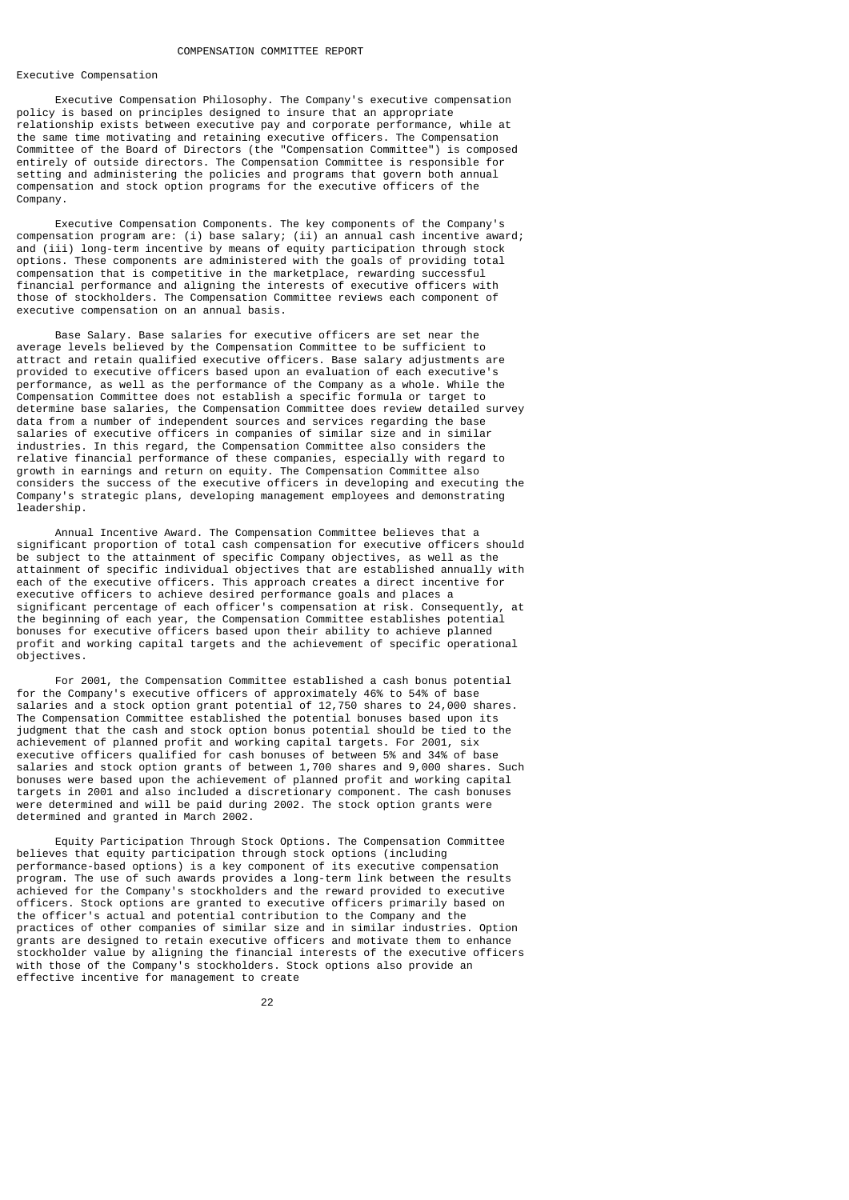# COMPENSATION COMMITTEE REPORT

## Executive Compensation

**Executive Compensation Philosophy.** The Company's executive compensation policy is based on principles designed to insure that an appropriate relationship exists between executive pay and corporate performance, while at the same time motivating and retaining executive officers. The Compensation Committee of the Board of Directors (the "Compensation Committee") is composed entirely of outside directors. The Compensation Committee is responsible for setting and administering the policies and programs that govern both annual compensation and stock option programs for the executive officers of the Company.

**Executive Compensation Components.** The key components of the Company's compensation program are: (i) base salary; (ii) an annual cash incentive award; and (iii) long-term incentive by means of equity participation through stock options. These components are administered with the goals of providing total compensation that is competitive in the marketplace, rewarding successful financial performance and aligning the interests of executive officers with those of stockholders. The Compensation Committee reviews each component of executive compensation on an annual basis.

**Base Salary.** Base salaries for executive officers are set near the average levels believed by the Compensation Committee to be sufficient to attract and retain qualified executive officers. Base salary adjustments are provided to executive officers based upon an evaluation of each executive's performance, as well as the performance of the Company as a whole. While the Compensation Committee does not establish a specific formula or target to determine base salaries, the Compensation Committee does review detailed survey data from a number of independent sources and services regarding the base salaries of executive officers in companies of similar size and in similar industries. In this regard, the Compensation Committee also considers the relative financial performance of these companies, especially with regard to growth in earnings and return on equity. The Compensation Committee also considers the success of the executive officers in developing and executing the Company's strategic plans, developing management employees and demonstrating leadership.

**Annual Incentive Award.** The Compensation Committee believes that a significant proportion of total cash compensation for executive officers should be subject to the attainment of specific Company objectives, as well as the attainment of specific individual objectives that are established annually with each of the executive officers. This approach creates a direct incentive for executive officers to achieve desired performance goals and places a significant percentage of each officer's compensation at risk. Consequently, at the beginning of each year, the Compensation Committee establishes potential bonuses for executive officers based upon their ability to achieve planned profit and working capital targets and the achievement of specific operational objectives.

For 2001, the Compensation Committee established a cash bonus potential for the Company's executive officers of approximately 46% to 54% of base salaries and a stock option grant potential of 12,750 shares to 24,000 shares. The Compensation Committee established the potential bonuses based upon its judgment that the cash and stock option bonus potential should be tied to the achievement of planned profit and working capital targets. For 2001, six executive officers qualified for cash bonuses of between 5% and 34% of base salaries and stock option grants of between 1,700 shares and 9,000 shares. Such bonuses were based upon the achievement of planned profit and working capital targets in 2001 and also included a discretionary component. The cash bonuses were determined and will be paid during 2002. The stock option grants were determined and granted in March 2002.

**Equity Participation Through Stock Options.** The Compensation Committee believes that equity participation through stock options (including performance-based options) is a key component of its executive compensation program. The use of such awards provides a long-term link between the results achieved for the Company's stockholders and the reward provided to executive officers. Stock options are granted to executive officers primarily based on the officer's actual and potential contribution to the Company and the practices of other companies of similar size and in similar industries. Option grants are designed to retain executive officers and motivate them to enhance stockholder value by aligning the financial interests of the executive officers with those of the Company's stockholders. Stock options also provide an effective incentive for management to create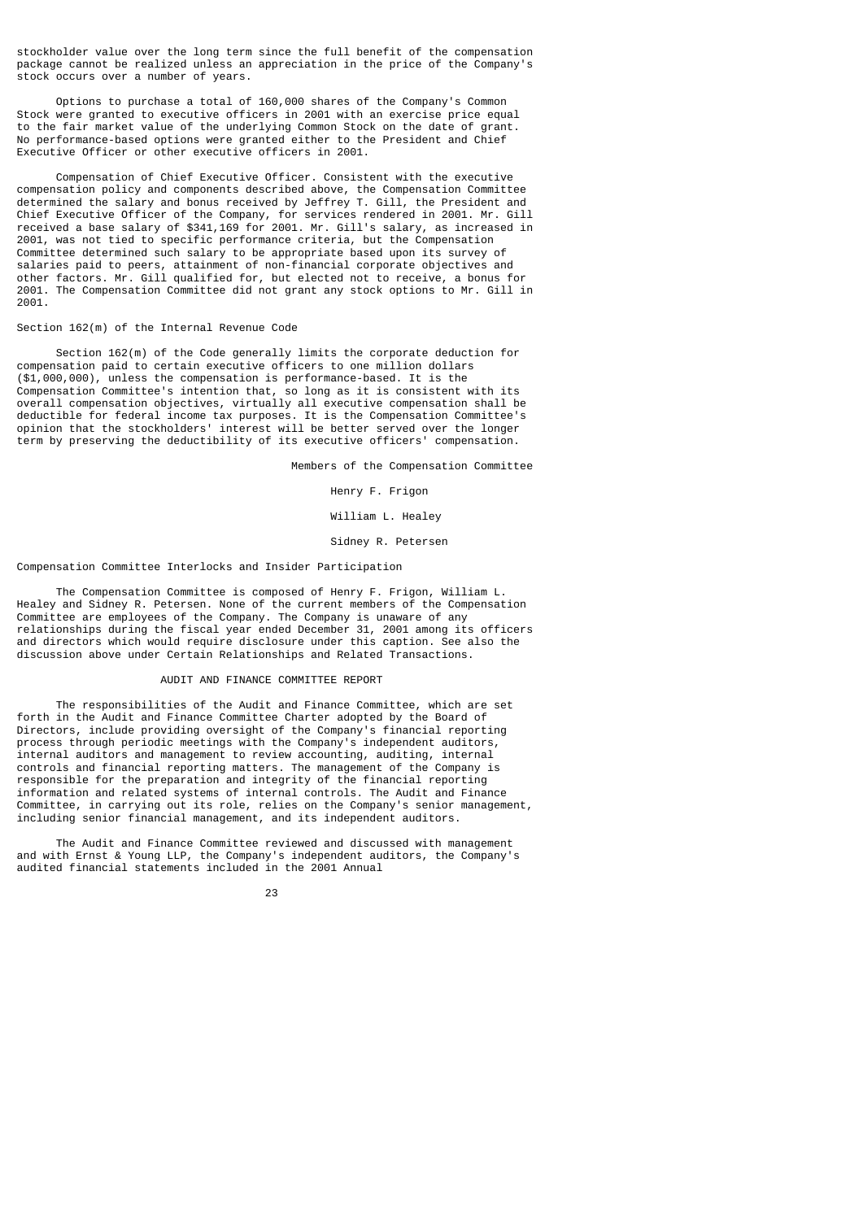stockholder value over the long term since the full benefit of the compensation package cannot be realized unless an appreciation in the price of the Company's stock occurs over a number of years.

Options to purchase a total of 160,000 shares of the Company's Common Stock were granted to executive officers in 2001 with an exercise price equal to the fair market value of the underlying Common Stock on the date of grant. No performance-based options were granted either to the President and Chief Executive Officer or other executive officers in 2001.

Compensation of Chief Executive Officer. Consistent with the executive compensation policy and components described above, the Compensation Committee determined the salary and bonus received by Jeffrey T. Gill, the President and Chief Executive Officer of the Company, for services rendered in 2001. Mr. Gill received a base salary of $341,169 for 2001. Mr. Gill's salary, as increased in 2001, was not tied to specific performance criteria, but the Compensation Committee determined such salary to be appropriate based upon its survey of salaries paid to peers, attainment of non-financial corporate objectives and other factors. Mr. Gill qualified for, but elected not to receive, a bonus for 2001. The Compensation Committee did not grant any stock options to Mr. Gill in 2001.

Section 162(m) of the Internal Revenue Code

Section 162(m) of the Code generally limits the corporate deduction for compensation paid to certain executive officers to one million dollars ($1,000,000), unless the compensation is performance-based. It is the Compensation Committee's intention that, so long as it is consistent with its overall compensation objectives, virtually all executive compensation shall be deductible for federal income tax purposes. It is the Compensation Committee's opinion that the stockholders' interest will be better served over the longer term by preserving the deductibility of its executive officers' compensation.

Members of the Compensation Committee

Henry F. Frigon

William L. Healey

Sidney R. Petersen

Compensation Committee Interlocks and Insider Participation

The Compensation Committee is composed of Henry F. Frigon, William L. Healey and Sidney R. Petersen. None of the current members of the Compensation Committee are employees of the Company. The Company is unaware of any relationships during the fiscal year ended December 31, 2001 among its officers and directors which would require disclosure under this caption. See also the discussion above under Certain Relationships and Related Transactions.

## AUDIT AND FINANCE COMMITTEE REPORT

The responsibilities of the Audit and Finance Committee, which are set forth in the Audit and Finance Committee Charter adopted by the Board of Directors, include providing oversight of the Company's financial reporting process through periodic meetings with the Company's independent auditors, internal auditors and management to review accounting, auditing, internal controls and financial reporting matters. The management of the Company is responsible for the preparation and integrity of the financial reporting information and related systems of internal controls. The Audit and Finance Committee, in carrying out its role, relies on the Company's senior management, including senior financial management, and its independent auditors.

The Audit and Finance Committee reviewed and discussed with management and with Ernst & Young LLP, the Company's independent auditors, the Company's audited financial statements included in the 2001 Annual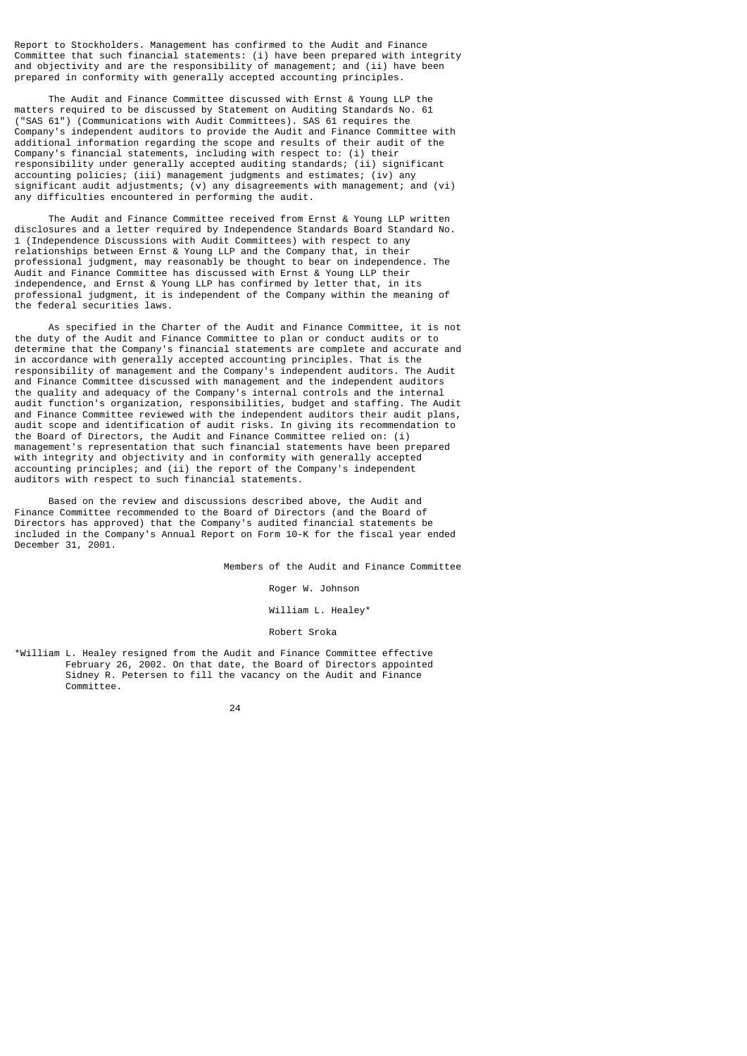Report to Stockholders. Management has confirmed to the Audit and Finance Committee that such financial statements: (i) have been prepared with integrity and objectivity and are the responsibility of management; and (ii) have been prepared in conformity with generally accepted accounting principles.

The Audit and Finance Committee discussed with Ernst & Young LLP the matters required to be discussed by Statement on Auditing Standards No. 61 ("SAS 61") (Communications with Audit Committees). SAS 61 requires the Company's independent auditors to provide the Audit and Finance Committee with additional information regarding the scope and results of their audit of the Company's financial statements, including with respect to: (i) their responsibility under generally accepted auditing standards; (ii) significant accounting policies; (iii) management judgments and estimates; (iv) any significant audit adjustments; (v) any disagreements with management; and (vi) any difficulties encountered in performing the audit.

The Audit and Finance Committee received from Ernst & Young LLP written disclosures and a letter required by Independence Standards Board Standard No. 1 (Independence Discussions with Audit Committees) with respect to any relationships between Ernst & Young LLP and the Company that, in their professional judgment, may reasonably be thought to bear on independence. The Audit and Finance Committee has discussed with Ernst & Young LLP their independence, and Ernst & Young LLP has confirmed by letter that, in its professional judgment, it is independent of the Company within the meaning of the federal securities laws.

As specified in the Charter of the Audit and Finance Committee, it is not the duty of the Audit and Finance Committee to plan or conduct audits or to determine that the Company's financial statements are complete and accurate and in accordance with generally accepted accounting principles. That is the responsibility of management and the Company's independent auditors. The Audit and Finance Committee discussed with management and the independent auditors the quality and adequacy of the Company's internal controls and the internal audit function's organization, responsibilities, budget and staffing. The Audit and Finance Committee reviewed with the independent auditors their audit plans, audit scope and identification of audit risks. In giving its recommendation to the Board of Directors, the Audit and Finance Committee relied on: (i) management's representation that such financial statements have been prepared with integrity and objectivity and in conformity with generally accepted accounting principles; and (ii) the report of the Company's independent auditors with respect to such financial statements.

Based on the review and discussions described above, the Audit and Finance Committee recommended to the Board of Directors (and the Board of Directors has approved) that the Company's audited financial statements be included in the Company's Annual Report on Form 10-K for the fiscal year ended December 31, 2001.

Members of the Audit and Finance Committee

Roger W. Johnson

William L. Healey*

Robert Sroka

*William L. Healey resigned from the Audit and Finance Committee effective February 26, 2002. On that date, the Board of Directors appointed Sidney R. Petersen to fill the vacancy on the Audit and Finance Committee.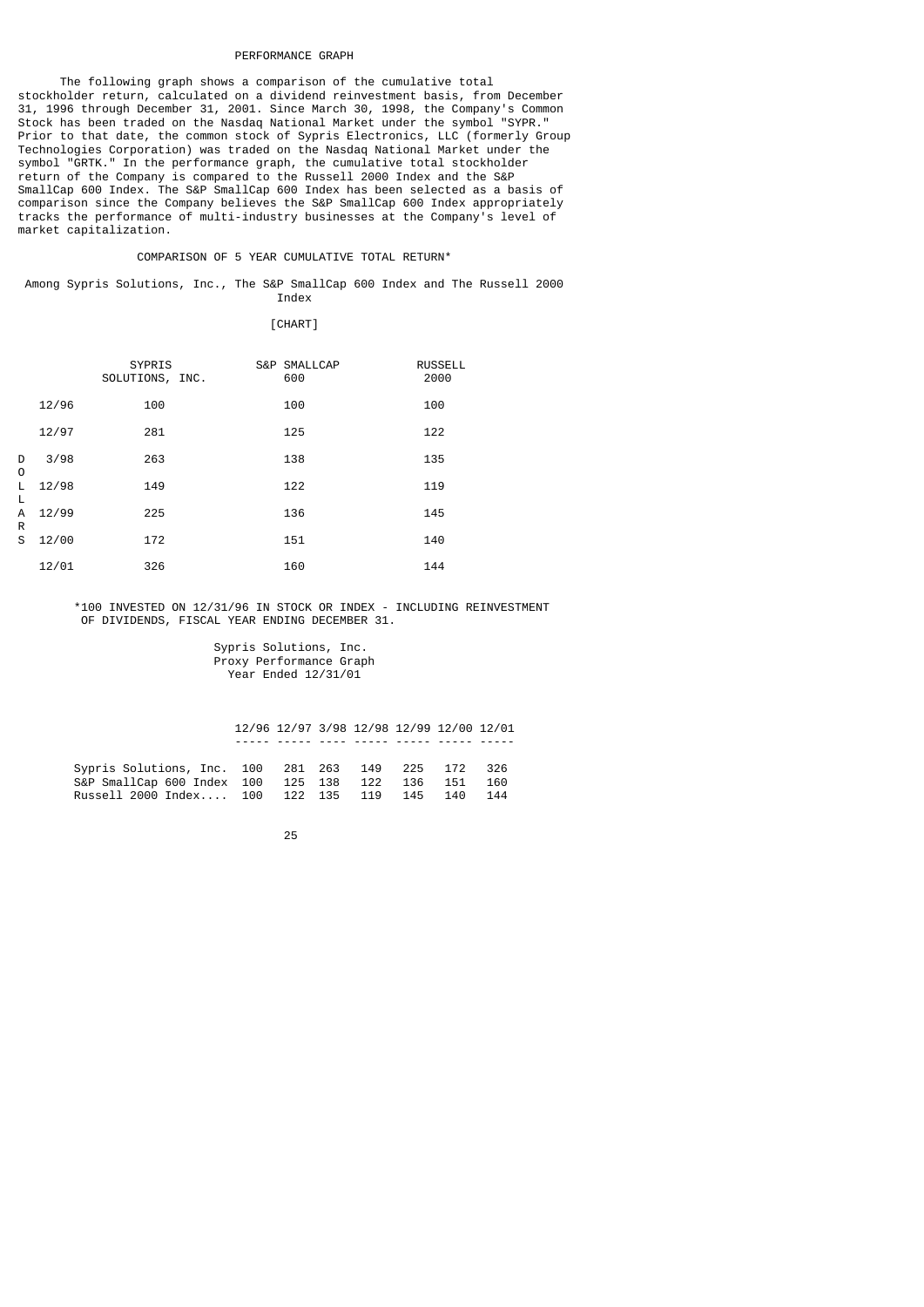## PERFORMANCE GRAPH

The following graph shows a comparison of the cumulative total stockholder return, calculated on a dividend reinvestment basis, from December 31, 1996 through December 31, 2001. Since March 30, 1998, the Company's Common Stock has been traded on the Nasdaq National Market under the symbol "SYPR." Prior to that date, the common stock of Sypris Electronics, LLC (formerly Group Technologies Corporation) was traded on the Nasdaq National Market under the symbol "GRTK." In the performance graph, the cumulative total stockholder return of the Company is compared to the Russell 2000 Index and the S&P SmallCap 600 Index. The S&P SmallCap 600 Index has been selected as a basis of comparison since the Company believes the S&P SmallCap 600 Index appropriately tracks the performance of multi-industry businesses at the Company's level of market capitalization.

### COMPARISON OF 5 YEAR CUMULATIVE TOTAL RETURN*

Among Sypris Solutions, Inc., The S&P SmallCap 600 Index and The Russell 2000 Index

[CHART]

| | SYPRIS SOLUTIONS, INC. | S&P SMALLCAP 600 | RUSSELL 2000 |
|---|---|---|---|
| 12/96 | 100 | 100 | 100 |
| 12/97 | 281 | 125 | 122 |
| 3/98 | 263 | 138 | 135 |
| 12/98 | 149 | 122 | 119 |
| 12/99 | 225 | 136 | 145 |
| 12/00 | 172 | 151 | 140 |
| 12/01 | 326 | 160 | 144 |

DOLLARS

*100 INVESTED ON 12/31/96 IN STOCK OR INDEX - INCLUDING REINVESTMENT OF DIVIDENDS, FISCAL YEAR ENDING DECEMBER 31.

Sypris Solutions, Inc.
Proxy Performance Graph
Year Ended 12/31/01

| | 12/96 | 12/97 | 3/98 | 12/98 | 12/99 | 12/00 | 12/01 |
|---|---|---|---|---|---|---|---|
| Sypris Solutions, Inc. | 100 | 281 | 263 | 149 | 225 | 172 | 326 |
| S&P SmallCap 600 Index | 100 | 125 | 138 | 122 | 136 | 151 | 160 |
| Russell 2000 Index.... | 100 | 122 | 135 | 119 | 145 | 140 | 144 |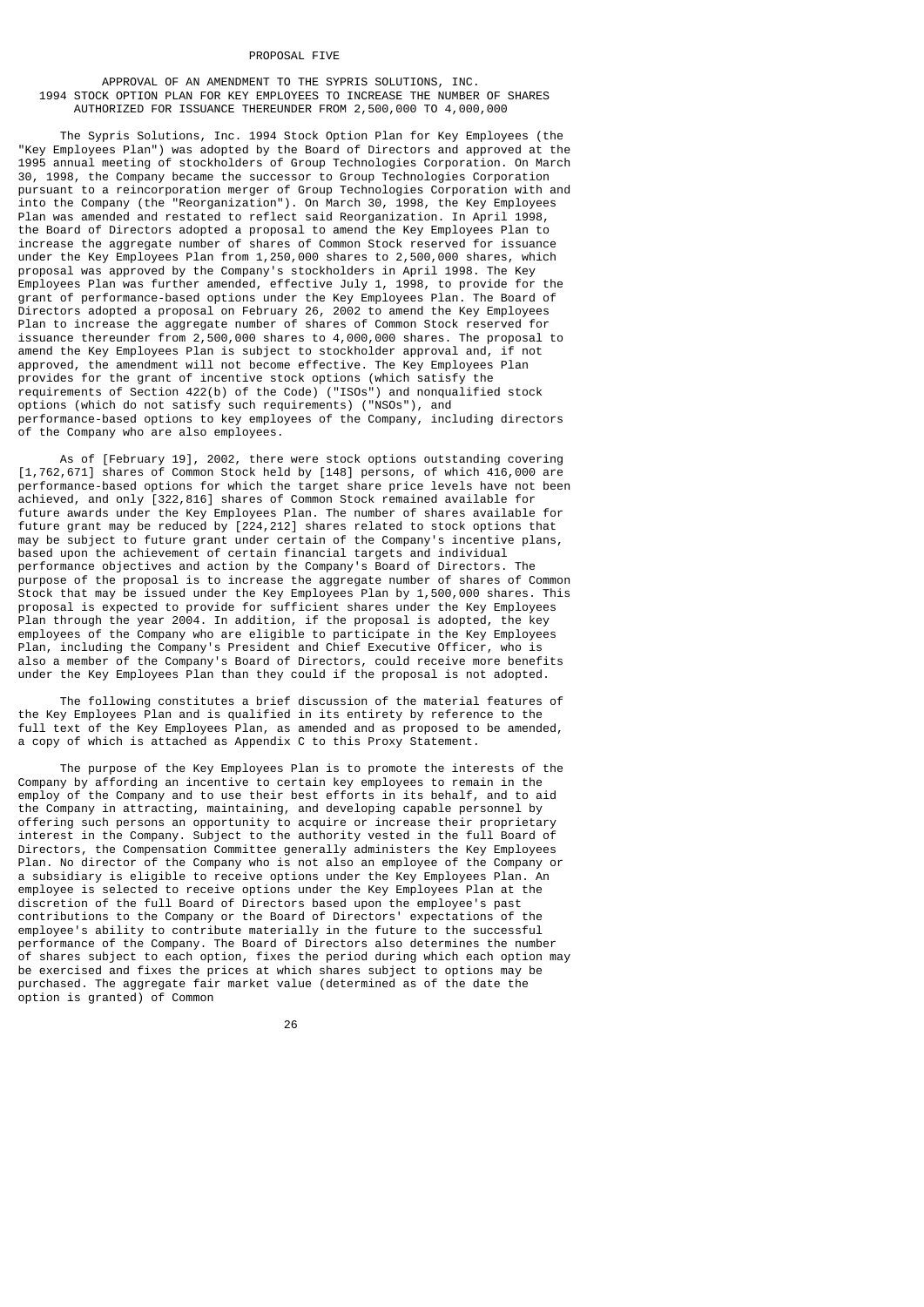# PROPOSAL FIVE

## APPROVAL OF AN AMENDMENT TO THE SYPRIS SOLUTIONS, INC. 1994 STOCK OPTION PLAN FOR KEY EMPLOYEES TO INCREASE THE NUMBER OF SHARES AUTHORIZED FOR ISSUANCE THEREUNDER FROM 2,500,000 TO 4,000,000

The Sypris Solutions, Inc. 1994 Stock Option Plan for Key Employees (the "Key Employees Plan") was adopted by the Board of Directors and approved at the 1995 annual meeting of stockholders of Group Technologies Corporation. On March 30, 1998, the Company became the successor to Group Technologies Corporation pursuant to a reincorporation merger of Group Technologies Corporation with and into the Company (the "Reorganization"). On March 30, 1998, the Key Employees Plan was amended and restated to reflect said Reorganization. In April 1998, the Board of Directors adopted a proposal to amend the Key Employees Plan to increase the aggregate number of shares of Common Stock reserved for issuance under the Key Employees Plan from 1,250,000 shares to 2,500,000 shares, which proposal was approved by the Company's stockholders in April 1998. The Key Employees Plan was further amended, effective July 1, 1998, to provide for the grant of performance-based options under the Key Employees Plan. The Board of Directors adopted a proposal on February 26, 2002 to amend the Key Employees Plan to increase the aggregate number of shares of Common Stock reserved for issuance thereunder from 2,500,000 shares to 4,000,000 shares. The proposal to amend the Key Employees Plan is subject to stockholder approval and, if not approved, the amendment will not become effective. The Key Employees Plan provides for the grant of incentive stock options (which satisfy the requirements of Section 422(b) of the Code) ("ISOs") and nonqualified stock options (which do not satisfy such requirements) ("NSOs"), and performance-based options to key employees of the Company, including directors of the Company who are also employees.

As of [February 19], 2002, there were stock options outstanding covering [1,762,671] shares of Common Stock held by [148] persons, of which 416,000 are performance-based options for which the target share price levels have not been achieved, and only [322,816] shares of Common Stock remained available for future awards under the Key Employees Plan. The number of shares available for future grant may be reduced by [224,212] shares related to stock options that may be subject to future grant under certain of the Company's incentive plans, based upon the achievement of certain financial targets and individual performance objectives and action by the Company's Board of Directors. The purpose of the proposal is to increase the aggregate number of shares of Common Stock that may be issued under the Key Employees Plan by 1,500,000 shares. This proposal is expected to provide for sufficient shares under the Key Employees Plan through the year 2004. In addition, if the proposal is adopted, the key employees of the Company who are eligible to participate in the Key Employees Plan, including the Company's President and Chief Executive Officer, who is also a member of the Company's Board of Directors, could receive more benefits under the Key Employees Plan than they could if the proposal is not adopted.

The following constitutes a brief discussion of the material features of the Key Employees Plan and is qualified in its entirety by reference to the full text of the Key Employees Plan, as amended and as proposed to be amended, a copy of which is attached as Appendix C to this Proxy Statement.

The purpose of the Key Employees Plan is to promote the interests of the Company by affording an incentive to certain key employees to remain in the employ of the Company and to use their best efforts in its behalf, and to aid the Company in attracting, maintaining, and developing capable personnel by offering such persons an opportunity to acquire or increase their proprietary interest in the Company. Subject to the authority vested in the full Board of Directors, the Compensation Committee generally administers the Key Employees Plan. No director of the Company who is not also an employee of the Company or a subsidiary is eligible to receive options under the Key Employees Plan. An employee is selected to receive options under the Key Employees Plan at the discretion of the full Board of Directors based upon the employee's past contributions to the Company or the Board of Directors' expectations of the employee's ability to contribute materially in the future to the successful performance of the Company. The Board of Directors also determines the number of shares subject to each option, fixes the period during which each option may be exercised and fixes the prices at which shares subject to options may be purchased. The aggregate fair market value (determined as of the date the option is granted) of Common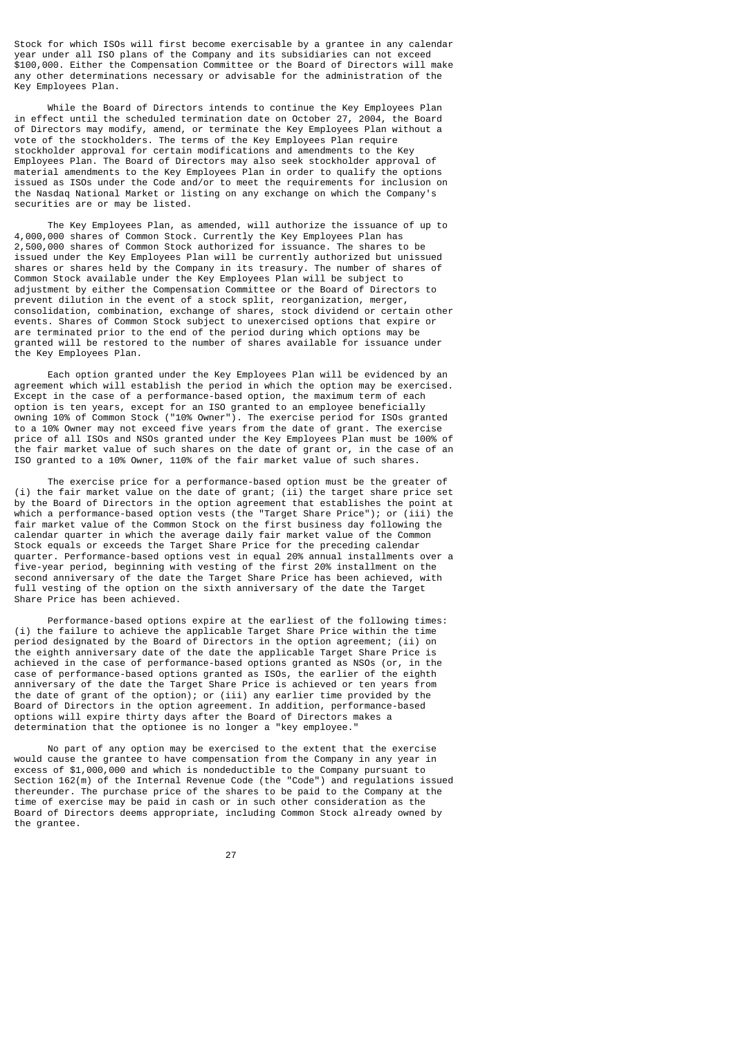Stock for which ISOs will first become exercisable by a grantee in any calendar year under all ISO plans of the Company and its subsidiaries can not exceed $100,000. Either the Compensation Committee or the Board of Directors will make any other determinations necessary or advisable for the administration of the Key Employees Plan.

While the Board of Directors intends to continue the Key Employees Plan in effect until the scheduled termination date on October 27, 2004, the Board of Directors may modify, amend, or terminate the Key Employees Plan without a vote of the stockholders. The terms of the Key Employees Plan require stockholder approval for certain modifications and amendments to the Key Employees Plan. The Board of Directors may also seek stockholder approval of material amendments to the Key Employees Plan in order to qualify the options issued as ISOs under the Code and/or to meet the requirements for inclusion on the Nasdaq National Market or listing on any exchange on which the Company's securities are or may be listed.

The Key Employees Plan, as amended, will authorize the issuance of up to 4,000,000 shares of Common Stock. Currently the Key Employees Plan has 2,500,000 shares of Common Stock authorized for issuance. The shares to be issued under the Key Employees Plan will be currently authorized but unissued shares or shares held by the Company in its treasury. The number of shares of Common Stock available under the Key Employees Plan will be subject to adjustment by either the Compensation Committee or the Board of Directors to prevent dilution in the event of a stock split, reorganization, merger, consolidation, combination, exchange of shares, stock dividend or certain other events. Shares of Common Stock subject to unexercised options that expire or are terminated prior to the end of the period during which options may be granted will be restored to the number of shares available for issuance under the Key Employees Plan.

Each option granted under the Key Employees Plan will be evidenced by an agreement which will establish the period in which the option may be exercised. Except in the case of a performance-based option, the maximum term of each option is ten years, except for an ISO granted to an employee beneficially owning 10% of Common Stock ("10% Owner"). The exercise period for ISOs granted to a 10% Owner may not exceed five years from the date of grant. The exercise price of all ISOs and NSOs granted under the Key Employees Plan must be 100% of the fair market value of such shares on the date of grant or, in the case of an ISO granted to a 10% Owner, 110% of the fair market value of such shares.

The exercise price for a performance-based option must be the greater of (i) the fair market value on the date of grant; (ii) the target share price set by the Board of Directors in the option agreement that establishes the point at which a performance-based option vests (the "Target Share Price"); or (iii) the fair market value of the Common Stock on the first business day following the calendar quarter in which the average daily fair market value of the Common Stock equals or exceeds the Target Share Price for the preceding calendar quarter. Performance-based options vest in equal 20% annual installments over a five-year period, beginning with vesting of the first 20% installment on the second anniversary of the date the Target Share Price has been achieved, with full vesting of the option on the sixth anniversary of the date the Target Share Price has been achieved.

Performance-based options expire at the earliest of the following times: (i) the failure to achieve the applicable Target Share Price within the time period designated by the Board of Directors in the option agreement; (ii) on the eighth anniversary date of the date the applicable Target Share Price is achieved in the case of performance-based options granted as NSOs (or, in the case of performance-based options granted as ISOs, the earlier of the eighth anniversary of the date the Target Share Price is achieved or ten years from the date of grant of the option); or (iii) any earlier time provided by the Board of Directors in the option agreement. In addition, performance-based options will expire thirty days after the Board of Directors makes a determination that the optionee is no longer a "key employee."

No part of any option may be exercised to the extent that the exercise would cause the grantee to have compensation from the Company in any year in excess of $1,000,000 and which is nondeductible to the Company pursuant to Section 162(m) of the Internal Revenue Code (the "Code") and regulations issued thereunder. The purchase price of the shares to be paid to the Company at the time of exercise may be paid in cash or in such other consideration as the Board of Directors deems appropriate, including Common Stock already owned by the grantee.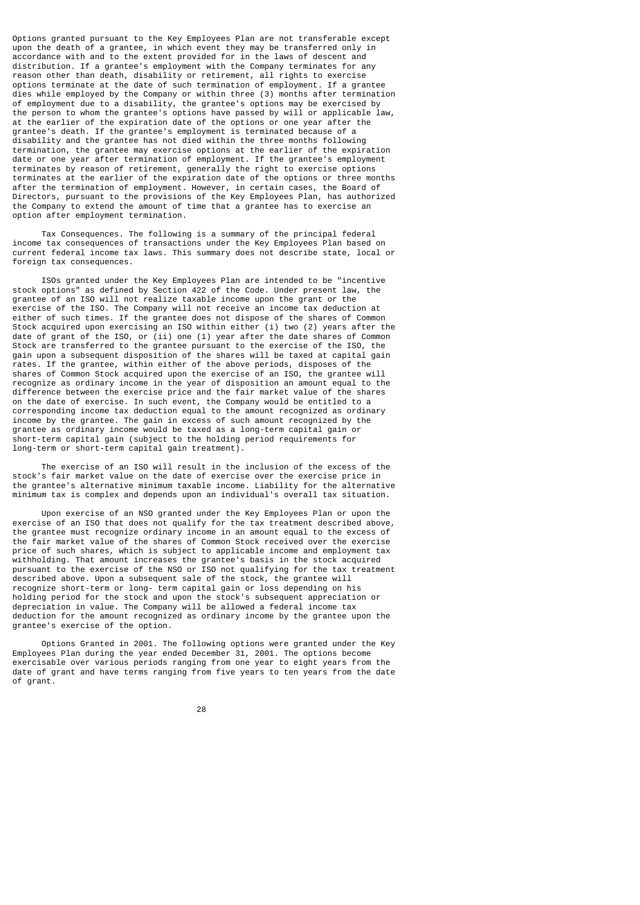Options granted pursuant to the Key Employees Plan are not transferable except upon the death of a grantee, in which event they may be transferred only in accordance with and to the extent provided for in the laws of descent and distribution. If a grantee's employment with the Company terminates for any reason other than death, disability or retirement, all rights to exercise options terminate at the date of such termination of employment. If a grantee dies while employed by the Company or within three (3) months after termination of employment due to a disability, the grantee's options may be exercised by the person to whom the grantee's options have passed by will or applicable law, at the earlier of the expiration date of the options or one year after the grantee's death. If the grantee's employment is terminated because of a disability and the grantee has not died within the three months following termination, the grantee may exercise options at the earlier of the expiration date or one year after termination of employment. If the grantee's employment terminates by reason of retirement, generally the right to exercise options terminates at the earlier of the expiration date of the options or three months after the termination of employment. However, in certain cases, the Board of Directors, pursuant to the provisions of the Key Employees Plan, has authorized the Company to extend the amount of time that a grantee has to exercise an option after employment termination.

Tax Consequences. The following is a summary of the principal federal income tax consequences of transactions under the Key Employees Plan based on current federal income tax laws. This summary does not describe state, local or foreign tax consequences.

ISOs granted under the Key Employees Plan are intended to be "incentive stock options" as defined by Section 422 of the Code. Under present law, the grantee of an ISO will not realize taxable income upon the grant or the exercise of the ISO. The Company will not receive an income tax deduction at either of such times. If the grantee does not dispose of the shares of Common Stock acquired upon exercising an ISO within either (i) two (2) years after the date of grant of the ISO, or (ii) one (1) year after the date shares of Common Stock are transferred to the grantee pursuant to the exercise of the ISO, the gain upon a subsequent disposition of the shares will be taxed at capital gain rates. If the grantee, within either of the above periods, disposes of the shares of Common Stock acquired upon the exercise of an ISO, the grantee will recognize as ordinary income in the year of disposition an amount equal to the difference between the exercise price and the fair market value of the shares on the date of exercise. In such event, the Company would be entitled to a corresponding income tax deduction equal to the amount recognized as ordinary income by the grantee. The gain in excess of such amount recognized by the grantee as ordinary income would be taxed as a long-term capital gain or short-term capital gain (subject to the holding period requirements for long-term or short-term capital gain treatment).

The exercise of an ISO will result in the inclusion of the excess of the stock's fair market value on the date of exercise over the exercise price in the grantee's alternative minimum taxable income. Liability for the alternative minimum tax is complex and depends upon an individual's overall tax situation.

Upon exercise of an NSO granted under the Key Employees Plan or upon the exercise of an ISO that does not qualify for the tax treatment described above, the grantee must recognize ordinary income in an amount equal to the excess of the fair market value of the shares of Common Stock received over the exercise price of such shares, which is subject to applicable income and employment tax withholding. That amount increases the grantee's basis in the stock acquired pursuant to the exercise of the NSO or ISO not qualifying for the tax treatment described above. Upon a subsequent sale of the stock, the grantee will recognize short-term or long- term capital gain or loss depending on his holding period for the stock and upon the stock's subsequent appreciation or depreciation in value. The Company will be allowed a federal income tax deduction for the amount recognized as ordinary income by the grantee upon the grantee's exercise of the option.

Options Granted in 2001. The following options were granted under the Key Employees Plan during the year ended December 31, 2001. The options become exercisable over various periods ranging from one year to eight years from the date of grant and have terms ranging from five years to ten years from the date of grant.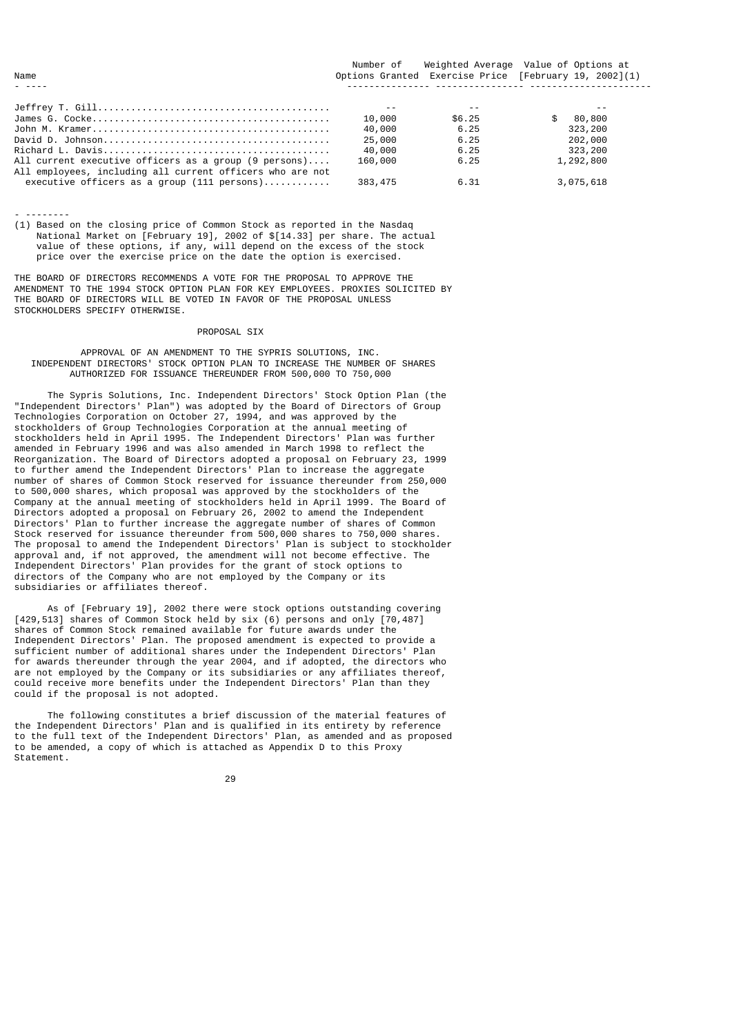| Name | Number of Options Granted | Weighted Average Exercise Price | Value of Options at [February 19, 2002](1) |
|---|---|---|---|
| Jeffrey T. Gill | -- | -- | -- |
| James G. Cocke | 10,000 | $6.25 | $ 80,800 |
| John M. Kramer | 40,000 | 6.25 | 323,200 |
| David D. Johnson | 25,000 | 6.25 | 202,000 |
| Richard L. Davis | 40,000 | 6.25 | 323,200 |
| All current executive officers as a group (9 persons) | 160,000 | 6.25 | 1,292,800 |
| All employees, including all current officers who are not executive officers as a group (111 persons) | 383,475 | 6.31 | 3,075,618 |

- --------

(1) Based on the closing price of Common Stock as reported in the Nasdaq National Market on [February 19], 2002 of $[14.33] per share. The actual value of these options, if any, will depend on the excess of the stock price over the exercise price on the date the option is exercised.

THE BOARD OF DIRECTORS RECOMMENDS A VOTE FOR THE PROPOSAL TO APPROVE THE AMENDMENT TO THE 1994 STOCK OPTION PLAN FOR KEY EMPLOYEES. PROXIES SOLICITED BY THE BOARD OF DIRECTORS WILL BE VOTED IN FAVOR OF THE PROPOSAL UNLESS STOCKHOLDERS SPECIFY OTHERWISE.

## PROPOSAL SIX

### APPROVAL OF AN AMENDMENT TO THE SYPRIS SOLUTIONS, INC. INDEPENDENT DIRECTORS' STOCK OPTION PLAN TO INCREASE THE NUMBER OF SHARES AUTHORIZED FOR ISSUANCE THEREUNDER FROM 500,000 TO 750,000

The Sypris Solutions, Inc. Independent Directors' Stock Option Plan (the "Independent Directors' Plan") was adopted by the Board of Directors of Group Technologies Corporation on October 27, 1994, and was approved by the stockholders of Group Technologies Corporation at the annual meeting of stockholders held in April 1995. The Independent Directors' Plan was further amended in February 1996 and was also amended in March 1998 to reflect the Reorganization. The Board of Directors adopted a proposal on February 23, 1999 to further amend the Independent Directors' Plan to increase the aggregate number of shares of Common Stock reserved for issuance thereunder from 250,000 to 500,000 shares, which proposal was approved by the stockholders of the Company at the annual meeting of stockholders held in April 1999. The Board of Directors adopted a proposal on February 26, 2002 to amend the Independent Directors' Plan to further increase the aggregate number of shares of Common Stock reserved for issuance thereunder from 500,000 shares to 750,000 shares. The proposal to amend the Independent Directors' Plan is subject to stockholder approval and, if not approved, the amendment will not become effective. The Independent Directors' Plan provides for the grant of stock options to directors of the Company who are not employed by the Company or its subsidiaries or affiliates thereof.

As of [February 19], 2002 there were stock options outstanding covering [429,513] shares of Common Stock held by six (6) persons and only [70,487] shares of Common Stock remained available for future awards under the Independent Directors' Plan. The proposed amendment is expected to provide a sufficient number of additional shares under the Independent Directors' Plan for awards thereunder through the year 2004, and if adopted, the directors who are not employed by the Company or its subsidiaries or any affiliates thereof, could receive more benefits under the Independent Directors' Plan than they could if the proposal is not adopted.

The following constitutes a brief discussion of the material features of the Independent Directors' Plan and is qualified in its entirety by reference to the full text of the Independent Directors' Plan, as amended and as proposed to be amended, a copy of which is attached as Appendix D to this Proxy Statement.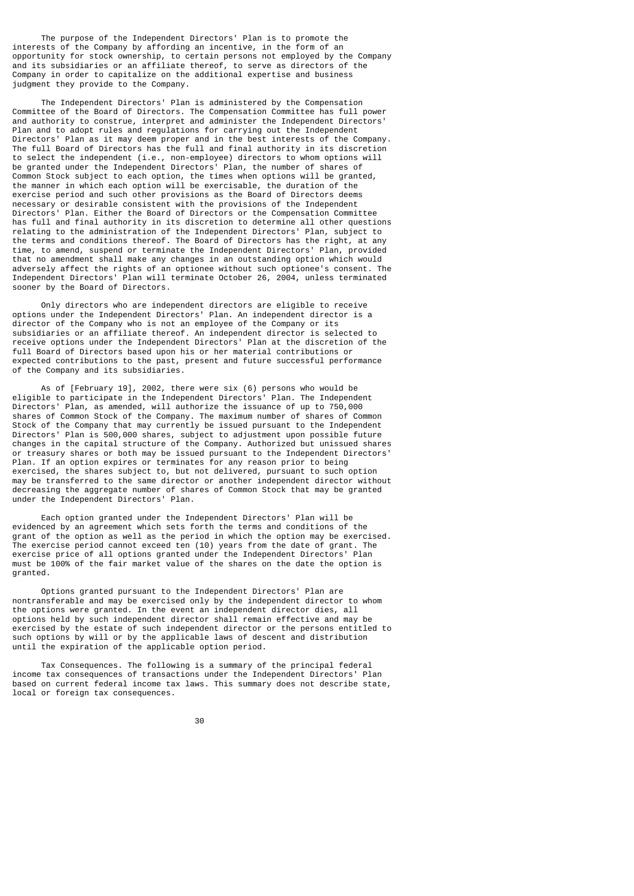The purpose of the Independent Directors' Plan is to promote the interests of the Company by affording an incentive, in the form of an opportunity for stock ownership, to certain persons not employed by the Company and its subsidiaries or an affiliate thereof, to serve as directors of the Company in order to capitalize on the additional expertise and business judgment they provide to the Company.

The Independent Directors' Plan is administered by the Compensation Committee of the Board of Directors. The Compensation Committee has full power and authority to construe, interpret and administer the Independent Directors' Plan and to adopt rules and regulations for carrying out the Independent Directors' Plan as it may deem proper and in the best interests of the Company. The full Board of Directors has the full and final authority in its discretion to select the independent (i.e., non-employee) directors to whom options will be granted under the Independent Directors' Plan, the number of shares of Common Stock subject to each option, the times when options will be granted, the manner in which each option will be exercisable, the duration of the exercise period and such other provisions as the Board of Directors deems necessary or desirable consistent with the provisions of the Independent Directors' Plan. Either the Board of Directors or the Compensation Committee has full and final authority in its discretion to determine all other questions relating to the administration of the Independent Directors' Plan, subject to the terms and conditions thereof. The Board of Directors has the right, at any time, to amend, suspend or terminate the Independent Directors' Plan, provided that no amendment shall make any changes in an outstanding option which would adversely affect the rights of an optionee without such optionee's consent. The Independent Directors' Plan will terminate October 26, 2004, unless terminated sooner by the Board of Directors.

Only directors who are independent directors are eligible to receive options under the Independent Directors' Plan. An independent director is a director of the Company who is not an employee of the Company or its subsidiaries or an affiliate thereof. An independent director is selected to receive options under the Independent Directors' Plan at the discretion of the full Board of Directors based upon his or her material contributions or expected contributions to the past, present and future successful performance of the Company and its subsidiaries.

As of [February 19], 2002, there were six (6) persons who would be eligible to participate in the Independent Directors' Plan. The Independent Directors' Plan, as amended, will authorize the issuance of up to 750,000 shares of Common Stock of the Company. The maximum number of shares of Common Stock of the Company that may currently be issued pursuant to the Independent Directors' Plan is 500,000 shares, subject to adjustment upon possible future changes in the capital structure of the Company. Authorized but unissued shares or treasury shares or both may be issued pursuant to the Independent Directors' Plan. If an option expires or terminates for any reason prior to being exercised, the shares subject to, but not delivered, pursuant to such option may be transferred to the same director or another independent director without decreasing the aggregate number of shares of Common Stock that may be granted under the Independent Directors' Plan.

Each option granted under the Independent Directors' Plan will be evidenced by an agreement which sets forth the terms and conditions of the grant of the option as well as the period in which the option may be exercised. The exercise period cannot exceed ten (10) years from the date of grant. The exercise price of all options granted under the Independent Directors' Plan must be 100% of the fair market value of the shares on the date the option is granted.

Options granted pursuant to the Independent Directors' Plan are nontransferable and may be exercised only by the independent director to whom the options were granted. In the event an independent director dies, all options held by such independent director shall remain effective and may be exercised by the estate of such independent director or the persons entitled to such options by will or by the applicable laws of descent and distribution until the expiration of the applicable option period.

Tax Consequences. The following is a summary of the principal federal income tax consequences of transactions under the Independent Directors' Plan based on current federal income tax laws. This summary does not describe state, local or foreign tax consequences.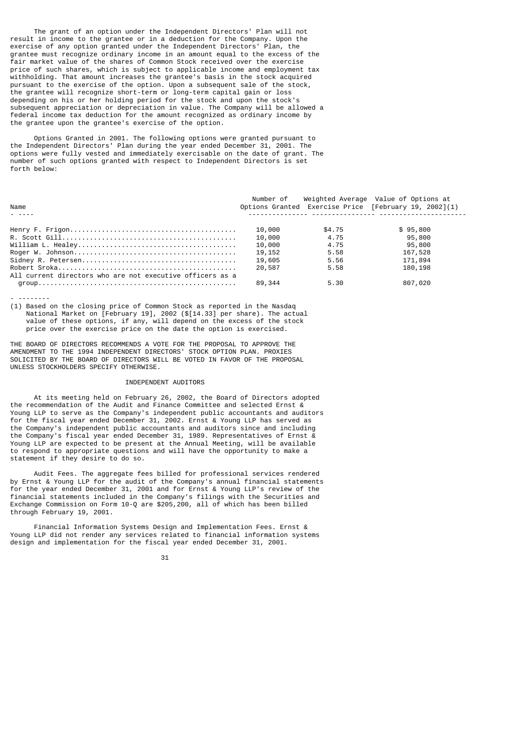The grant of an option under the Independent Directors' Plan will not result in income to the grantee or in a deduction for the Company. Upon the exercise of any option granted under the Independent Directors' Plan, the grantee must recognize ordinary income in an amount equal to the excess of the fair market value of the shares of Common Stock received over the exercise price of such shares, which is subject to applicable income and employment tax withholding. That amount increases the grantee's basis in the stock acquired pursuant to the exercise of the option. Upon a subsequent sale of the stock, the grantee will recognize short-term or long-term capital gain or loss depending on his or her holding period for the stock and upon the stock's subsequent appreciation or depreciation in value. The Company will be allowed a federal income tax deduction for the amount recognized as ordinary income by the grantee upon the grantee's exercise of the option.

Options Granted in 2001. The following options were granted pursuant to the Independent Directors' Plan during the year ended December 31, 2001. The options were fully vested and immediately exercisable on the date of grant. The number of such options granted with respect to Independent Directors is set forth below:

| Name | Number of Options Granted | Weighted Average Exercise Price | Value of Options at [February 19, 2002](1) |
|---|---|---|---|
| Henry F. Frigon | 10,000 | $4.75 | $ 95,800 |
| R. Scott Gill | 10,000 | 4.75 | 95,800 |
| William L. Healey | 10,000 | 4.75 | 95,800 |
| Roger W. Johnson | 19,152 | 5.58 | 167,528 |
| Sidney R. Petersen | 19,605 | 5.56 | 171,894 |
| Robert Sroka | 20,587 | 5.58 | 180,198 |
| All current directors who are not executive officers as a group | 89,344 | 5.30 | 807,020 |

- --------

(1) Based on the closing price of Common Stock as reported in the Nasdaq National Market on [February 19], 2002 ($[14.33] per share). The actual value of these options, if any, will depend on the excess of the stock price over the exercise price on the date the option is exercised.

THE BOARD OF DIRECTORS RECOMMENDS A VOTE FOR THE PROPOSAL TO APPROVE THE AMENDMENT TO THE 1994 INDEPENDENT DIRECTORS' STOCK OPTION PLAN. PROXIES SOLICITED BY THE BOARD OF DIRECTORS WILL BE VOTED IN FAVOR OF THE PROPOSAL UNLESS STOCKHOLDERS SPECIFY OTHERWISE.

## INDEPENDENT AUDITORS

At its meeting held on February 26, 2002, the Board of Directors adopted the recommendation of the Audit and Finance Committee and selected Ernst & Young LLP to serve as the Company's independent public accountants and auditors for the fiscal year ended December 31, 2002. Ernst & Young LLP has served as the Company's independent public accountants and auditors since and including the Company's fiscal year ended December 31, 1989. Representatives of Ernst & Young LLP are expected to be present at the Annual Meeting, will be available to respond to appropriate questions and will have the opportunity to make a statement if they desire to do so.

Audit Fees. The aggregate fees billed for professional services rendered by Ernst & Young LLP for the audit of the Company's annual financial statements for the year ended December 31, 2001 and for Ernst & Young LLP's review of the financial statements included in the Company's filings with the Securities and Exchange Commission on Form 10-Q are $205,200, all of which has been billed through February 19, 2001.

Financial Information Systems Design and Implementation Fees. Ernst & Young LLP did not render any services related to financial information systems design and implementation for the fiscal year ended December 31, 2001.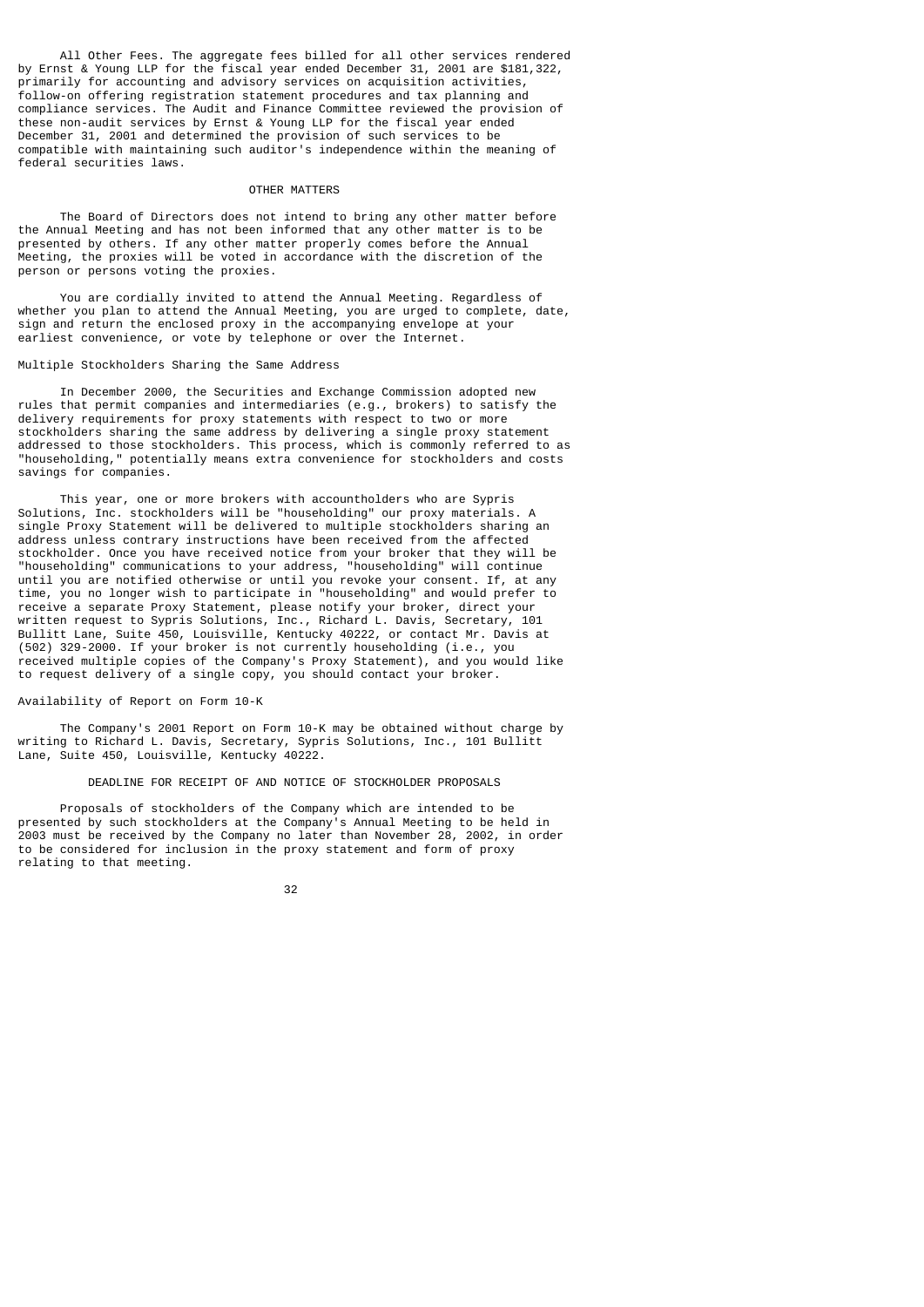All Other Fees. The aggregate fees billed for all other services rendered by Ernst & Young LLP for the fiscal year ended December 31, 2001 are $181,322, primarily for accounting and advisory services on acquisition activities, follow-on offering registration statement procedures and tax planning and compliance services. The Audit and Finance Committee reviewed the provision of these non-audit services by Ernst & Young LLP for the fiscal year ended December 31, 2001 and determined the provision of such services to be compatible with maintaining such auditor's independence within the meaning of federal securities laws.

## OTHER MATTERS

The Board of Directors does not intend to bring any other matter before the Annual Meeting and has not been informed that any other matter is to be presented by others. If any other matter properly comes before the Annual Meeting, the proxies will be voted in accordance with the discretion of the person or persons voting the proxies.

You are cordially invited to attend the Annual Meeting. Regardless of whether you plan to attend the Annual Meeting, you are urged to complete, date, sign and return the enclosed proxy in the accompanying envelope at your earliest convenience, or vote by telephone or over the Internet.

### Multiple Stockholders Sharing the Same Address

In December 2000, the Securities and Exchange Commission adopted new rules that permit companies and intermediaries (e.g., brokers) to satisfy the delivery requirements for proxy statements with respect to two or more stockholders sharing the same address by delivering a single proxy statement addressed to those stockholders. This process, which is commonly referred to as "householding," potentially means extra convenience for stockholders and costs savings for companies.

This year, one or more brokers with accountholders who are Sypris Solutions, Inc. stockholders will be "householding" our proxy materials. A single Proxy Statement will be delivered to multiple stockholders sharing an address unless contrary instructions have been received from the affected stockholder. Once you have received notice from your broker that they will be "householding" communications to your address, "householding" will continue until you are notified otherwise or until you revoke your consent. If, at any time, you no longer wish to participate in "householding" and would prefer to receive a separate Proxy Statement, please notify your broker, direct your written request to Sypris Solutions, Inc., Richard L. Davis, Secretary, 101 Bullitt Lane, Suite 450, Louisville, Kentucky 40222, or contact Mr. Davis at (502) 329-2000. If your broker is not currently householding (i.e., you received multiple copies of the Company's Proxy Statement), and you would like to request delivery of a single copy, you should contact your broker.

### Availability of Report on Form 10-K

The Company's 2001 Report on Form 10-K may be obtained without charge by writing to Richard L. Davis, Secretary, Sypris Solutions, Inc., 101 Bullitt Lane, Suite 450, Louisville, Kentucky 40222.

## DEADLINE FOR RECEIPT OF AND NOTICE OF STOCKHOLDER PROPOSALS

Proposals of stockholders of the Company which are intended to be presented by such stockholders at the Company's Annual Meeting to be held in 2003 must be received by the Company no later than November 28, 2002, in order to be considered for inclusion in the proxy statement and form of proxy relating to that meeting.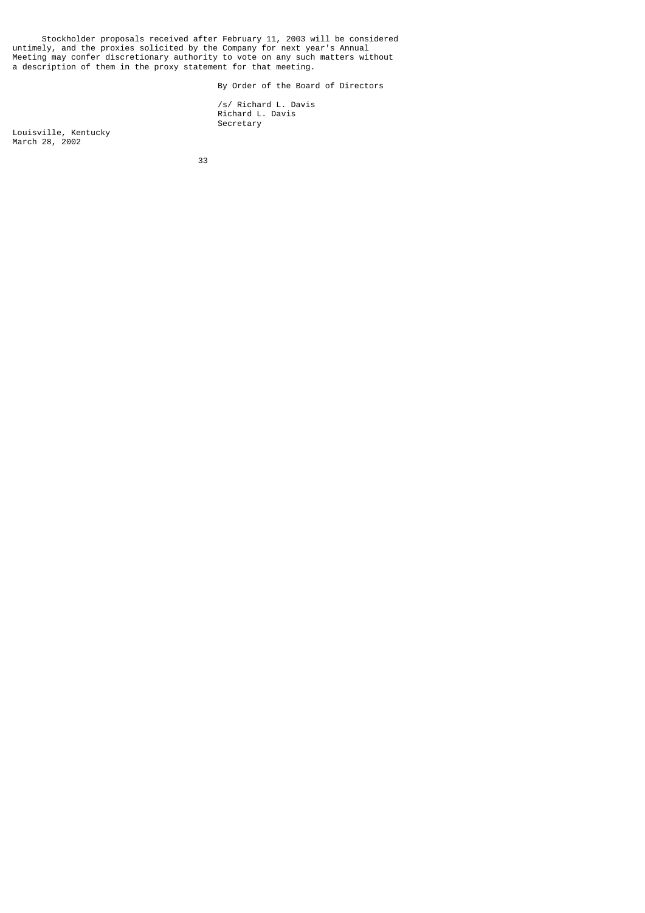Stockholder proposals received after February 11, 2003 will be considered untimely, and the proxies solicited by the Company for next year's Annual Meeting may confer discretionary authority to vote on any such matters without a description of them in the proxy statement for that meeting.

By Order of the Board of Directors

/s/ Richard L. Davis
Richard L. Davis
Secretary

Louisville, Kentucky
March 28, 2002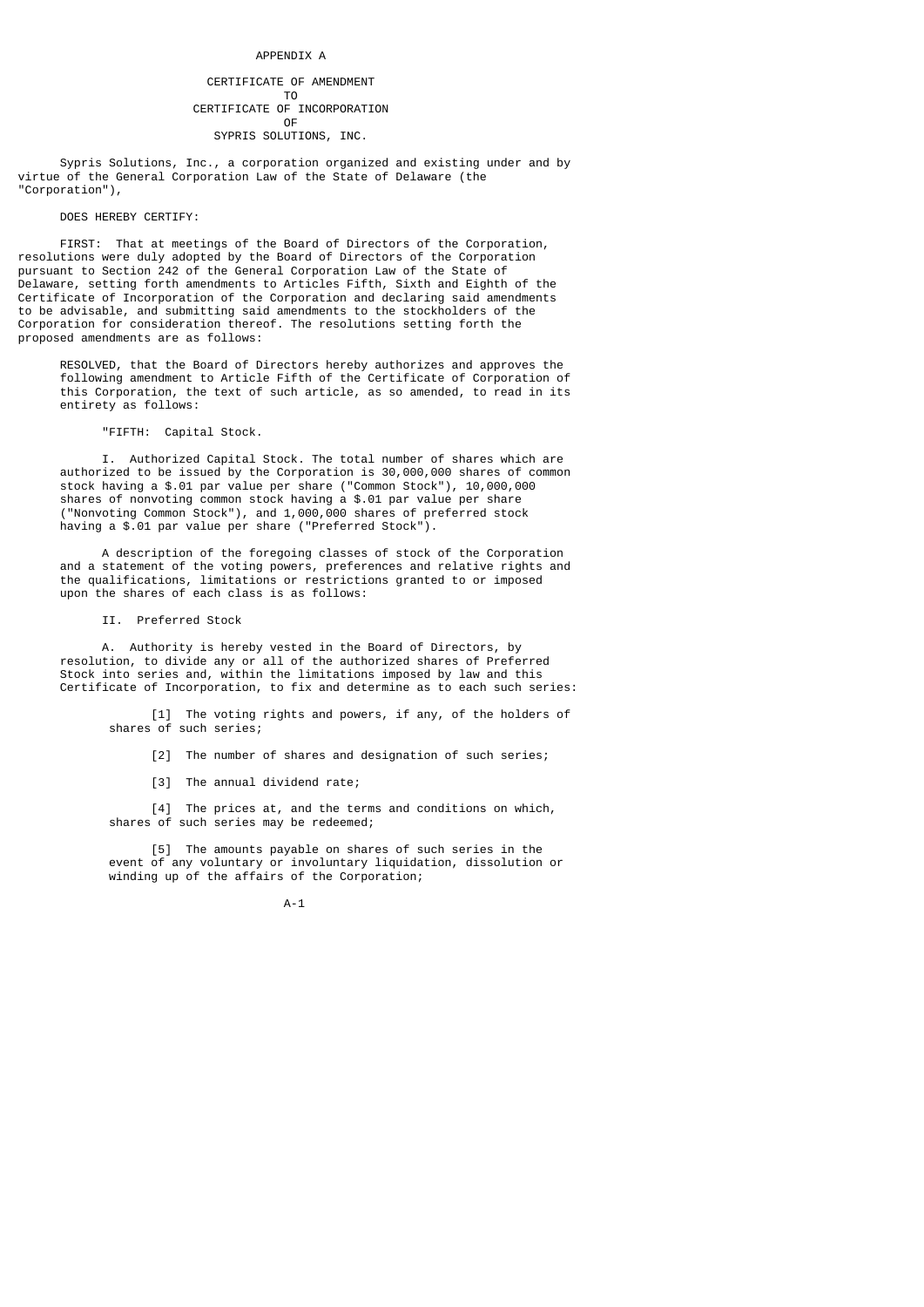# APPENDIX A

## CERTIFICATE OF AMENDMENT
## TO
## CERTIFICATE OF INCORPORATION
## OF
## SYPRIS SOLUTIONS, INC.

Sypris Solutions, Inc., a corporation organized and existing under and by virtue of the General Corporation Law of the State of Delaware (the "Corporation"),

DOES HEREBY CERTIFY:

FIRST: That at meetings of the Board of Directors of the Corporation, resolutions were duly adopted by the Board of Directors of the Corporation pursuant to Section 242 of the General Corporation Law of the State of Delaware, setting forth amendments to Articles Fifth, Sixth and Eighth of the Certificate of Incorporation of the Corporation and declaring said amendments to be advisable, and submitting said amendments to the stockholders of the Corporation for consideration thereof. The resolutions setting forth the proposed amendments are as follows:

> RESOLVED, that the Board of Directors hereby authorizes and approves the following amendment to Article Fifth of the Certificate of Corporation of this Corporation, the text of such article, as so amended, to read in its entirety as follows:
>
> "FIFTH: Capital Stock.
>
> I. Authorized Capital Stock. The total number of shares which are authorized to be issued by the Corporation is 30,000,000 shares of common stock having a $.01 par value per share ("Common Stock"), 10,000,000 shares of nonvoting common stock having a $.01 par value per share ("Nonvoting Common Stock"), and 1,000,000 shares of preferred stock having a $.01 par value per share ("Preferred Stock").
>
> A description of the foregoing classes of stock of the Corporation and a statement of the voting powers, preferences and relative rights and the qualifications, limitations or restrictions granted to or imposed upon the shares of each class is as follows:
>
> II. Preferred Stock
>
> A. Authority is hereby vested in the Board of Directors, by resolution, to divide any or all of the authorized shares of Preferred Stock into series and, within the limitations imposed by law and this Certificate of Incorporation, to fix and determine as to each such series:
>
> [1] The voting rights and powers, if any, of the holders of shares of such series;
>
> [2] The number of shares and designation of such series;
>
> [3] The annual dividend rate;
>
> [4] The prices at, and the terms and conditions on which, shares of such series may be redeemed;
>
> [5] The amounts payable on shares of such series in the event of any voluntary or involuntary liquidation, dissolution or winding up of the affairs of the Corporation;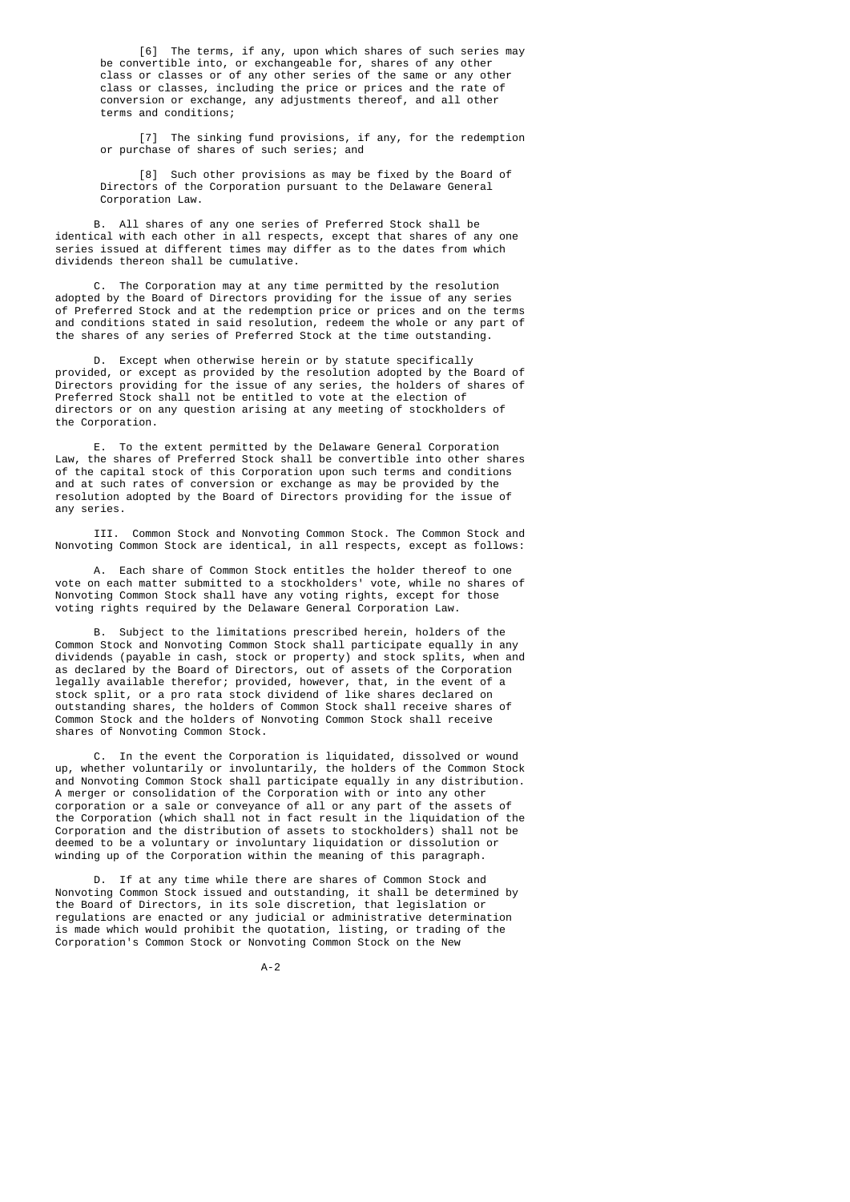[6] The terms, if any, upon which shares of such series may be convertible into, or exchangeable for, shares of any other class or classes or of any other series of the same or any other class or classes, including the price or prices and the rate of conversion or exchange, any adjustments thereof, and all other terms and conditions;

[7] The sinking fund provisions, if any, for the redemption or purchase of shares of such series; and

[8] Such other provisions as may be fixed by the Board of Directors of the Corporation pursuant to the Delaware General Corporation Law.

B. All shares of any one series of Preferred Stock shall be identical with each other in all respects, except that shares of any one series issued at different times may differ as to the dates from which dividends thereon shall be cumulative.

C. The Corporation may at any time permitted by the resolution adopted by the Board of Directors providing for the issue of any series of Preferred Stock and at the redemption price or prices and on the terms and conditions stated in said resolution, redeem the whole or any part of the shares of any series of Preferred Stock at the time outstanding.

D. Except when otherwise herein or by statute specifically provided, or except as provided by the resolution adopted by the Board of Directors providing for the issue of any series, the holders of shares of Preferred Stock shall not be entitled to vote at the election of directors or on any question arising at any meeting of stockholders of the Corporation.

E. To the extent permitted by the Delaware General Corporation Law, the shares of Preferred Stock shall be convertible into other shares of the capital stock of this Corporation upon such terms and conditions and at such rates of conversion or exchange as may be provided by the resolution adopted by the Board of Directors providing for the issue of any series.

III. Common Stock and Nonvoting Common Stock. The Common Stock and Nonvoting Common Stock are identical, in all respects, except as follows:

A. Each share of Common Stock entitles the holder thereof to one vote on each matter submitted to a stockholders' vote, while no shares of Nonvoting Common Stock shall have any voting rights, except for those voting rights required by the Delaware General Corporation Law.

B. Subject to the limitations prescribed herein, holders of the Common Stock and Nonvoting Common Stock shall participate equally in any dividends (payable in cash, stock or property) and stock splits, when and as declared by the Board of Directors, out of assets of the Corporation legally available therefor; provided, however, that, in the event of a stock split, or a pro rata stock dividend of like shares declared on outstanding shares, the holders of Common Stock shall receive shares of Common Stock and the holders of Nonvoting Common Stock shall receive shares of Nonvoting Common Stock.

C. In the event the Corporation is liquidated, dissolved or wound up, whether voluntarily or involuntarily, the holders of the Common Stock and Nonvoting Common Stock shall participate equally in any distribution. A merger or consolidation of the Corporation with or into any other corporation or a sale or conveyance of all or any part of the assets of the Corporation (which shall not in fact result in the liquidation of the Corporation and the distribution of assets to stockholders) shall not be deemed to be a voluntary or involuntary liquidation or dissolution or winding up of the Corporation within the meaning of this paragraph.

D. If at any time while there are shares of Common Stock and Nonvoting Common Stock issued and outstanding, it shall be determined by the Board of Directors, in its sole discretion, that legislation or regulations are enacted or any judicial or administrative determination is made which would prohibit the quotation, listing, or trading of the Corporation's Common Stock or Nonvoting Common Stock on the New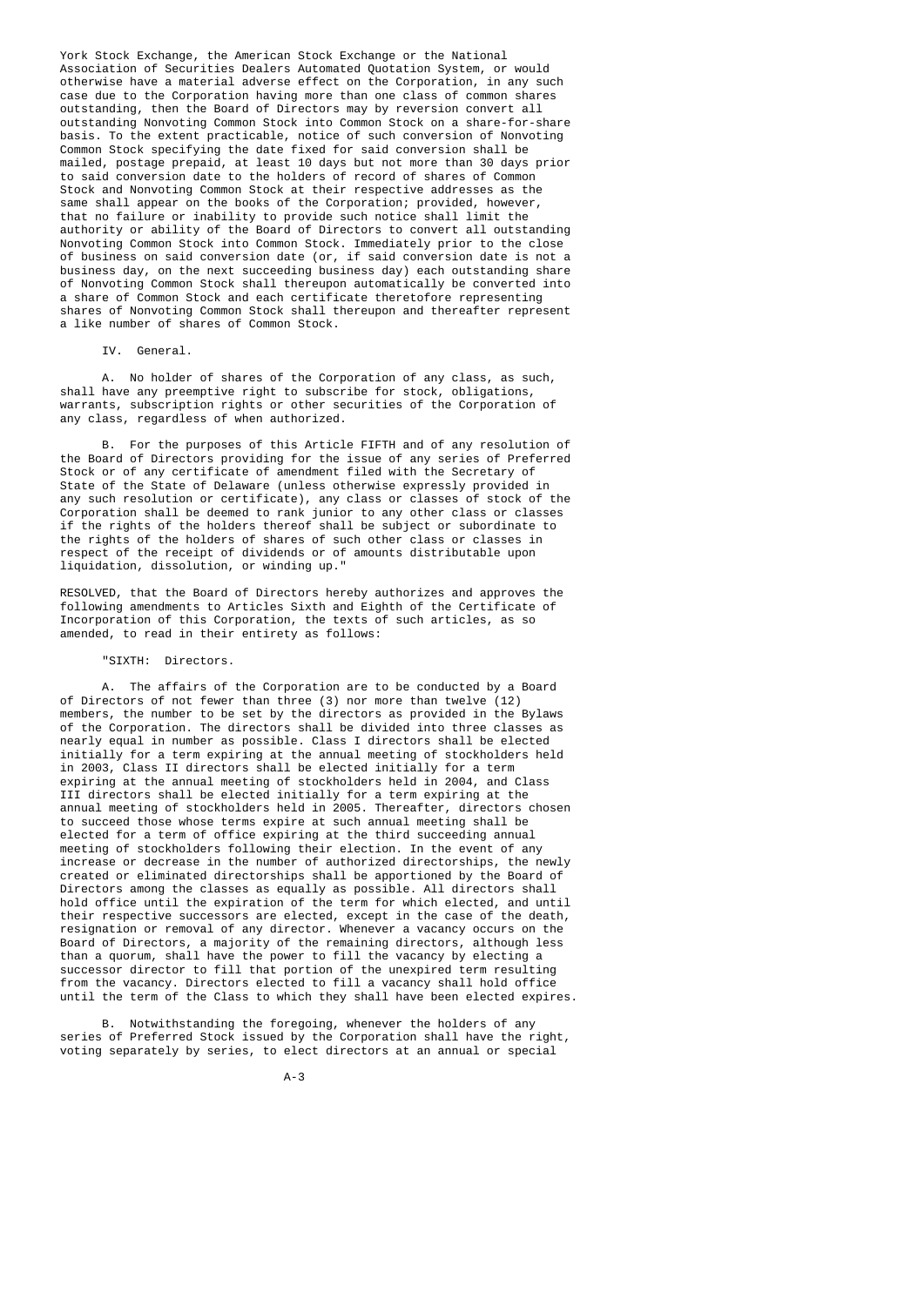York Stock Exchange, the American Stock Exchange or the National Association of Securities Dealers Automated Quotation System, or would otherwise have a material adverse effect on the Corporation, in any such case due to the Corporation having more than one class of common shares outstanding, then the Board of Directors may by reversion convert all outstanding Nonvoting Common Stock into Common Stock on a share-for-share basis. To the extent practicable, notice of such conversion of Nonvoting Common Stock specifying the date fixed for said conversion shall be mailed, postage prepaid, at least 10 days but not more than 30 days prior to said conversion date to the holders of record of shares of Common Stock and Nonvoting Common Stock at their respective addresses as the same shall appear on the books of the Corporation; provided, however, that no failure or inability to provide such notice shall limit the authority or ability of the Board of Directors to convert all outstanding Nonvoting Common Stock into Common Stock. Immediately prior to the close of business on said conversion date (or, if said conversion date is not a business day, on the next succeeding business day) each outstanding share of Nonvoting Common Stock shall thereupon automatically be converted into a share of Common Stock and each certificate theretofore representing shares of Nonvoting Common Stock shall thereupon and thereafter represent a like number of shares of Common Stock.

IV. General.

A. No holder of shares of the Corporation of any class, as such, shall have any preemptive right to subscribe for stock, obligations, warrants, subscription rights or other securities of the Corporation of any class, regardless of when authorized.

B. For the purposes of this Article FIFTH and of any resolution of the Board of Directors providing for the issue of any series of Preferred Stock or of any certificate of amendment filed with the Secretary of State of the State of Delaware (unless otherwise expressly provided in any such resolution or certificate), any class or classes of stock of the Corporation shall be deemed to rank junior to any other class or classes if the rights of the holders thereof shall be subject or subordinate to the rights of the holders of shares of such other class or classes in respect of the receipt of dividends or of amounts distributable upon liquidation, dissolution, or winding up."

RESOLVED, that the Board of Directors hereby authorizes and approves the following amendments to Articles Sixth and Eighth of the Certificate of Incorporation of this Corporation, the texts of such articles, as so amended, to read in their entirety as follows:

"SIXTH: Directors.

A. The affairs of the Corporation are to be conducted by a Board of Directors of not fewer than three (3) nor more than twelve (12) members, the number to be set by the directors as provided in the Bylaws of the Corporation. The directors shall be divided into three classes as nearly equal in number as possible. Class I directors shall be elected initially for a term expiring at the annual meeting of stockholders held in 2003, Class II directors shall be elected initially for a term expiring at the annual meeting of stockholders held in 2004, and Class III directors shall be elected initially for a term expiring at the annual meeting of stockholders held in 2005. Thereafter, directors chosen to succeed those whose terms expire at such annual meeting shall be elected for a term of office expiring at the third succeeding annual meeting of stockholders following their election. In the event of any increase or decrease in the number of authorized directorships, the newly created or eliminated directorships shall be apportioned by the Board of Directors among the classes as equally as possible. All directors shall hold office until the expiration of the term for which elected, and until their respective successors are elected, except in the case of the death, resignation or removal of any director. Whenever a vacancy occurs on the Board of Directors, a majority of the remaining directors, although less than a quorum, shall have the power to fill the vacancy by electing a successor director to fill that portion of the unexpired term resulting from the vacancy. Directors elected to fill a vacancy shall hold office until the term of the Class to which they shall have been elected expires.

B. Notwithstanding the foregoing, whenever the holders of any series of Preferred Stock issued by the Corporation shall have the right, voting separately by series, to elect directors at an annual or special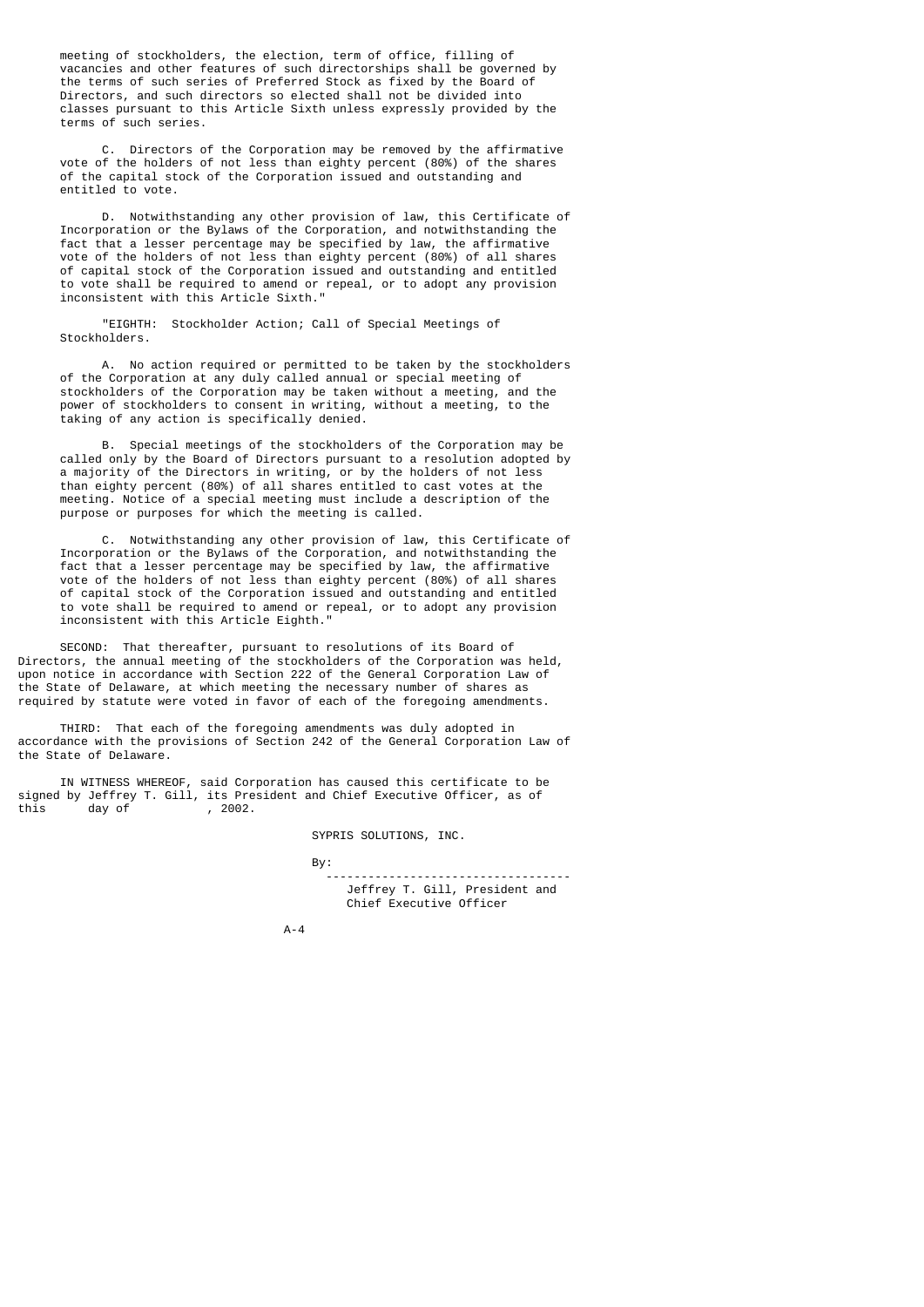meeting of stockholders, the election, term of office, filling of vacancies and other features of such directorships shall be governed by the terms of such series of Preferred Stock as fixed by the Board of Directors, and such directors so elected shall not be divided into classes pursuant to this Article Sixth unless expressly provided by the terms of such series.

C. Directors of the Corporation may be removed by the affirmative vote of the holders of not less than eighty percent (80%) of the shares of the capital stock of the Corporation issued and outstanding and entitled to vote.

D. Notwithstanding any other provision of law, this Certificate of Incorporation or the Bylaws of the Corporation, and notwithstanding the fact that a lesser percentage may be specified by law, the affirmative vote of the holders of not less than eighty percent (80%) of all shares of capital stock of the Corporation issued and outstanding and entitled to vote shall be required to amend or repeal, or to adopt any provision inconsistent with this Article Sixth."

"EIGHTH: Stockholder Action; Call of Special Meetings of Stockholders.

A. No action required or permitted to be taken by the stockholders of the Corporation at any duly called annual or special meeting of stockholders of the Corporation may be taken without a meeting, and the power of stockholders to consent in writing, without a meeting, to the taking of any action is specifically denied.

B. Special meetings of the stockholders of the Corporation may be called only by the Board of Directors pursuant to a resolution adopted by a majority of the Directors in writing, or by the holders of not less than eighty percent (80%) of all shares entitled to cast votes at the meeting. Notice of a special meeting must include a description of the purpose or purposes for which the meeting is called.

C. Notwithstanding any other provision of law, this Certificate of Incorporation or the Bylaws of the Corporation, and notwithstanding the fact that a lesser percentage may be specified by law, the affirmative vote of the holders of not less than eighty percent (80%) of all shares of capital stock of the Corporation issued and outstanding and entitled to vote shall be required to amend or repeal, or to adopt any provision inconsistent with this Article Eighth."

SECOND: That thereafter, pursuant to resolutions of its Board of Directors, the annual meeting of the stockholders of the Corporation was held, upon notice in accordance with Section 222 of the General Corporation Law of the State of Delaware, at which meeting the necessary number of shares as required by statute were voted in favor of each of the foregoing amendments.

THIRD: That each of the foregoing amendments was duly adopted in accordance with the provisions of Section 242 of the General Corporation Law of the State of Delaware.

IN WITNESS WHEREOF, said Corporation has caused this certificate to be signed by Jeffrey T. Gill, its President and Chief Executive Officer, as of this day of , 2002.

SYPRIS SOLUTIONS, INC.

By:
-----------------------------------
Jeffrey T. Gill, President and
Chief Executive Officer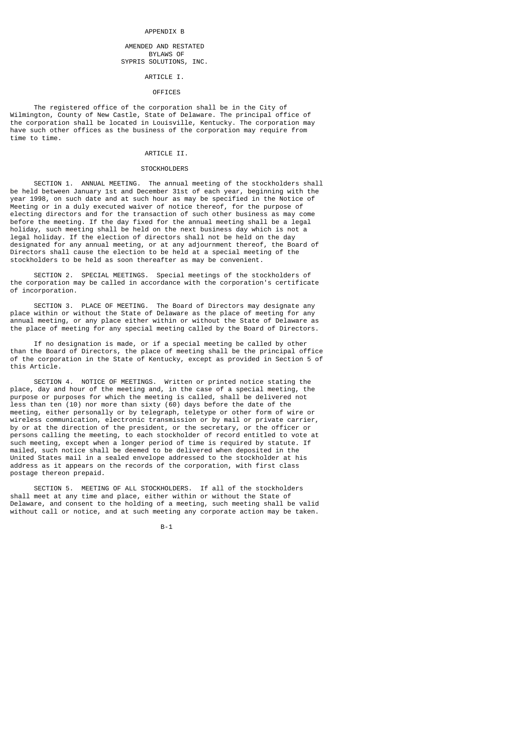APPENDIX B

# AMENDED AND RESTATED BYLAWS OF SYPRIS SOLUTIONS, INC.

## ARTICLE I.

## OFFICES

The registered office of the corporation shall be in the City of Wilmington, County of New Castle, State of Delaware. The principal office of the corporation shall be located in Louisville, Kentucky. The corporation may have such other offices as the business of the corporation may require from time to time.

## ARTICLE II.

## STOCKHOLDERS

SECTION 1. ANNUAL MEETING. The annual meeting of the stockholders shall be held between January 1st and December 31st of each year, beginning with the year 1998, on such date and at such hour as may be specified in the Notice of Meeting or in a duly executed waiver of notice thereof, for the purpose of electing directors and for the transaction of such other business as may come before the meeting. If the day fixed for the annual meeting shall be a legal holiday, such meeting shall be held on the next business day which is not a legal holiday. If the election of directors shall not be held on the day designated for any annual meeting, or at any adjournment thereof, the Board of Directors shall cause the election to be held at a special meeting of the stockholders to be held as soon thereafter as may be convenient.

SECTION 2. SPECIAL MEETINGS. Special meetings of the stockholders of the corporation may be called in accordance with the corporation's certificate of incorporation.

SECTION 3. PLACE OF MEETING. The Board of Directors may designate any place within or without the State of Delaware as the place of meeting for any annual meeting, or any place either within or without the State of Delaware as the place of meeting for any special meeting called by the Board of Directors.

If no designation is made, or if a special meeting be called by other than the Board of Directors, the place of meeting shall be the principal office of the corporation in the State of Kentucky, except as provided in Section 5 of this Article.

SECTION 4. NOTICE OF MEETINGS. Written or printed notice stating the place, day and hour of the meeting and, in the case of a special meeting, the purpose or purposes for which the meeting is called, shall be delivered not less than ten (10) nor more than sixty (60) days before the date of the meeting, either personally or by telegraph, teletype or other form of wire or wireless communication, electronic transmission or by mail or private carrier, by or at the direction of the president, or the secretary, or the officer or persons calling the meeting, to each stockholder of record entitled to vote at such meeting, except when a longer period of time is required by statute. If mailed, such notice shall be deemed to be delivered when deposited in the United States mail in a sealed envelope addressed to the stockholder at his address as it appears on the records of the corporation, with first class postage thereon prepaid.

SECTION 5. MEETING OF ALL STOCKHOLDERS. If all of the stockholders shall meet at any time and place, either within or without the State of Delaware, and consent to the holding of a meeting, such meeting shall be valid without call or notice, and at such meeting any corporate action may be taken.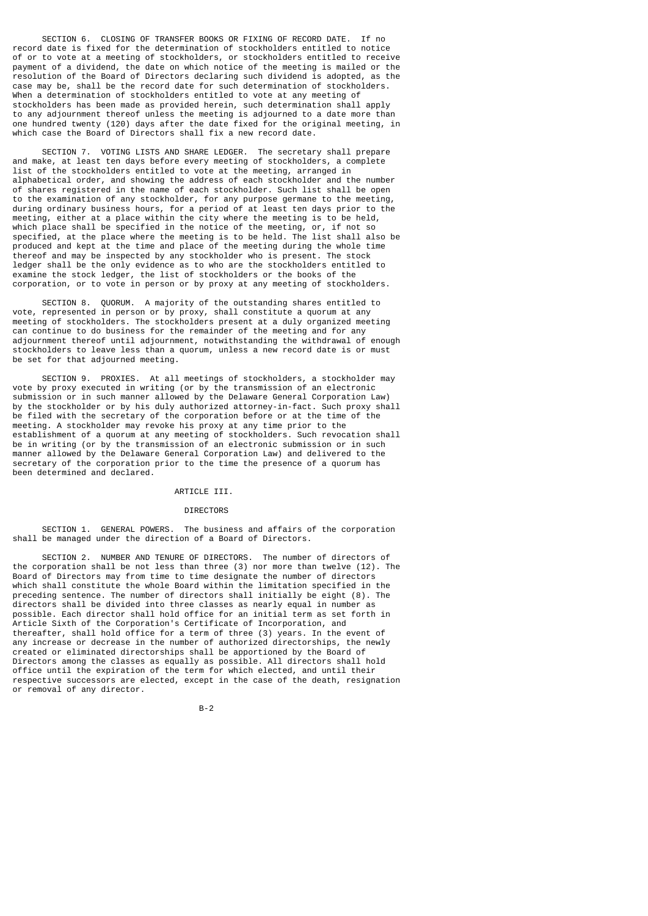SECTION 6. CLOSING OF TRANSFER BOOKS OR FIXING OF RECORD DATE. If no record date is fixed for the determination of stockholders entitled to notice of or to vote at a meeting of stockholders, or stockholders entitled to receive payment of a dividend, the date on which notice of the meeting is mailed or the resolution of the Board of Directors declaring such dividend is adopted, as the case may be, shall be the record date for such determination of stockholders. When a determination of stockholders entitled to vote at any meeting of stockholders has been made as provided herein, such determination shall apply to any adjournment thereof unless the meeting is adjourned to a date more than one hundred twenty (120) days after the date fixed for the original meeting, in which case the Board of Directors shall fix a new record date.

SECTION 7. VOTING LISTS AND SHARE LEDGER. The secretary shall prepare and make, at least ten days before every meeting of stockholders, a complete list of the stockholders entitled to vote at the meeting, arranged in alphabetical order, and showing the address of each stockholder and the number of shares registered in the name of each stockholder. Such list shall be open to the examination of any stockholder, for any purpose germane to the meeting, during ordinary business hours, for a period of at least ten days prior to the meeting, either at a place within the city where the meeting is to be held, which place shall be specified in the notice of the meeting, or, if not so specified, at the place where the meeting is to be held. The list shall also be produced and kept at the time and place of the meeting during the whole time thereof and may be inspected by any stockholder who is present. The stock ledger shall be the only evidence as to who are the stockholders entitled to examine the stock ledger, the list of stockholders or the books of the corporation, or to vote in person or by proxy at any meeting of stockholders.

SECTION 8. QUORUM. A majority of the outstanding shares entitled to vote, represented in person or by proxy, shall constitute a quorum at any meeting of stockholders. The stockholders present at a duly organized meeting can continue to do business for the remainder of the meeting and for any adjournment thereof until adjournment, notwithstanding the withdrawal of enough stockholders to leave less than a quorum, unless a new record date is or must be set for that adjourned meeting.

SECTION 9. PROXIES. At all meetings of stockholders, a stockholder may vote by proxy executed in writing (or by the transmission of an electronic submission or in such manner allowed by the Delaware General Corporation Law) by the stockholder or by his duly authorized attorney-in-fact. Such proxy shall be filed with the secretary of the corporation before or at the time of the meeting. A stockholder may revoke his proxy at any time prior to the establishment of a quorum at any meeting of stockholders. Such revocation shall be in writing (or by the transmission of an electronic submission or in such manner allowed by the Delaware General Corporation Law) and delivered to the secretary of the corporation prior to the time the presence of a quorum has been determined and declared.

## ARTICLE III.

## DIRECTORS

SECTION 1. GENERAL POWERS. The business and affairs of the corporation shall be managed under the direction of a Board of Directors.

SECTION 2. NUMBER AND TENURE OF DIRECTORS. The number of directors of the corporation shall be not less than three (3) nor more than twelve (12). The Board of Directors may from time to time designate the number of directors which shall constitute the whole Board within the limitation specified in the preceding sentence. The number of directors shall initially be eight (8). The directors shall be divided into three classes as nearly equal in number as possible. Each director shall hold office for an initial term as set forth in Article Sixth of the Corporation's Certificate of Incorporation, and thereafter, shall hold office for a term of three (3) years. In the event of any increase or decrease in the number of authorized directorships, the newly created or eliminated directorships shall be apportioned by the Board of Directors among the classes as equally as possible. All directors shall hold office until the expiration of the term for which elected, and until their respective successors are elected, except in the case of the death, resignation or removal of any director.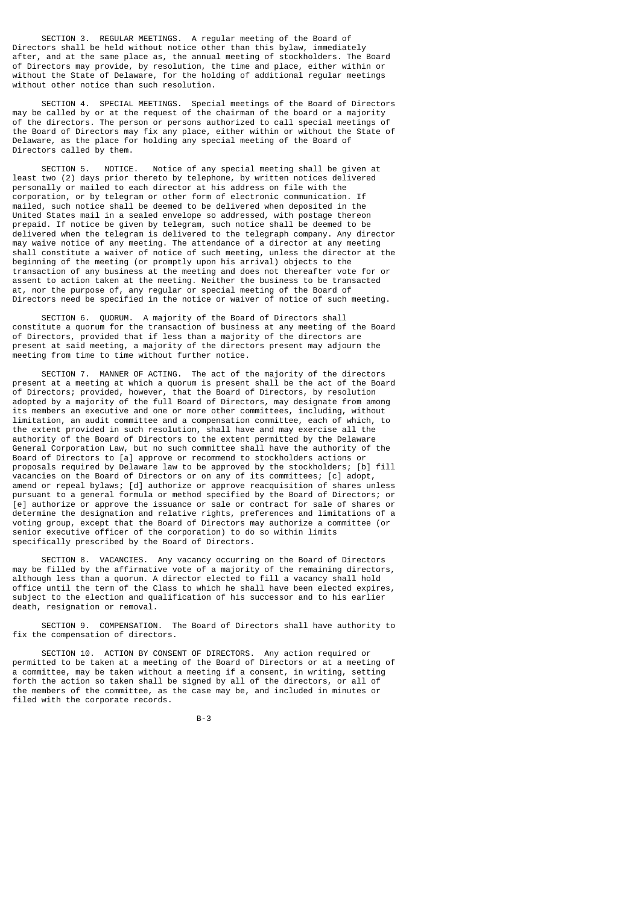SECTION 3. REGULAR MEETINGS. A regular meeting of the Board of Directors shall be held without notice other than this bylaw, immediately after, and at the same place as, the annual meeting of stockholders. The Board of Directors may provide, by resolution, the time and place, either within or without the State of Delaware, for the holding of additional regular meetings without other notice than such resolution.

SECTION 4. SPECIAL MEETINGS. Special meetings of the Board of Directors may be called by or at the request of the chairman of the board or a majority of the directors. The person or persons authorized to call special meetings of the Board of Directors may fix any place, either within or without the State of Delaware, as the place for holding any special meeting of the Board of Directors called by them.

SECTION 5. NOTICE. Notice of any special meeting shall be given at least two (2) days prior thereto by telephone, by written notices delivered personally or mailed to each director at his address on file with the corporation, or by telegram or other form of electronic communication. If mailed, such notice shall be deemed to be delivered when deposited in the United States mail in a sealed envelope so addressed, with postage thereon prepaid. If notice be given by telegram, such notice shall be deemed to be delivered when the telegram is delivered to the telegraph company. Any director may waive notice of any meeting. The attendance of a director at any meeting shall constitute a waiver of notice of such meeting, unless the director at the beginning of the meeting (or promptly upon his arrival) objects to the transaction of any business at the meeting and does not thereafter vote for or assent to action taken at the meeting. Neither the business to be transacted at, nor the purpose of, any regular or special meeting of the Board of Directors need be specified in the notice or waiver of notice of such meeting.

SECTION 6. QUORUM. A majority of the Board of Directors shall constitute a quorum for the transaction of business at any meeting of the Board of Directors, provided that if less than a majority of the directors are present at said meeting, a majority of the directors present may adjourn the meeting from time to time without further notice.

SECTION 7. MANNER OF ACTING. The act of the majority of the directors present at a meeting at which a quorum is present shall be the act of the Board of Directors; provided, however, that the Board of Directors, by resolution adopted by a majority of the full Board of Directors, may designate from among its members an executive and one or more other committees, including, without limitation, an audit committee and a compensation committee, each of which, to the extent provided in such resolution, shall have and may exercise all the authority of the Board of Directors to the extent permitted by the Delaware General Corporation Law, but no such committee shall have the authority of the Board of Directors to [a] approve or recommend to stockholders actions or proposals required by Delaware law to be approved by the stockholders; [b] fill vacancies on the Board of Directors or on any of its committees; [c] adopt, amend or repeal bylaws; [d] authorize or approve reacquisition of shares unless pursuant to a general formula or method specified by the Board of Directors; or [e] authorize or approve the issuance or sale or contract for sale of shares or determine the designation and relative rights, preferences and limitations of a voting group, except that the Board of Directors may authorize a committee (or senior executive officer of the corporation) to do so within limits specifically prescribed by the Board of Directors.

SECTION 8. VACANCIES. Any vacancy occurring on the Board of Directors may be filled by the affirmative vote of a majority of the remaining directors, although less than a quorum. A director elected to fill a vacancy shall hold office until the term of the Class to which he shall have been elected expires, subject to the election and qualification of his successor and to his earlier death, resignation or removal.

SECTION 9. COMPENSATION. The Board of Directors shall have authority to fix the compensation of directors.

SECTION 10. ACTION BY CONSENT OF DIRECTORS. Any action required or permitted to be taken at a meeting of the Board of Directors or at a meeting of a committee, may be taken without a meeting if a consent, in writing, setting forth the action so taken shall be signed by all of the directors, or all of the members of the committee, as the case may be, and included in minutes or filed with the corporate records.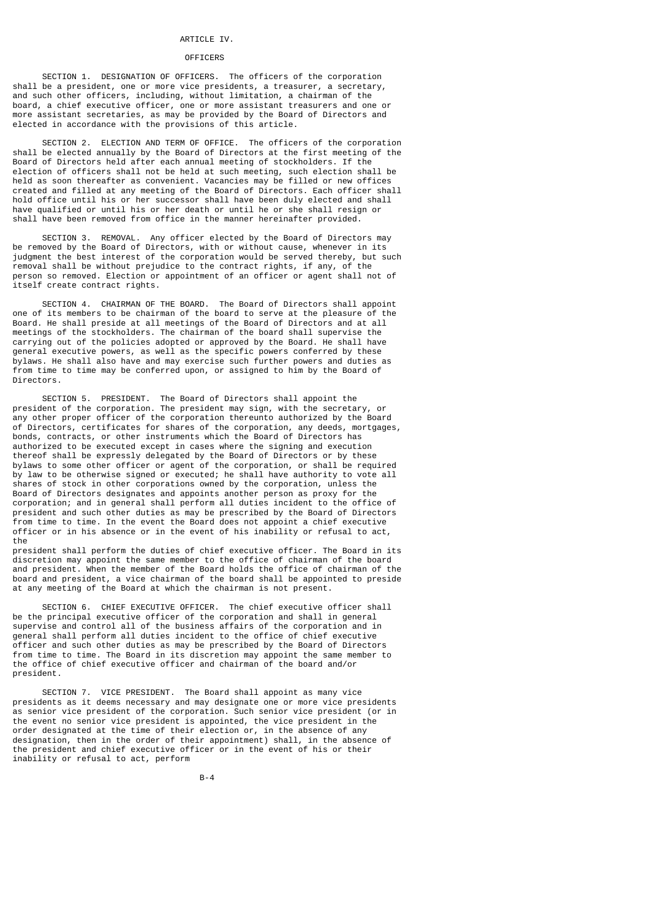# ARTICLE IV.

## OFFICERS

SECTION 1. DESIGNATION OF OFFICERS. The officers of the corporation shall be a president, one or more vice presidents, a treasurer, a secretary, and such other officers, including, without limitation, a chairman of the board, a chief executive officer, one or more assistant treasurers and one or more assistant secretaries, as may be provided by the Board of Directors and elected in accordance with the provisions of this article.

SECTION 2. ELECTION AND TERM OF OFFICE. The officers of the corporation shall be elected annually by the Board of Directors at the first meeting of the Board of Directors held after each annual meeting of stockholders. If the election of officers shall not be held at such meeting, such election shall be held as soon thereafter as convenient. Vacancies may be filled or new offices created and filled at any meeting of the Board of Directors. Each officer shall hold office until his or her successor shall have been duly elected and shall have qualified or until his or her death or until he or she shall resign or shall have been removed from office in the manner hereinafter provided.

SECTION 3. REMOVAL. Any officer elected by the Board of Directors may be removed by the Board of Directors, with or without cause, whenever in its judgment the best interest of the corporation would be served thereby, but such removal shall be without prejudice to the contract rights, if any, of the person so removed. Election or appointment of an officer or agent shall not of itself create contract rights.

SECTION 4. CHAIRMAN OF THE BOARD. The Board of Directors shall appoint one of its members to be chairman of the board to serve at the pleasure of the Board. He shall preside at all meetings of the Board of Directors and at all meetings of the stockholders. The chairman of the board shall supervise the carrying out of the policies adopted or approved by the Board. He shall have general executive powers, as well as the specific powers conferred by these bylaws. He shall also have and may exercise such further powers and duties as from time to time may be conferred upon, or assigned to him by the Board of Directors.

SECTION 5. PRESIDENT. The Board of Directors shall appoint the president of the corporation. The president may sign, with the secretary, or any other proper officer of the corporation thereunto authorized by the Board of Directors, certificates for shares of the corporation, any deeds, mortgages, bonds, contracts, or other instruments which the Board of Directors has authorized to be executed except in cases where the signing and execution thereof shall be expressly delegated by the Board of Directors or by these bylaws to some other officer or agent of the corporation, or shall be required by law to be otherwise signed or executed; he shall have authority to vote all shares of stock in other corporations owned by the corporation, unless the Board of Directors designates and appoints another person as proxy for the corporation; and in general shall perform all duties incident to the office of president and such other duties as may be prescribed by the Board of Directors from time to time. In the event the Board does not appoint a chief executive officer or in his absence or in the event of his inability or refusal to act, the president shall perform the duties of chief executive officer. The Board in its discretion may appoint the same member to the office of chairman of the board and president. When the member of the Board holds the office of chairman of the board and president, a vice chairman of the board shall be appointed to preside at any meeting of the Board at which the chairman is not present.

SECTION 6. CHIEF EXECUTIVE OFFICER. The chief executive officer shall be the principal executive officer of the corporation and shall in general supervise and control all of the business affairs of the corporation and in general shall perform all duties incident to the office of chief executive officer and such other duties as may be prescribed by the Board of Directors from time to time. The Board in its discretion may appoint the same member to the office of chief executive officer and chairman of the board and/or president.

SECTION 7. VICE PRESIDENT. The Board shall appoint as many vice presidents as it deems necessary and may designate one or more vice presidents as senior vice president of the corporation. Such senior vice president (or in the event no senior vice president is appointed, the vice president in the order designated at the time of their election or, in the absence of any designation, then in the order of their appointment) shall, in the absence of the president and chief executive officer or in the event of his or their inability or refusal to act, perform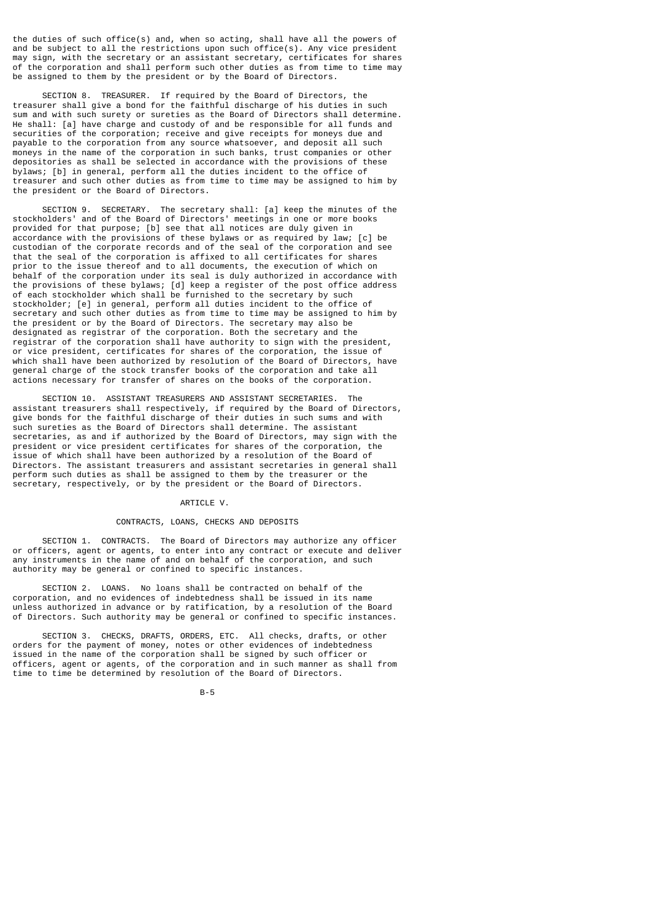the duties of such office(s) and, when so acting, shall have all the powers of and be subject to all the restrictions upon such office(s). Any vice president may sign, with the secretary or an assistant secretary, certificates for shares of the corporation and shall perform such other duties as from time to time may be assigned to them by the president or by the Board of Directors.

SECTION 8. TREASURER. If required by the Board of Directors, the treasurer shall give a bond for the faithful discharge of his duties in such sum and with such surety or sureties as the Board of Directors shall determine. He shall: [a] have charge and custody of and be responsible for all funds and securities of the corporation; receive and give receipts for moneys due and payable to the corporation from any source whatsoever, and deposit all such moneys in the name of the corporation in such banks, trust companies or other depositories as shall be selected in accordance with the provisions of these bylaws; [b] in general, perform all the duties incident to the office of treasurer and such other duties as from time to time may be assigned to him by the president or the Board of Directors.

SECTION 9. SECRETARY. The secretary shall: [a] keep the minutes of the stockholders' and of the Board of Directors' meetings in one or more books provided for that purpose; [b] see that all notices are duly given in accordance with the provisions of these bylaws or as required by law; [c] be custodian of the corporate records and of the seal of the corporation and see that the seal of the corporation is affixed to all certificates for shares prior to the issue thereof and to all documents, the execution of which on behalf of the corporation under its seal is duly authorized in accordance with the provisions of these bylaws; [d] keep a register of the post office address of each stockholder which shall be furnished to the secretary by such stockholder; [e] in general, perform all duties incident to the office of secretary and such other duties as from time to time may be assigned to him by the president or by the Board of Directors. The secretary may also be designated as registrar of the corporation. Both the secretary and the registrar of the corporation shall have authority to sign with the president, or vice president, certificates for shares of the corporation, the issue of which shall have been authorized by resolution of the Board of Directors, have general charge of the stock transfer books of the corporation and take all actions necessary for transfer of shares on the books of the corporation.

SECTION 10. ASSISTANT TREASURERS AND ASSISTANT SECRETARIES. The assistant treasurers shall respectively, if required by the Board of Directors, give bonds for the faithful discharge of their duties in such sums and with such sureties as the Board of Directors shall determine. The assistant secretaries, as and if authorized by the Board of Directors, may sign with the president or vice president certificates for shares of the corporation, the issue of which shall have been authorized by a resolution of the Board of Directors. The assistant treasurers and assistant secretaries in general shall perform such duties as shall be assigned to them by the treasurer or the secretary, respectively, or by the president or the Board of Directors.

## ARTICLE V.

## CONTRACTS, LOANS, CHECKS AND DEPOSITS

SECTION 1. CONTRACTS. The Board of Directors may authorize any officer or officers, agent or agents, to enter into any contract or execute and deliver any instruments in the name of and on behalf of the corporation, and such authority may be general or confined to specific instances.

SECTION 2. LOANS. No loans shall be contracted on behalf of the corporation, and no evidences of indebtedness shall be issued in its name unless authorized in advance or by ratification, by a resolution of the Board of Directors. Such authority may be general or confined to specific instances.

SECTION 3. CHECKS, DRAFTS, ORDERS, ETC. All checks, drafts, or other orders for the payment of money, notes or other evidences of indebtedness issued in the name of the corporation shall be signed by such officer or officers, agent or agents, of the corporation and in such manner as shall from time to time be determined by resolution of the Board of Directors.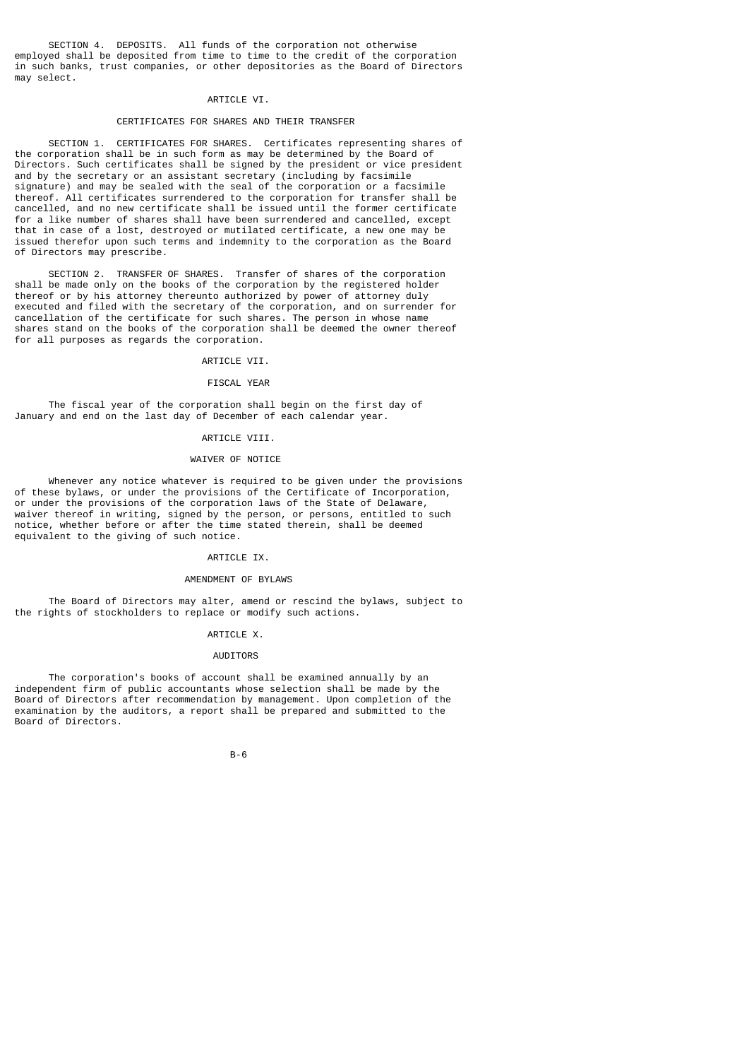SECTION 4. DEPOSITS. All funds of the corporation not otherwise employed shall be deposited from time to time to the credit of the corporation in such banks, trust companies, or other depositories as the Board of Directors may select.

## ARTICLE VI.

## CERTIFICATES FOR SHARES AND THEIR TRANSFER

SECTION 1. CERTIFICATES FOR SHARES. Certificates representing shares of the corporation shall be in such form as may be determined by the Board of Directors. Such certificates shall be signed by the president or vice president and by the secretary or an assistant secretary (including by facsimile signature) and may be sealed with the seal of the corporation or a facsimile thereof. All certificates surrendered to the corporation for transfer shall be cancelled, and no new certificate shall be issued until the former certificate for a like number of shares shall have been surrendered and cancelled, except that in case of a lost, destroyed or mutilated certificate, a new one may be issued therefor upon such terms and indemnity to the corporation as the Board of Directors may prescribe.

SECTION 2. TRANSFER OF SHARES. Transfer of shares of the corporation shall be made only on the books of the corporation by the registered holder thereof or by his attorney thereunto authorized by power of attorney duly executed and filed with the secretary of the corporation, and on surrender for cancellation of the certificate for such shares. The person in whose name shares stand on the books of the corporation shall be deemed the owner thereof for all purposes as regards the corporation.

## ARTICLE VII.

## FISCAL YEAR

The fiscal year of the corporation shall begin on the first day of January and end on the last day of December of each calendar year.

## ARTICLE VIII.

## WAIVER OF NOTICE

Whenever any notice whatever is required to be given under the provisions of these bylaws, or under the provisions of the Certificate of Incorporation, or under the provisions of the corporation laws of the State of Delaware, waiver thereof in writing, signed by the person, or persons, entitled to such notice, whether before or after the time stated therein, shall be deemed equivalent to the giving of such notice.

## ARTICLE IX.

## AMENDMENT OF BYLAWS

The Board of Directors may alter, amend or rescind the bylaws, subject to the rights of stockholders to replace or modify such actions.

## ARTICLE X.

## AUDITORS

The corporation's books of account shall be examined annually by an independent firm of public accountants whose selection shall be made by the Board of Directors after recommendation by management. Upon completion of the examination by the auditors, a report shall be prepared and submitted to the Board of Directors.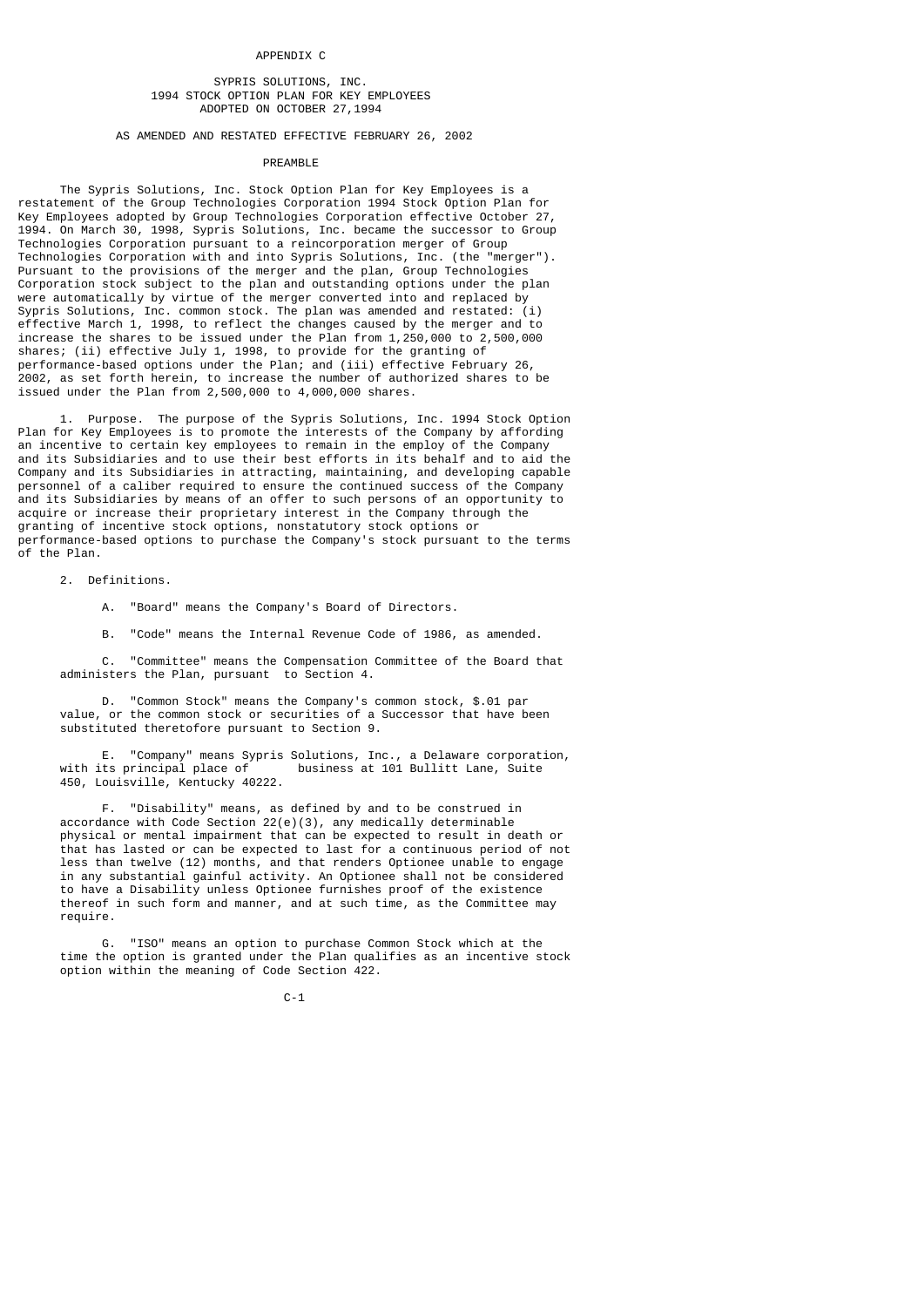APPENDIX C

# SYPRIS SOLUTIONS, INC.
## 1994 STOCK OPTION PLAN FOR KEY EMPLOYEES
### ADOPTED ON OCTOBER 27,1994

### AS AMENDED AND RESTATED EFFECTIVE FEBRUARY 26, 2002

### PREAMBLE

The Sypris Solutions, Inc. Stock Option Plan for Key Employees is a restatement of the Group Technologies Corporation 1994 Stock Option Plan for Key Employees adopted by Group Technologies Corporation effective October 27, 1994. On March 30, 1998, Sypris Solutions, Inc. became the successor to Group Technologies Corporation pursuant to a reincorporation merger of Group Technologies Corporation with and into Sypris Solutions, Inc. (the "merger"). Pursuant to the provisions of the merger and the plan, Group Technologies Corporation stock subject to the plan and outstanding options under the plan were automatically by virtue of the merger converted into and replaced by Sypris Solutions, Inc. common stock. The plan was amended and restated: (i) effective March 1, 1998, to reflect the changes caused by the merger and to increase the shares to be issued under the Plan from 1,250,000 to 2,500,000 shares; (ii) effective July 1, 1998, to provide for the granting of performance-based options under the Plan; and (iii) effective February 26, 2002, as set forth herein, to increase the number of authorized shares to be issued under the Plan from 2,500,000 to 4,000,000 shares.

1. Purpose. The purpose of the Sypris Solutions, Inc. 1994 Stock Option Plan for Key Employees is to promote the interests of the Company by affording an incentive to certain key employees to remain in the employ of the Company and its Subsidiaries and to use their best efforts in its behalf and to aid the Company and its Subsidiaries in attracting, maintaining, and developing capable personnel of a caliber required to ensure the continued success of the Company and its Subsidiaries by means of an offer to such persons of an opportunity to acquire or increase their proprietary interest in the Company through the granting of incentive stock options, nonstatutory stock options or performance-based options to purchase the Company's stock pursuant to the terms of the Plan.

2. Definitions.

A. "Board" means the Company's Board of Directors.

B. "Code" means the Internal Revenue Code of 1986, as amended.

C. "Committee" means the Compensation Committee of the Board that administers the Plan, pursuant to Section 4.

D. "Common Stock" means the Company's common stock, $.01 par value, or the common stock or securities of a Successor that have been substituted theretofore pursuant to Section 9.

E. "Company" means Sypris Solutions, Inc., a Delaware corporation, with its principal place of business at 101 Bullitt Lane, Suite 450, Louisville, Kentucky 40222.

F. "Disability" means, as defined by and to be construed in accordance with Code Section 22(e)(3), any medically determinable physical or mental impairment that can be expected to result in death or that has lasted or can be expected to last for a continuous period of not less than twelve (12) months, and that renders Optionee unable to engage in any substantial gainful activity. An Optionee shall not be considered to have a Disability unless Optionee furnishes proof of the existence thereof in such form and manner, and at such time, as the Committee may require.

G. "ISO" means an option to purchase Common Stock which at the time the option is granted under the Plan qualifies as an incentive stock option within the meaning of Code Section 422.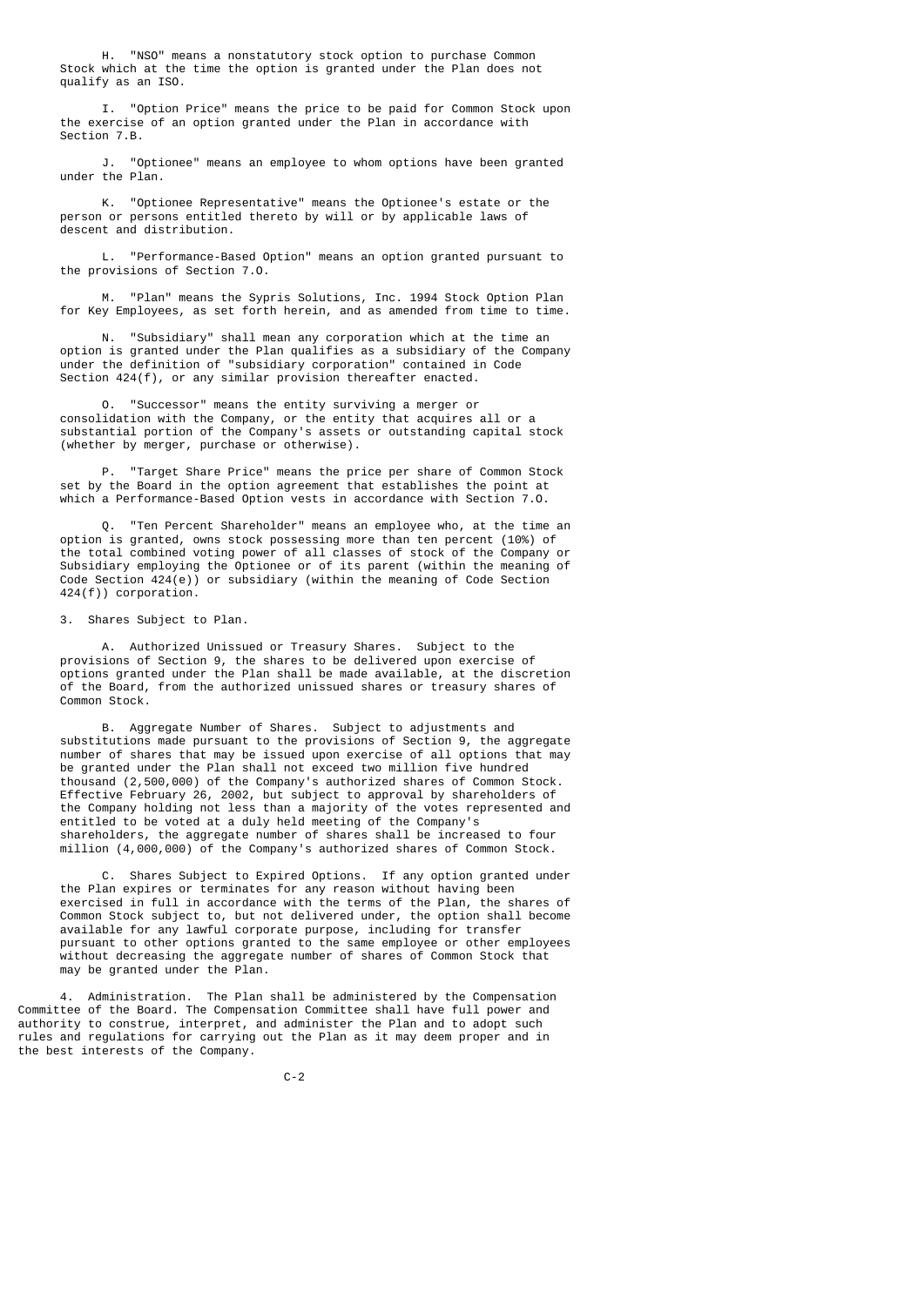H. "NSO" means a nonstatutory stock option to purchase Common Stock which at the time the option is granted under the Plan does not qualify as an ISO.

I. "Option Price" means the price to be paid for Common Stock upon the exercise of an option granted under the Plan in accordance with Section 7.B.

J. "Optionee" means an employee to whom options have been granted under the Plan.

K. "Optionee Representative" means the Optionee's estate or the person or persons entitled thereto by will or by applicable laws of descent and distribution.

L. "Performance-Based Option" means an option granted pursuant to the provisions of Section 7.O.

M. "Plan" means the Sypris Solutions, Inc. 1994 Stock Option Plan for Key Employees, as set forth herein, and as amended from time to time.

N. "Subsidiary" shall mean any corporation which at the time an option is granted under the Plan qualifies as a subsidiary of the Company under the definition of "subsidiary corporation" contained in Code Section 424(f), or any similar provision thereafter enacted.

O. "Successor" means the entity surviving a merger or consolidation with the Company, or the entity that acquires all or a substantial portion of the Company's assets or outstanding capital stock (whether by merger, purchase or otherwise).

P. "Target Share Price" means the price per share of Common Stock set by the Board in the option agreement that establishes the point at which a Performance-Based Option vests in accordance with Section 7.O.

Q. "Ten Percent Shareholder" means an employee who, at the time an option is granted, owns stock possessing more than ten percent (10%) of the total combined voting power of all classes of stock of the Company or Subsidiary employing the Optionee or of its parent (within the meaning of Code Section 424(e)) or subsidiary (within the meaning of Code Section 424(f)) corporation.

3. Shares Subject to Plan.

A. Authorized Unissued or Treasury Shares. Subject to the provisions of Section 9, the shares to be delivered upon exercise of options granted under the Plan shall be made available, at the discretion of the Board, from the authorized unissued shares or treasury shares of Common Stock.

B. Aggregate Number of Shares. Subject to adjustments and substitutions made pursuant to the provisions of Section 9, the aggregate number of shares that may be issued upon exercise of all options that may be granted under the Plan shall not exceed two million five hundred thousand (2,500,000) of the Company's authorized shares of Common Stock. Effective February 26, 2002, but subject to approval by shareholders of the Company holding not less than a majority of the votes represented and entitled to be voted at a duly held meeting of the Company's shareholders, the aggregate number of shares shall be increased to four million (4,000,000) of the Company's authorized shares of Common Stock.

C. Shares Subject to Expired Options. If any option granted under the Plan expires or terminates for any reason without having been exercised in full in accordance with the terms of the Plan, the shares of Common Stock subject to, but not delivered under, the option shall become available for any lawful corporate purpose, including for transfer pursuant to other options granted to the same employee or other employees without decreasing the aggregate number of shares of Common Stock that may be granted under the Plan.

4. Administration. The Plan shall be administered by the Compensation Committee of the Board. The Compensation Committee shall have full power and authority to construe, interpret, and administer the Plan and to adopt such rules and regulations for carrying out the Plan as it may deem proper and in the best interests of the Company.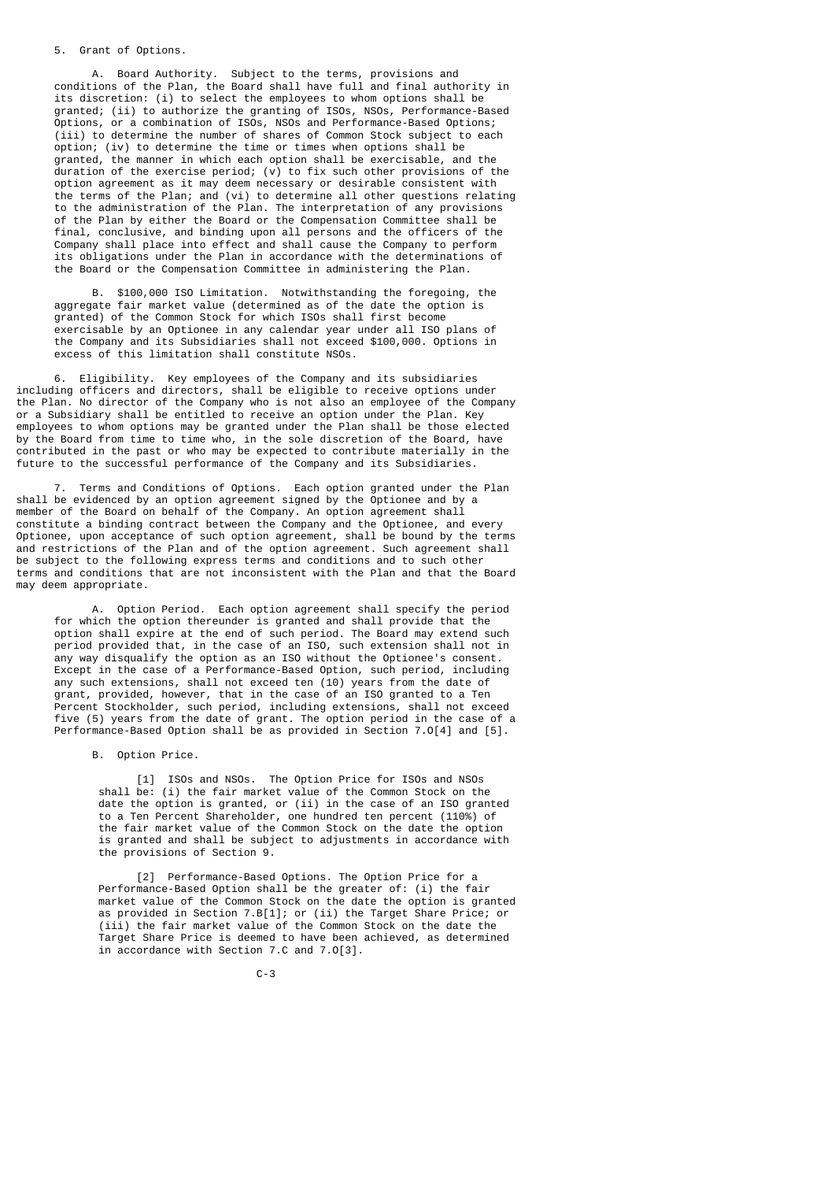5. Grant of Options.

A. Board Authority. Subject to the terms, provisions and conditions of the Plan, the Board shall have full and final authority in its discretion: (i) to select the employees to whom options shall be granted; (ii) to authorize the granting of ISOs, NSOs, Performance-Based Options, or a combination of ISOs, NSOs and Performance-Based Options; (iii) to determine the number of shares of Common Stock subject to each option; (iv) to determine the time or times when options shall be granted, the manner in which each option shall be exercisable, and the duration of the exercise period; (v) to fix such other provisions of the option agreement as it may deem necessary or desirable consistent with the terms of the Plan; and (vi) to determine all other questions relating to the administration of the Plan. The interpretation of any provisions of the Plan by either the Board or the Compensation Committee shall be final, conclusive, and binding upon all persons and the officers of the Company shall place into effect and shall cause the Company to perform its obligations under the Plan in accordance with the determinations of the Board or the Compensation Committee in administering the Plan.

B. $100,000 ISO Limitation. Notwithstanding the foregoing, the aggregate fair market value (determined as of the date the option is granted) of the Common Stock for which ISOs shall first become exercisable by an Optionee in any calendar year under all ISO plans of the Company and its Subsidiaries shall not exceed $100,000. Options in excess of this limitation shall constitute NSOs.

6. Eligibility. Key employees of the Company and its subsidiaries including officers and directors, shall be eligible to receive options under the Plan. No director of the Company who is not also an employee of the Company or a Subsidiary shall be entitled to receive an option under the Plan. Key employees to whom options may be granted under the Plan shall be those elected by the Board from time to time who, in the sole discretion of the Board, have contributed in the past or who may be expected to contribute materially in the future to the successful performance of the Company and its Subsidiaries.

7. Terms and Conditions of Options. Each option granted under the Plan shall be evidenced by an option agreement signed by the Optionee and by a member of the Board on behalf of the Company. An option agreement shall constitute a binding contract between the Company and the Optionee, and every Optionee, upon acceptance of such option agreement, shall be bound by the terms and restrictions of the Plan and of the option agreement. Such agreement shall be subject to the following express terms and conditions and to such other terms and conditions that are not inconsistent with the Plan and that the Board may deem appropriate.

A. Option Period. Each option agreement shall specify the period for which the option thereunder is granted and shall provide that the option shall expire at the end of such period. The Board may extend such period provided that, in the case of an ISO, such extension shall not in any way disqualify the option as an ISO without the Optionee's consent. Except in the case of a Performance-Based Option, such period, including any such extensions, shall not exceed ten (10) years from the date of grant, provided, however, that in the case of an ISO granted to a Ten Percent Stockholder, such period, including extensions, shall not exceed five (5) years from the date of grant. The option period in the case of a Performance-Based Option shall be as provided in Section 7.O[4] and [5].

B. Option Price.

[1] ISOs and NSOs. The Option Price for ISOs and NSOs shall be: (i) the fair market value of the Common Stock on the date the option is granted, or (ii) in the case of an ISO granted to a Ten Percent Shareholder, one hundred ten percent (110%) of the fair market value of the Common Stock on the date the option is granted and shall be subject to adjustments in accordance with the provisions of Section 9.

[2] Performance-Based Options. The Option Price for a Performance-Based Option shall be the greater of: (i) the fair market value of the Common Stock on the date the option is granted as provided in Section 7.B[1]; or (ii) the Target Share Price; or (iii) the fair market value of the Common Stock on the date the Target Share Price is deemed to have been achieved, as determined in accordance with Section 7.C and 7.O[3].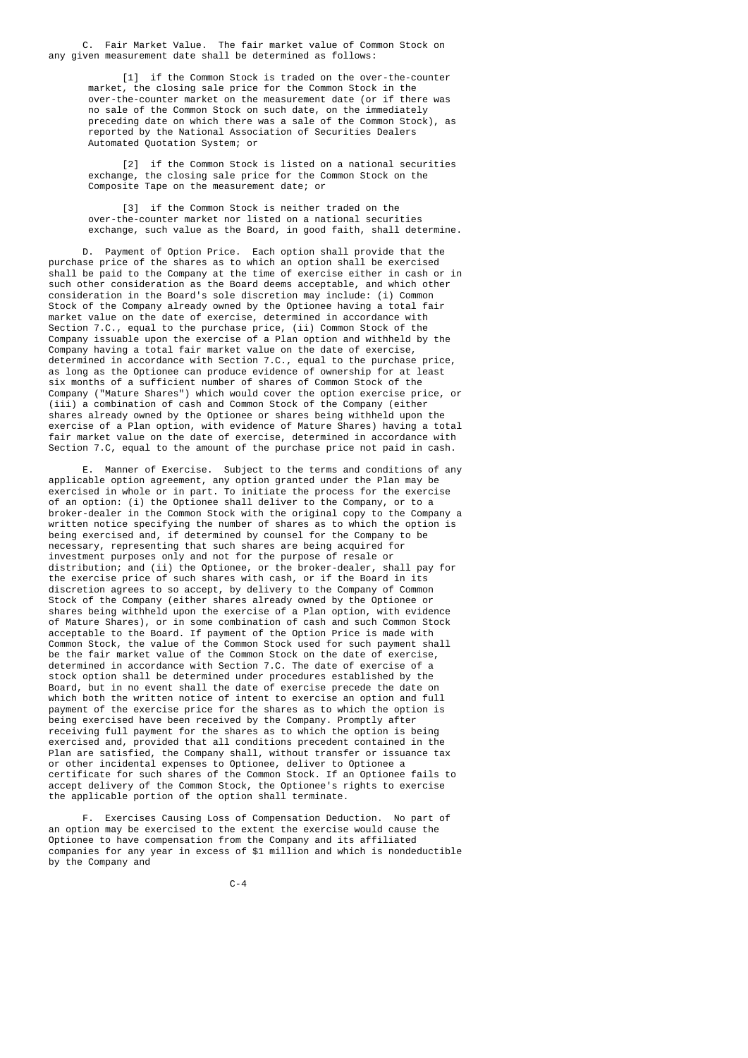C. Fair Market Value. The fair market value of Common Stock on any given measurement date shall be determined as follows:

[1] if the Common Stock is traded on the over-the-counter market, the closing sale price for the Common Stock in the over-the-counter market on the measurement date (or if there was no sale of the Common Stock on such date, on the immediately preceding date on which there was a sale of the Common Stock), as reported by the National Association of Securities Dealers Automated Quotation System; or

[2] if the Common Stock is listed on a national securities exchange, the closing sale price for the Common Stock on the Composite Tape on the measurement date; or

[3] if the Common Stock is neither traded on the over-the-counter market nor listed on a national securities exchange, such value as the Board, in good faith, shall determine.

D. Payment of Option Price. Each option shall provide that the purchase price of the shares as to which an option shall be exercised shall be paid to the Company at the time of exercise either in cash or in such other consideration as the Board deems acceptable, and which other consideration in the Board's sole discretion may include: (i) Common Stock of the Company already owned by the Optionee having a total fair market value on the date of exercise, determined in accordance with Section 7.C., equal to the purchase price, (ii) Common Stock of the Company issuable upon the exercise of a Plan option and withheld by the Company having a total fair market value on the date of exercise, determined in accordance with Section 7.C., equal to the purchase price, as long as the Optionee can produce evidence of ownership for at least six months of a sufficient number of shares of Common Stock of the Company ("Mature Shares") which would cover the option exercise price, or (iii) a combination of cash and Common Stock of the Company (either shares already owned by the Optionee or shares being withheld upon the exercise of a Plan option, with evidence of Mature Shares) having a total fair market value on the date of exercise, determined in accordance with Section 7.C, equal to the amount of the purchase price not paid in cash.

E. Manner of Exercise. Subject to the terms and conditions of any applicable option agreement, any option granted under the Plan may be exercised in whole or in part. To initiate the process for the exercise of an option: (i) the Optionee shall deliver to the Company, or to a broker-dealer in the Common Stock with the original copy to the Company a written notice specifying the number of shares as to which the option is being exercised and, if determined by counsel for the Company to be necessary, representing that such shares are being acquired for investment purposes only and not for the purpose of resale or distribution; and (ii) the Optionee, or the broker-dealer, shall pay for the exercise price of such shares with cash, or if the Board in its discretion agrees to so accept, by delivery to the Company of Common Stock of the Company (either shares already owned by the Optionee or shares being withheld upon the exercise of a Plan option, with evidence of Mature Shares), or in some combination of cash and such Common Stock acceptable to the Board. If payment of the Option Price is made with Common Stock, the value of the Common Stock used for such payment shall be the fair market value of the Common Stock on the date of exercise, determined in accordance with Section 7.C. The date of exercise of a stock option shall be determined under procedures established by the Board, but in no event shall the date of exercise precede the date on which both the written notice of intent to exercise an option and full payment of the exercise price for the shares as to which the option is being exercised have been received by the Company. Promptly after receiving full payment for the shares as to which the option is being exercised and, provided that all conditions precedent contained in the Plan are satisfied, the Company shall, without transfer or issuance tax or other incidental expenses to Optionee, deliver to Optionee a certificate for such shares of the Common Stock. If an Optionee fails to accept delivery of the Common Stock, the Optionee's rights to exercise the applicable portion of the option shall terminate.

F. Exercises Causing Loss of Compensation Deduction. No part of an option may be exercised to the extent the exercise would cause the Optionee to have compensation from the Company and its affiliated companies for any year in excess of $1 million and which is nondeductible by the Company and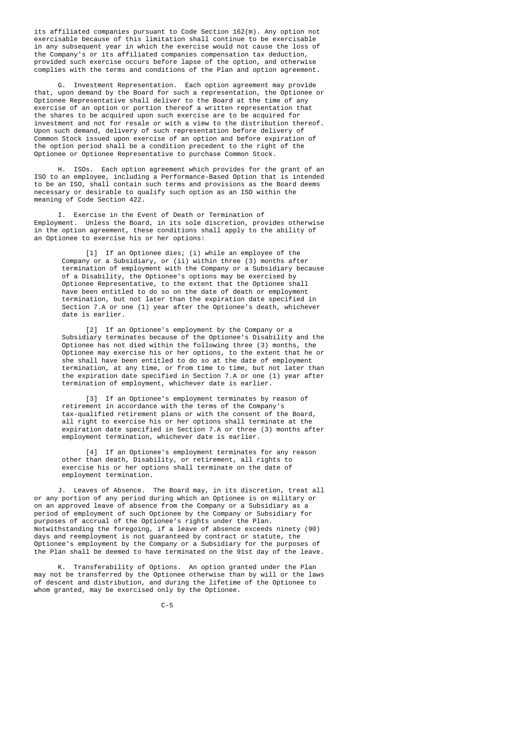its affiliated companies pursuant to Code Section 162(m). Any option not exercisable because of this limitation shall continue to be exercisable in any subsequent year in which the exercise would not cause the loss of the Company's or its affiliated companies compensation tax deduction, provided such exercise occurs before lapse of the option, and otherwise complies with the terms and conditions of the Plan and option agreement.

G. Investment Representation. Each option agreement may provide that, upon demand by the Board for such a representation, the Optionee or Optionee Representative shall deliver to the Board at the time of any exercise of an option or portion thereof a written representation that the shares to be acquired upon such exercise are to be acquired for investment and not for resale or with a view to the distribution thereof. Upon such demand, delivery of such representation before delivery of Common Stock issued upon exercise of an option and before expiration of the option period shall be a condition precedent to the right of the Optionee or Optionee Representative to purchase Common Stock.

H. ISOs. Each option agreement which provides for the grant of an ISO to an employee, including a Performance-Based Option that is intended to be an ISO, shall contain such terms and provisions as the Board deems necessary or desirable to qualify such option as an ISO within the meaning of Code Section 422.

I. Exercise in the Event of Death or Termination of Employment. Unless the Board, in its sole discretion, provides otherwise in the option agreement, these conditions shall apply to the ability of an Optionee to exercise his or her options:

[1] If an Optionee dies; (i) while an employee of the Company or a Subsidiary, or (ii) within three (3) months after termination of employment with the Company or a Subsidiary because of a Disability, the Optionee's options may be exercised by Optionee Representative, to the extent that the Optionee shall have been entitled to do so on the date of death or employment termination, but not later than the expiration date specified in Section 7.A or one (1) year after the Optionee's death, whichever date is earlier.

[2] If an Optionee's employment by the Company or a Subsidiary terminates because of the Optionee's Disability and the Optionee has not died within the following three (3) months, the Optionee may exercise his or her options, to the extent that he or she shall have been entitled to do so at the date of employment termination, at any time, or from time to time, but not later than the expiration date specified in Section 7.A or one (1) year after termination of employment, whichever date is earlier.

[3] If an Optionee's employment terminates by reason of retirement in accordance with the terms of the Company's tax-qualified retirement plans or with the consent of the Board, all right to exercise his or her options shall terminate at the expiration date specified in Section 7.A or three (3) months after employment termination, whichever date is earlier.

[4] If an Optionee's employment terminates for any reason other than death, Disability, or retirement, all rights to exercise his or her options shall terminate on the date of employment termination.

J. Leaves of Absence. The Board may, in its discretion, treat all or any portion of any period during which an Optionee is on military or on an approved leave of absence from the Company or a Subsidiary as a period of employment of such Optionee by the Company or Subsidiary for purposes of accrual of the Optionee's rights under the Plan. Notwithstanding the foregoing, if a leave of absence exceeds ninety (90) days and reemployment is not guaranteed by contract or statute, the Optionee's employment by the Company or a Subsidiary for the purposes of the Plan shall be deemed to have terminated on the 91st day of the leave.

K. Transferability of Options. An option granted under the Plan may not be transferred by the Optionee otherwise than by will or the laws of descent and distribution, and during the lifetime of the Optionee to whom granted, may be exercised only by the Optionee.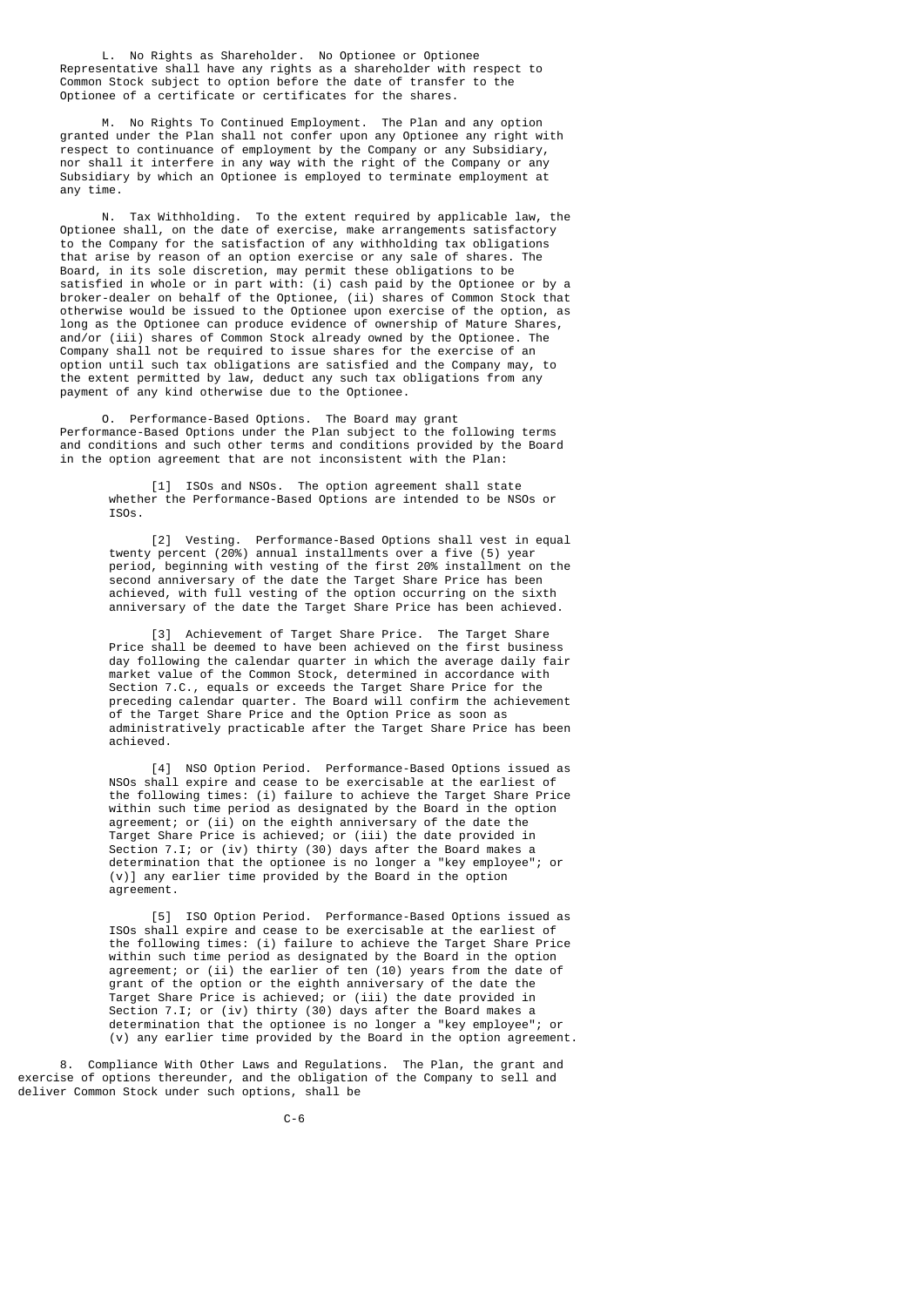L. No Rights as Shareholder. No Optionee or Optionee Representative shall have any rights as a shareholder with respect to Common Stock subject to option before the date of transfer to the Optionee of a certificate or certificates for the shares.

M. No Rights To Continued Employment. The Plan and any option granted under the Plan shall not confer upon any Optionee any right with respect to continuance of employment by the Company or any Subsidiary, nor shall it interfere in any way with the right of the Company or any Subsidiary by which an Optionee is employed to terminate employment at any time.

N. Tax Withholding. To the extent required by applicable law, the Optionee shall, on the date of exercise, make arrangements satisfactory to the Company for the satisfaction of any withholding tax obligations that arise by reason of an option exercise or any sale of shares. The Board, in its sole discretion, may permit these obligations to be satisfied in whole or in part with: (i) cash paid by the Optionee or by a broker-dealer on behalf of the Optionee, (ii) shares of Common Stock that otherwise would be issued to the Optionee upon exercise of the option, as long as the Optionee can produce evidence of ownership of Mature Shares, and/or (iii) shares of Common Stock already owned by the Optionee. The Company shall not be required to issue shares for the exercise of an option until such tax obligations are satisfied and the Company may, to the extent permitted by law, deduct any such tax obligations from any payment of any kind otherwise due to the Optionee.

O. Performance-Based Options. The Board may grant Performance-Based Options under the Plan subject to the following terms and conditions and such other terms and conditions provided by the Board in the option agreement that are not inconsistent with the Plan:

[1] ISOs and NSOs. The option agreement shall state whether the Performance-Based Options are intended to be NSOs or ISOs.

[2] Vesting. Performance-Based Options shall vest in equal twenty percent (20%) annual installments over a five (5) year period, beginning with vesting of the first 20% installment on the second anniversary of the date the Target Share Price has been achieved, with full vesting of the option occurring on the sixth anniversary of the date the Target Share Price has been achieved.

[3] Achievement of Target Share Price. The Target Share Price shall be deemed to have been achieved on the first business day following the calendar quarter in which the average daily fair market value of the Common Stock, determined in accordance with Section 7.C., equals or exceeds the Target Share Price for the preceding calendar quarter. The Board will confirm the achievement of the Target Share Price and the Option Price as soon as administratively practicable after the Target Share Price has been achieved.

[4] NSO Option Period. Performance-Based Options issued as NSOs shall expire and cease to be exercisable at the earliest of the following times: (i) failure to achieve the Target Share Price within such time period as designated by the Board in the option agreement; or (ii) on the eighth anniversary of the date the Target Share Price is achieved; or (iii) the date provided in Section 7.I; or (iv) thirty (30) days after the Board makes a determination that the optionee is no longer a "key employee"; or (v)] any earlier time provided by the Board in the option agreement.

[5] ISO Option Period. Performance-Based Options issued as ISOs shall expire and cease to be exercisable at the earliest of the following times: (i) failure to achieve the Target Share Price within such time period as designated by the Board in the option agreement; or (ii) the earlier of ten (10) years from the date of grant of the option or the eighth anniversary of the date the Target Share Price is achieved; or (iii) the date provided in Section 7.I; or (iv) thirty (30) days after the Board makes a determination that the optionee is no longer a "key employee"; or (v) any earlier time provided by the Board in the option agreement.

8. Compliance With Other Laws and Regulations. The Plan, the grant and exercise of options thereunder, and the obligation of the Company to sell and deliver Common Stock under such options, shall be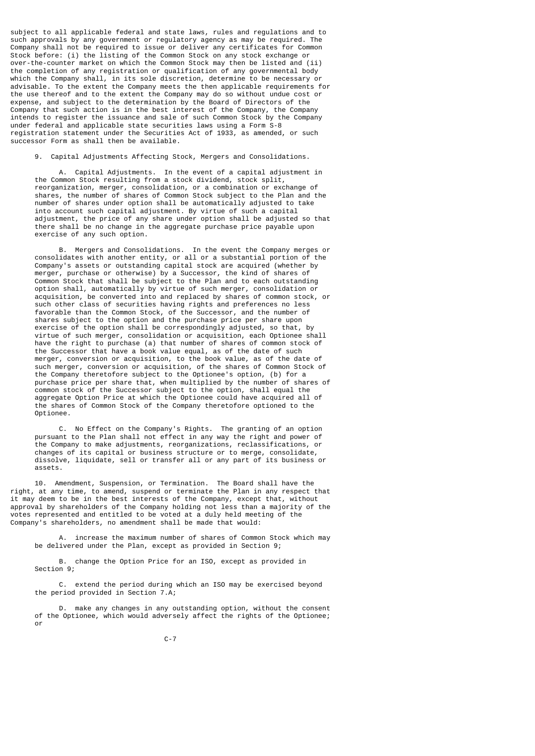subject to all applicable federal and state laws, rules and regulations and to such approvals by any government or regulatory agency as may be required. The Company shall not be required to issue or deliver any certificates for Common Stock before: (i) the listing of the Common Stock on any stock exchange or over-the-counter market on which the Common Stock may then be listed and (ii) the completion of any registration or qualification of any governmental body which the Company shall, in its sole discretion, determine to be necessary or advisable. To the extent the Company meets the then applicable requirements for the use thereof and to the extent the Company may do so without undue cost or expense, and subject to the determination by the Board of Directors of the Company that such action is in the best interest of the Company, the Company intends to register the issuance and sale of such Common Stock by the Company under federal and applicable state securities laws using a Form S-8 registration statement under the Securities Act of 1933, as amended, or such successor Form as shall then be available.

9. Capital Adjustments Affecting Stock, Mergers and Consolidations.

A. Capital Adjustments. In the event of a capital adjustment in the Common Stock resulting from a stock dividend, stock split, reorganization, merger, consolidation, or a combination or exchange of shares, the number of shares of Common Stock subject to the Plan and the number of shares under option shall be automatically adjusted to take into account such capital adjustment. By virtue of such a capital adjustment, the price of any share under option shall be adjusted so that there shall be no change in the aggregate purchase price payable upon exercise of any such option.

B. Mergers and Consolidations. In the event the Company merges or consolidates with another entity, or all or a substantial portion of the Company's assets or outstanding capital stock are acquired (whether by merger, purchase or otherwise) by a Successor, the kind of shares of Common Stock that shall be subject to the Plan and to each outstanding option shall, automatically by virtue of such merger, consolidation or acquisition, be converted into and replaced by shares of common stock, or such other class of securities having rights and preferences no less favorable than the Common Stock, of the Successor, and the number of shares subject to the option and the purchase price per share upon exercise of the option shall be correspondingly adjusted, so that, by virtue of such merger, consolidation or acquisition, each Optionee shall have the right to purchase (a) that number of shares of common stock of the Successor that have a book value equal, as of the date of such merger, conversion or acquisition, to the book value, as of the date of such merger, conversion or acquisition, of the shares of Common Stock of the Company theretofore subject to the Optionee's option, (b) for a purchase price per share that, when multiplied by the number of shares of common stock of the Successor subject to the option, shall equal the aggregate Option Price at which the Optionee could have acquired all of the shares of Common Stock of the Company theretofore optioned to the Optionee.

C. No Effect on the Company's Rights. The granting of an option pursuant to the Plan shall not effect in any way the right and power of the Company to make adjustments, reorganizations, reclassifications, or changes of its capital or business structure or to merge, consolidate, dissolve, liquidate, sell or transfer all or any part of its business or assets.

10. Amendment, Suspension, or Termination. The Board shall have the right, at any time, to amend, suspend or terminate the Plan in any respect that it may deem to be in the best interests of the Company, except that, without approval by shareholders of the Company holding not less than a majority of the votes represented and entitled to be voted at a duly held meeting of the Company's shareholders, no amendment shall be made that would:

A. increase the maximum number of shares of Common Stock which may be delivered under the Plan, except as provided in Section 9;

B. change the Option Price for an ISO, except as provided in Section 9;

C. extend the period during which an ISO may be exercised beyond the period provided in Section 7.A;

D. make any changes in any outstanding option, without the consent of the Optionee, which would adversely affect the rights of the Optionee; or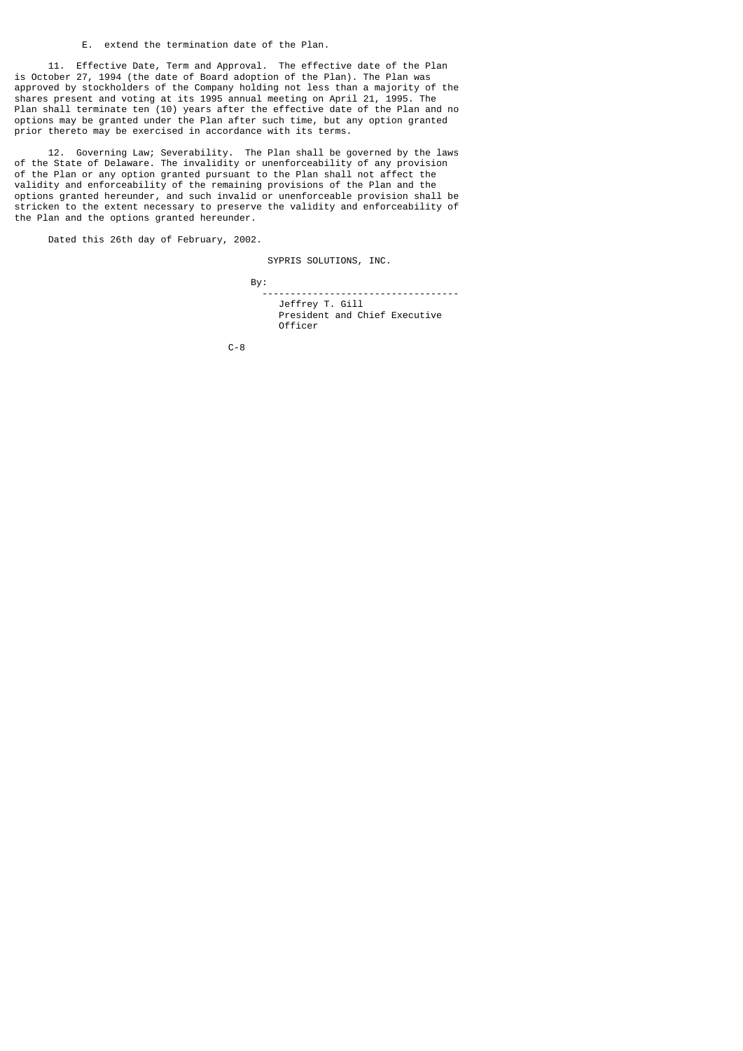E. extend the termination date of the Plan.

11. Effective Date, Term and Approval. The effective date of the Plan is October 27, 1994 (the date of Board adoption of the Plan). The Plan was approved by stockholders of the Company holding not less than a majority of the shares present and voting at its 1995 annual meeting on April 21, 1995. The Plan shall terminate ten (10) years after the effective date of the Plan and no options may be granted under the Plan after such time, but any option granted prior thereto may be exercised in accordance with its terms.

12. Governing Law; Severability. The Plan shall be governed by the laws of the State of Delaware. The invalidity or unenforceability of any provision of the Plan or any option granted pursuant to the Plan shall not affect the validity and enforceability of the remaining provisions of the Plan and the options granted hereunder, and such invalid or unenforceable provision shall be stricken to the extent necessary to preserve the validity and enforceability of the Plan and the options granted hereunder.

Dated this 26th day of February, 2002.

SYPRIS SOLUTIONS, INC.

By:

-----------------------------------

Jeffrey T. Gill
President and Chief Executive Officer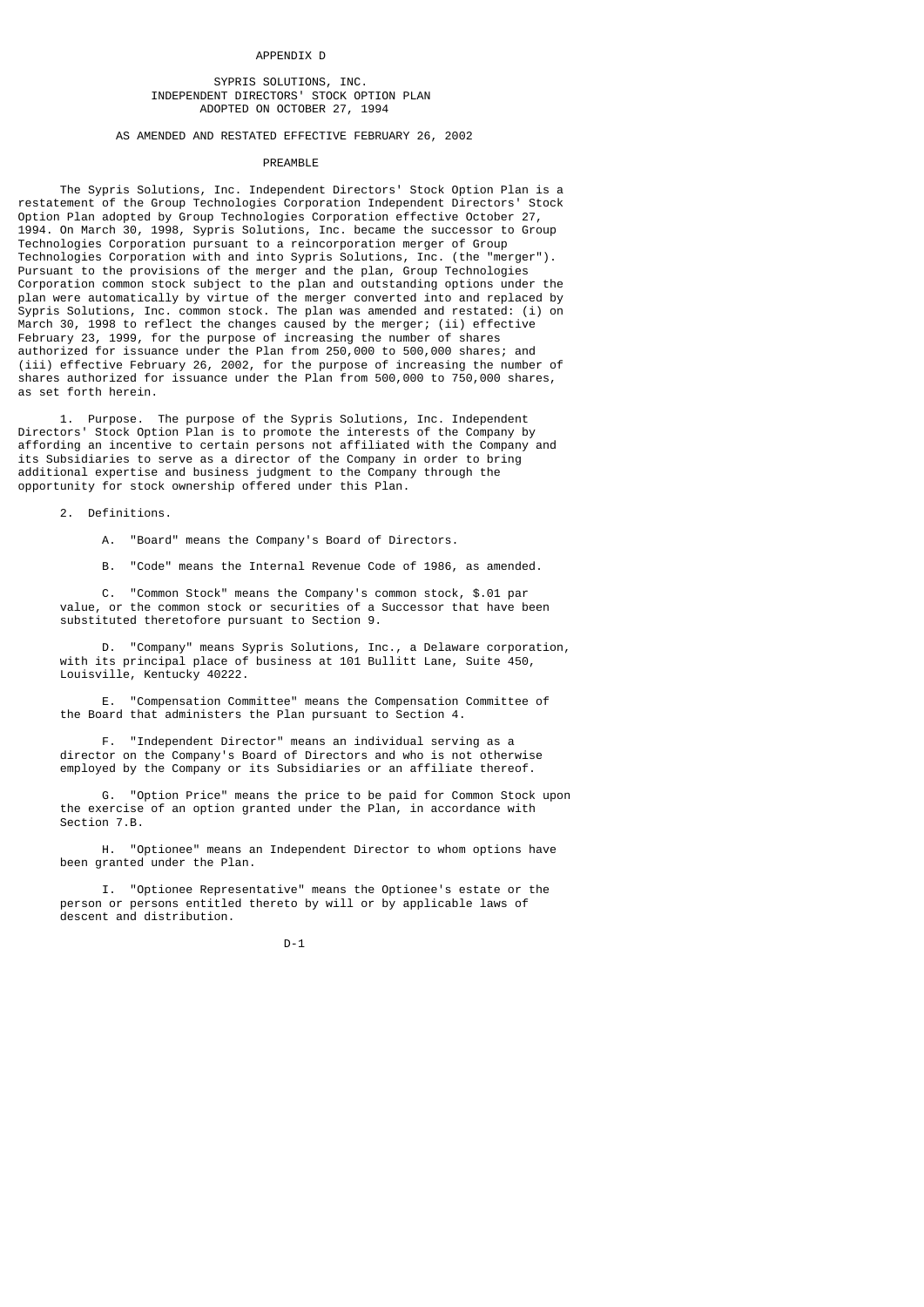APPENDIX D

# SYPRIS SOLUTIONS, INC.
## INDEPENDENT DIRECTORS' STOCK OPTION PLAN
### ADOPTED ON OCTOBER 27, 1994

### AS AMENDED AND RESTATED EFFECTIVE FEBRUARY 26, 2002

#### PREAMBLE

The Sypris Solutions, Inc. Independent Directors' Stock Option Plan is a restatement of the Group Technologies Corporation Independent Directors' Stock Option Plan adopted by Group Technologies Corporation effective October 27, 1994. On March 30, 1998, Sypris Solutions, Inc. became the successor to Group Technologies Corporation pursuant to a reincorporation merger of Group Technologies Corporation with and into Sypris Solutions, Inc. (the "merger"). Pursuant to the provisions of the merger and the plan, Group Technologies Corporation common stock subject to the plan and outstanding options under the plan were automatically by virtue of the merger converted into and replaced by Sypris Solutions, Inc. common stock. The plan was amended and restated: (i) on March 30, 1998 to reflect the changes caused by the merger; (ii) effective February 23, 1999, for the purpose of increasing the number of shares authorized for issuance under the Plan from 250,000 to 500,000 shares; and (iii) effective February 26, 2002, for the purpose of increasing the number of shares authorized for issuance under the Plan from 500,000 to 750,000 shares, as set forth herein.

1. Purpose. The purpose of the Sypris Solutions, Inc. Independent Directors' Stock Option Plan is to promote the interests of the Company by affording an incentive to certain persons not affiliated with the Company and its Subsidiaries to serve as a director of the Company in order to bring additional expertise and business judgment to the Company through the opportunity for stock ownership offered under this Plan.

2. Definitions.

A. "Board" means the Company's Board of Directors.

B. "Code" means the Internal Revenue Code of 1986, as amended.

C. "Common Stock" means the Company's common stock, $.01 par value, or the common stock or securities of a Successor that have been substituted theretofore pursuant to Section 9.

D. "Company" means Sypris Solutions, Inc., a Delaware corporation, with its principal place of business at 101 Bullitt Lane, Suite 450, Louisville, Kentucky 40222.

E. "Compensation Committee" means the Compensation Committee of the Board that administers the Plan pursuant to Section 4.

F. "Independent Director" means an individual serving as a director on the Company's Board of Directors and who is not otherwise employed by the Company or its Subsidiaries or an affiliate thereof.

G. "Option Price" means the price to be paid for Common Stock upon the exercise of an option granted under the Plan, in accordance with Section 7.B.

H. "Optionee" means an Independent Director to whom options have been granted under the Plan.

I. "Optionee Representative" means the Optionee's estate or the person or persons entitled thereto by will or by applicable laws of descent and distribution.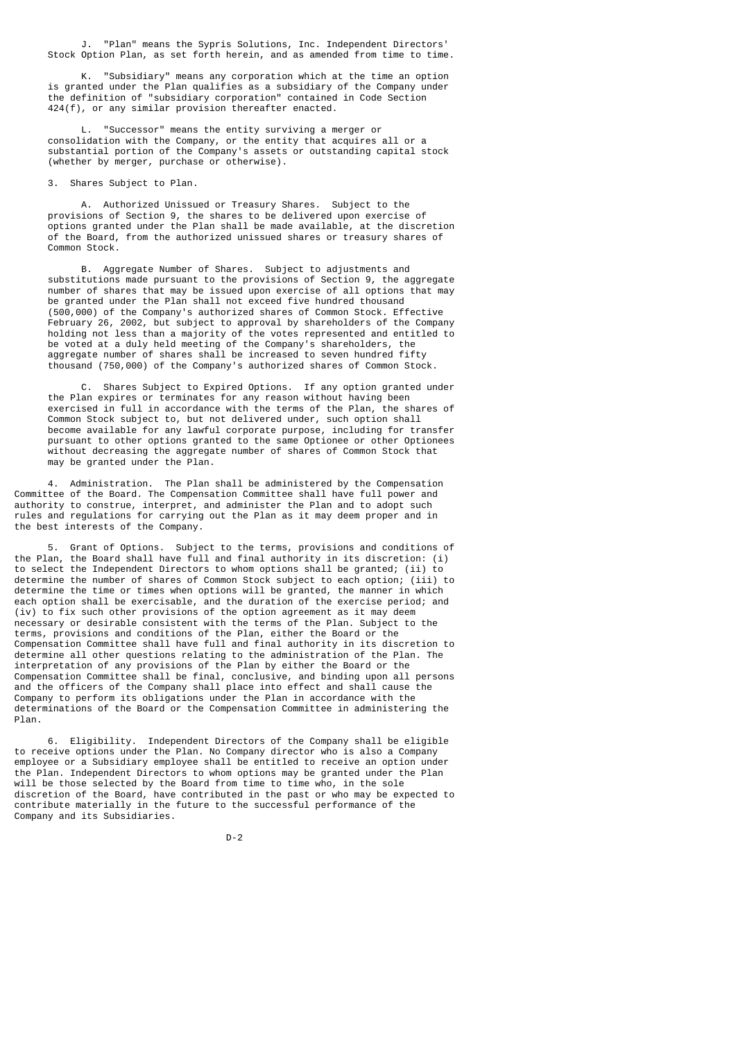J. "Plan" means the Sypris Solutions, Inc. Independent Directors' Stock Option Plan, as set forth herein, and as amended from time to time.

K. "Subsidiary" means any corporation which at the time an option is granted under the Plan qualifies as a subsidiary of the Company under the definition of "subsidiary corporation" contained in Code Section 424(f), or any similar provision thereafter enacted.

L. "Successor" means the entity surviving a merger or consolidation with the Company, or the entity that acquires all or a substantial portion of the Company's assets or outstanding capital stock (whether by merger, purchase or otherwise).

3. Shares Subject to Plan.

A. Authorized Unissued or Treasury Shares. Subject to the provisions of Section 9, the shares to be delivered upon exercise of options granted under the Plan shall be made available, at the discretion of the Board, from the authorized unissued shares or treasury shares of Common Stock.

B. Aggregate Number of Shares. Subject to adjustments and substitutions made pursuant to the provisions of Section 9, the aggregate number of shares that may be issued upon exercise of all options that may be granted under the Plan shall not exceed five hundred thousand (500,000) of the Company's authorized shares of Common Stock. Effective February 26, 2002, but subject to approval by shareholders of the Company holding not less than a majority of the votes represented and entitled to be voted at a duly held meeting of the Company's shareholders, the aggregate number of shares shall be increased to seven hundred fifty thousand (750,000) of the Company's authorized shares of Common Stock.

C. Shares Subject to Expired Options. If any option granted under the Plan expires or terminates for any reason without having been exercised in full in accordance with the terms of the Plan, the shares of Common Stock subject to, but not delivered under, such option shall become available for any lawful corporate purpose, including for transfer pursuant to other options granted to the same Optionee or other Optionees without decreasing the aggregate number of shares of Common Stock that may be granted under the Plan.

4. Administration. The Plan shall be administered by the Compensation Committee of the Board. The Compensation Committee shall have full power and authority to construe, interpret, and administer the Plan and to adopt such rules and regulations for carrying out the Plan as it may deem proper and in the best interests of the Company.

5. Grant of Options. Subject to the terms, provisions and conditions of the Plan, the Board shall have full and final authority in its discretion: (i) to select the Independent Directors to whom options shall be granted; (ii) to determine the number of shares of Common Stock subject to each option; (iii) to determine the time or times when options will be granted, the manner in which each option shall be exercisable, and the duration of the exercise period; and (iv) to fix such other provisions of the option agreement as it may deem necessary or desirable consistent with the terms of the Plan. Subject to the terms, provisions and conditions of the Plan, either the Board or the Compensation Committee shall have full and final authority in its discretion to determine all other questions relating to the administration of the Plan. The interpretation of any provisions of the Plan by either the Board or the Compensation Committee shall be final, conclusive, and binding upon all persons and the officers of the Company shall place into effect and shall cause the Company to perform its obligations under the Plan in accordance with the determinations of the Board or the Compensation Committee in administering the Plan.

6. Eligibility. Independent Directors of the Company shall be eligible to receive options under the Plan. No Company director who is also a Company employee or a Subsidiary employee shall be entitled to receive an option under the Plan. Independent Directors to whom options may be granted under the Plan will be those selected by the Board from time to time who, in the sole discretion of the Board, have contributed in the past or who may be expected to contribute materially in the future to the successful performance of the Company and its Subsidiaries.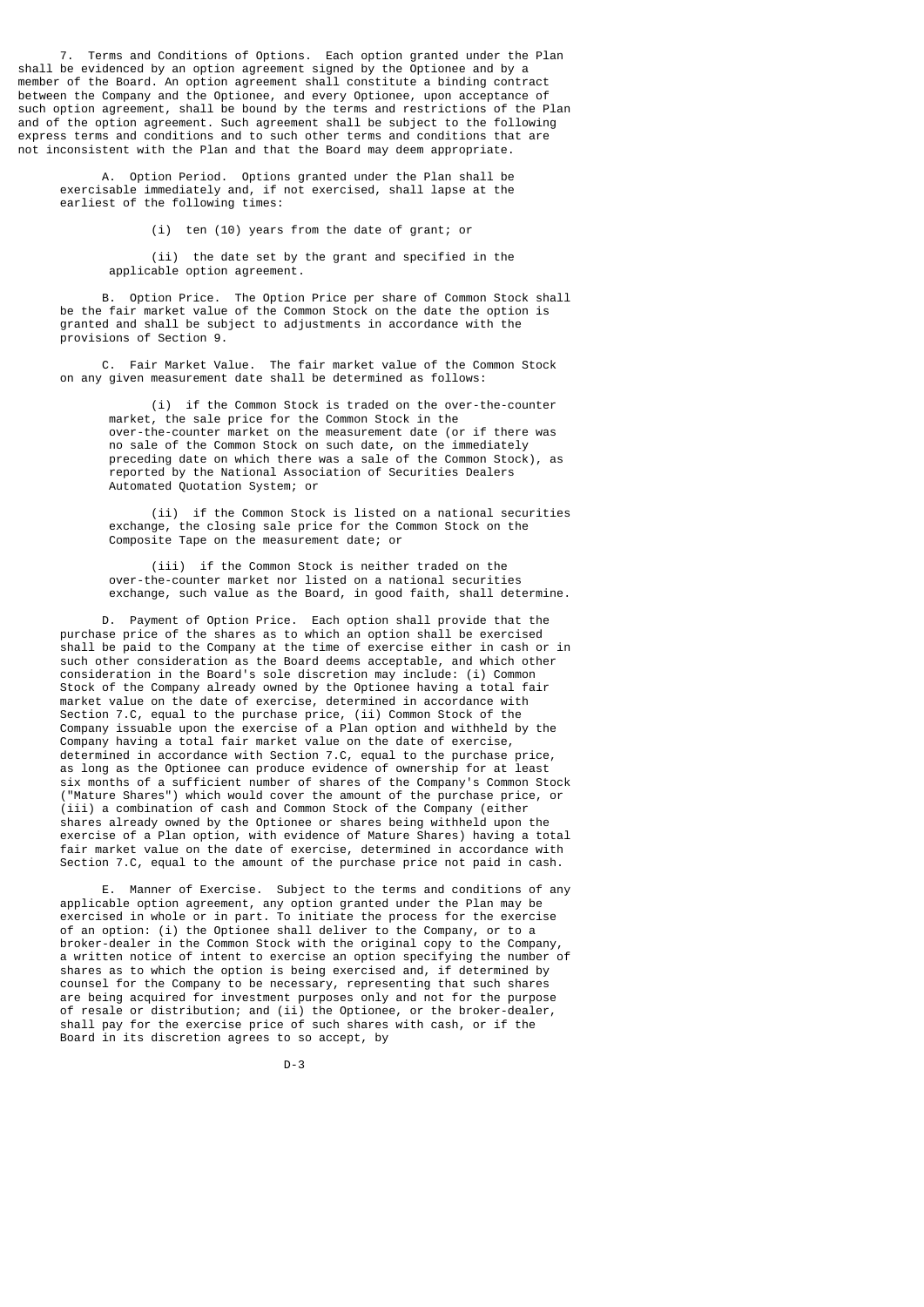7. Terms and Conditions of Options. Each option granted under the Plan shall be evidenced by an option agreement signed by the Optionee and by a member of the Board. An option agreement shall constitute a binding contract between the Company and the Optionee, and every Optionee, upon acceptance of such option agreement, shall be bound by the terms and restrictions of the Plan and of the option agreement. Such agreement shall be subject to the following express terms and conditions and to such other terms and conditions that are not inconsistent with the Plan and that the Board may deem appropriate.

A. Option Period. Options granted under the Plan shall be exercisable immediately and, if not exercised, shall lapse at the earliest of the following times:

(i) ten (10) years from the date of grant; or

(ii) the date set by the grant and specified in the applicable option agreement.

B. Option Price. The Option Price per share of Common Stock shall be the fair market value of the Common Stock on the date the option is granted and shall be subject to adjustments in accordance with the provisions of Section 9.

C. Fair Market Value. The fair market value of the Common Stock on any given measurement date shall be determined as follows:

(i) if the Common Stock is traded on the over-the-counter market, the sale price for the Common Stock in the over-the-counter market on the measurement date (or if there was no sale of the Common Stock on such date, on the immediately preceding date on which there was a sale of the Common Stock), as reported by the National Association of Securities Dealers Automated Quotation System; or

(ii) if the Common Stock is listed on a national securities exchange, the closing sale price for the Common Stock on the Composite Tape on the measurement date; or

(iii) if the Common Stock is neither traded on the over-the-counter market nor listed on a national securities exchange, such value as the Board, in good faith, shall determine.

D. Payment of Option Price. Each option shall provide that the purchase price of the shares as to which an option shall be exercised shall be paid to the Company at the time of exercise either in cash or in such other consideration as the Board deems acceptable, and which other consideration in the Board's sole discretion may include: (i) Common Stock of the Company already owned by the Optionee having a total fair market value on the date of exercise, determined in accordance with Section 7.C, equal to the purchase price, (ii) Common Stock of the Company issuable upon the exercise of a Plan option and withheld by the Company having a total fair market value on the date of exercise, determined in accordance with Section 7.C, equal to the purchase price, as long as the Optionee can produce evidence of ownership for at least six months of a sufficient number of shares of the Company's Common Stock ("Mature Shares") which would cover the amount of the purchase price, or (iii) a combination of cash and Common Stock of the Company (either shares already owned by the Optionee or shares being withheld upon the exercise of a Plan option, with evidence of Mature Shares) having a total fair market value on the date of exercise, determined in accordance with Section 7.C, equal to the amount of the purchase price not paid in cash.

E. Manner of Exercise. Subject to the terms and conditions of any applicable option agreement, any option granted under the Plan may be exercised in whole or in part. To initiate the process for the exercise of an option: (i) the Optionee shall deliver to the Company, or to a broker-dealer in the Common Stock with the original copy to the Company, a written notice of intent to exercise an option specifying the number of shares as to which the option is being exercised and, if determined by counsel for the Company to be necessary, representing that such shares are being acquired for investment purposes only and not for the purpose of resale or distribution; and (ii) the Optionee, or the broker-dealer, shall pay for the exercise price of such shares with cash, or if the Board in its discretion agrees to so accept, by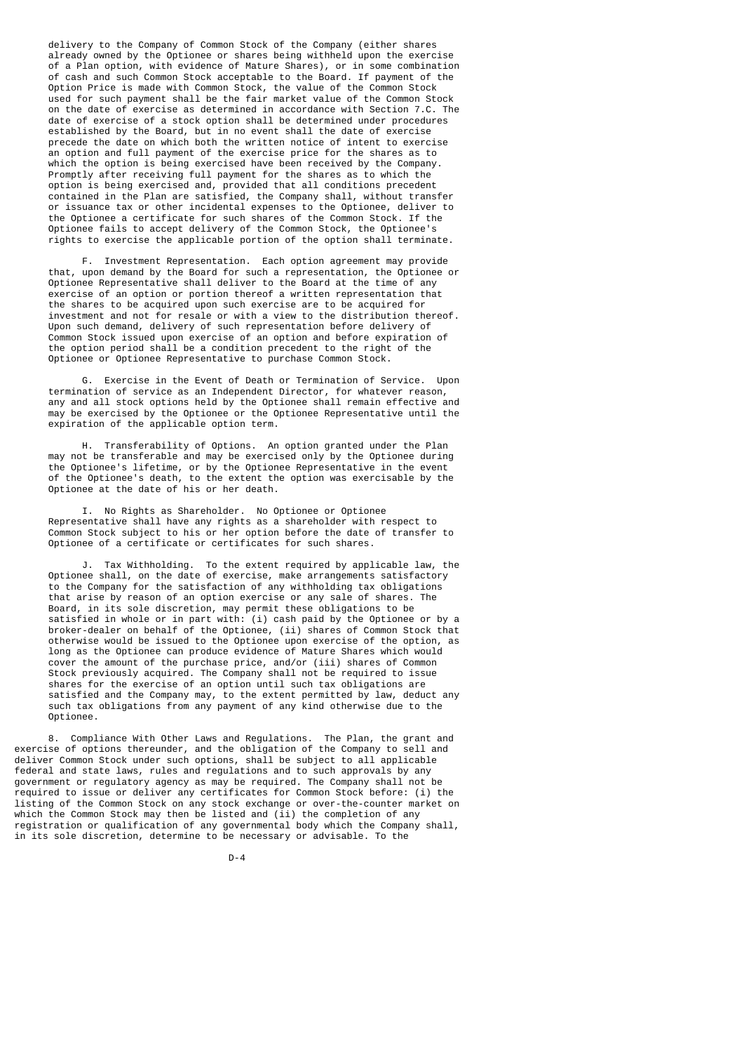delivery to the Company of Common Stock of the Company (either shares already owned by the Optionee or shares being withheld upon the exercise of a Plan option, with evidence of Mature Shares), or in some combination of cash and such Common Stock acceptable to the Board. If payment of the Option Price is made with Common Stock, the value of the Common Stock used for such payment shall be the fair market value of the Common Stock on the date of exercise as determined in accordance with Section 7.C. The date of exercise of a stock option shall be determined under procedures established by the Board, but in no event shall the date of exercise precede the date on which both the written notice of intent to exercise an option and full payment of the exercise price for the shares as to which the option is being exercised have been received by the Company. Promptly after receiving full payment for the shares as to which the option is being exercised and, provided that all conditions precedent contained in the Plan are satisfied, the Company shall, without transfer or issuance tax or other incidental expenses to the Optionee, deliver to the Optionee a certificate for such shares of the Common Stock. If the Optionee fails to accept delivery of the Common Stock, the Optionee's rights to exercise the applicable portion of the option shall terminate.

F. Investment Representation. Each option agreement may provide that, upon demand by the Board for such a representation, the Optionee or Optionee Representative shall deliver to the Board at the time of any exercise of an option or portion thereof a written representation that the shares to be acquired upon such exercise are to be acquired for investment and not for resale or with a view to the distribution thereof. Upon such demand, delivery of such representation before delivery of Common Stock issued upon exercise of an option and before expiration of the option period shall be a condition precedent to the right of the Optionee or Optionee Representative to purchase Common Stock.

G. Exercise in the Event of Death or Termination of Service. Upon termination of service as an Independent Director, for whatever reason, any and all stock options held by the Optionee shall remain effective and may be exercised by the Optionee or the Optionee Representative until the expiration of the applicable option term.

H. Transferability of Options. An option granted under the Plan may not be transferable and may be exercised only by the Optionee during the Optionee's lifetime, or by the Optionee Representative in the event of the Optionee's death, to the extent the option was exercisable by the Optionee at the date of his or her death.

I. No Rights as Shareholder. No Optionee or Optionee Representative shall have any rights as a shareholder with respect to Common Stock subject to his or her option before the date of transfer to Optionee of a certificate or certificates for such shares.

J. Tax Withholding. To the extent required by applicable law, the Optionee shall, on the date of exercise, make arrangements satisfactory to the Company for the satisfaction of any withholding tax obligations that arise by reason of an option exercise or any sale of shares. The Board, in its sole discretion, may permit these obligations to be satisfied in whole or in part with: (i) cash paid by the Optionee or by a broker-dealer on behalf of the Optionee, (ii) shares of Common Stock that otherwise would be issued to the Optionee upon exercise of the option, as long as the Optionee can produce evidence of Mature Shares which would cover the amount of the purchase price, and/or (iii) shares of Common Stock previously acquired. The Company shall not be required to issue shares for the exercise of an option until such tax obligations are satisfied and the Company may, to the extent permitted by law, deduct any such tax obligations from any payment of any kind otherwise due to the Optionee.

8. Compliance With Other Laws and Regulations. The Plan, the grant and exercise of options thereunder, and the obligation of the Company to sell and deliver Common Stock under such options, shall be subject to all applicable federal and state laws, rules and regulations and to such approvals by any government or regulatory agency as may be required. The Company shall not be required to issue or deliver any certificates for Common Stock before: (i) the listing of the Common Stock on any stock exchange or over-the-counter market on which the Common Stock may then be listed and (ii) the completion of any registration or qualification of any governmental body which the Company shall, in its sole discretion, determine to be necessary or advisable. To the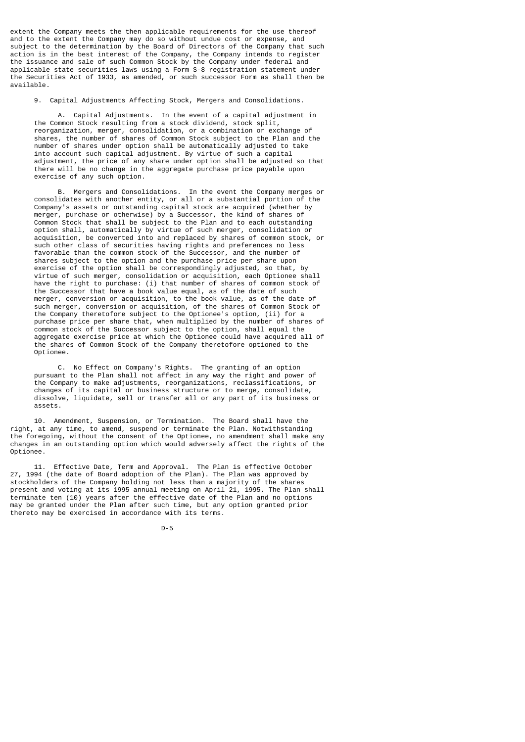extent the Company meets the then applicable requirements for the use thereof and to the extent the Company may do so without undue cost or expense, and subject to the determination by the Board of Directors of the Company that such action is in the best interest of the Company, the Company intends to register the issuance and sale of such Common Stock by the Company under federal and applicable state securities laws using a Form S-8 registration statement under the Securities Act of 1933, as amended, or such successor Form as shall then be available.

9. Capital Adjustments Affecting Stock, Mergers and Consolidations.

A. Capital Adjustments. In the event of a capital adjustment in the Common Stock resulting from a stock dividend, stock split, reorganization, merger, consolidation, or a combination or exchange of shares, the number of shares of Common Stock subject to the Plan and the number of shares under option shall be automatically adjusted to take into account such capital adjustment. By virtue of such a capital adjustment, the price of any share under option shall be adjusted so that there will be no change in the aggregate purchase price payable upon exercise of any such option.

B. Mergers and Consolidations. In the event the Company merges or consolidates with another entity, or all or a substantial portion of the Company's assets or outstanding capital stock are acquired (whether by merger, purchase or otherwise) by a Successor, the kind of shares of Common Stock that shall be subject to the Plan and to each outstanding option shall, automatically by virtue of such merger, consolidation or acquisition, be converted into and replaced by shares of common stock, or such other class of securities having rights and preferences no less favorable than the common stock of the Successor, and the number of shares subject to the option and the purchase price per share upon exercise of the option shall be correspondingly adjusted, so that, by virtue of such merger, consolidation or acquisition, each Optionee shall have the right to purchase: (i) that number of shares of common stock of the Successor that have a book value equal, as of the date of such merger, conversion or acquisition, to the book value, as of the date of such merger, conversion or acquisition, of the shares of Common Stock of the Company theretofore subject to the Optionee's option, (ii) for a purchase price per share that, when multiplied by the number of shares of common stock of the Successor subject to the option, shall equal the aggregate exercise price at which the Optionee could have acquired all of the shares of Common Stock of the Company theretofore optioned to the Optionee.

C. No Effect on Company's Rights. The granting of an option pursuant to the Plan shall not affect in any way the right and power of the Company to make adjustments, reorganizations, reclassifications, or changes of its capital or business structure or to merge, consolidate, dissolve, liquidate, sell or transfer all or any part of its business or assets.

10. Amendment, Suspension, or Termination. The Board shall have the right, at any time, to amend, suspend or terminate the Plan. Notwithstanding the foregoing, without the consent of the Optionee, no amendment shall make any changes in an outstanding option which would adversely affect the rights of the Optionee.

11. Effective Date, Term and Approval. The Plan is effective October 27, 1994 (the date of Board adoption of the Plan). The Plan was approved by stockholders of the Company holding not less than a majority of the shares present and voting at its 1995 annual meeting on April 21, 1995. The Plan shall terminate ten (10) years after the effective date of the Plan and no options may be granted under the Plan after such time, but any option granted prior thereto may be exercised in accordance with its terms.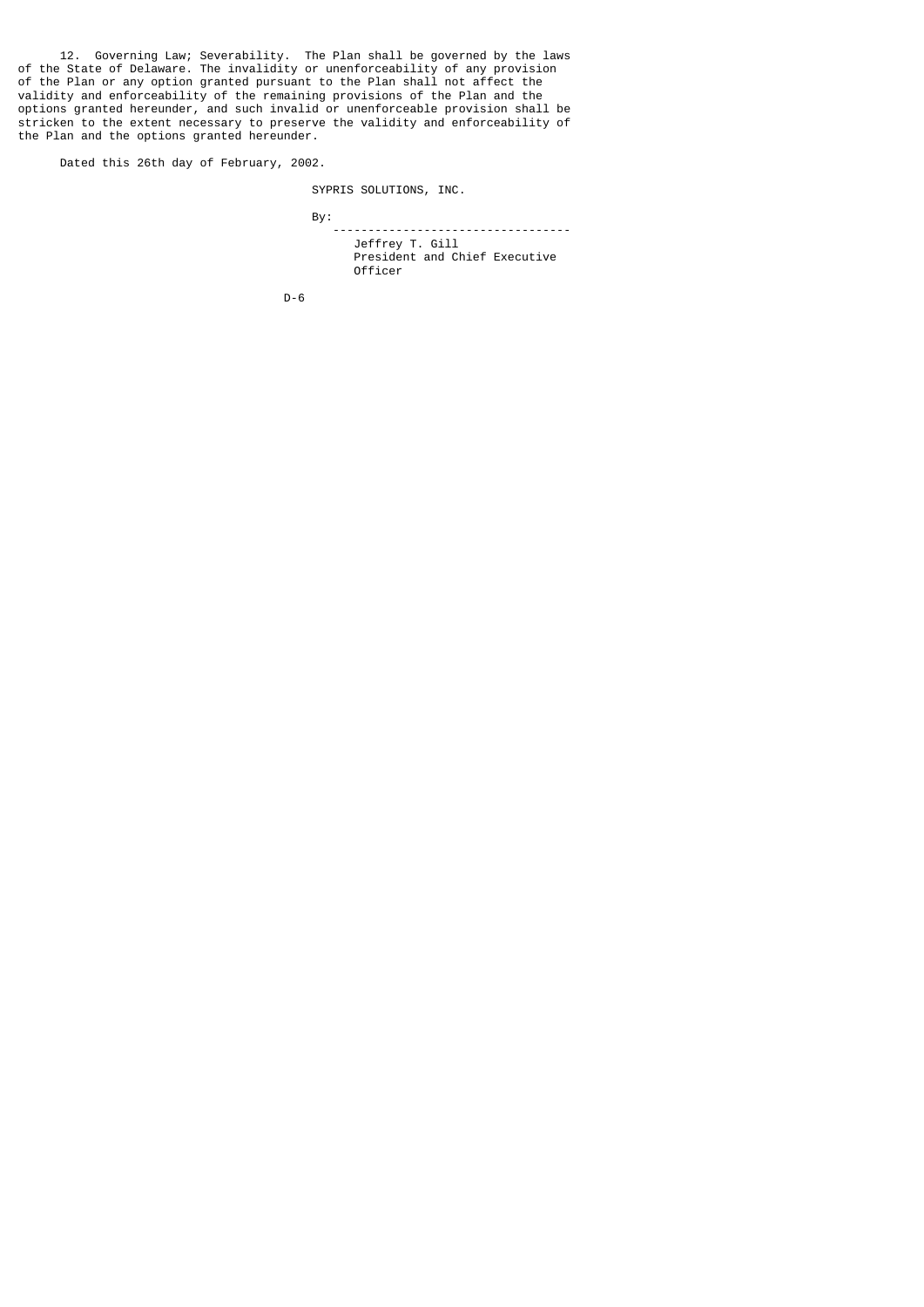12. Governing Law; Severability. The Plan shall be governed by the laws of the State of Delaware. The invalidity or unenforceability of any provision of the Plan or any option granted pursuant to the Plan shall not affect the validity and enforceability of the remaining provisions of the Plan and the options granted hereunder, and such invalid or unenforceable provision shall be stricken to the extent necessary to preserve the validity and enforceability of the Plan and the options granted hereunder.

Dated this 26th day of February, 2002.

SYPRIS SOLUTIONS, INC.

By:
----------------------------------
Jeffrey T. Gill
President and Chief Executive Officer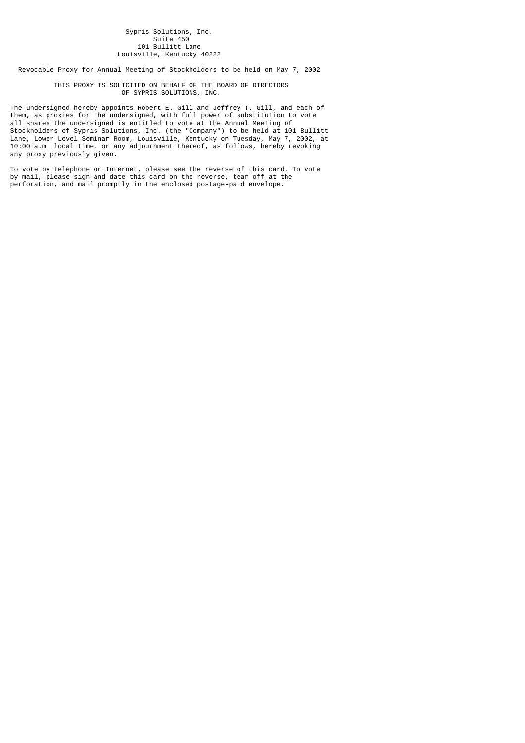Sypris Solutions, Inc.
Suite 450
101 Bullitt Lane
Louisville, Kentucky 40222

Revocable Proxy for Annual Meeting of Stockholders to be held on May 7, 2002

THIS PROXY IS SOLICITED ON BEHALF OF THE BOARD OF DIRECTORS OF SYPRIS SOLUTIONS, INC.

The undersigned hereby appoints Robert E. Gill and Jeffrey T. Gill, and each of them, as proxies for the undersigned, with full power of substitution to vote all shares the undersigned is entitled to vote at the Annual Meeting of Stockholders of Sypris Solutions, Inc. (the "Company") to be held at 101 Bullitt Lane, Lower Level Seminar Room, Louisville, Kentucky on Tuesday, May 7, 2002, at 10:00 a.m. local time, or any adjournment thereof, as follows, hereby revoking any proxy previously given.

To vote by telephone or Internet, please see the reverse of this card. To vote by mail, please sign and date this card on the reverse, tear off at the perforation, and mail promptly in the enclosed postage-paid envelope.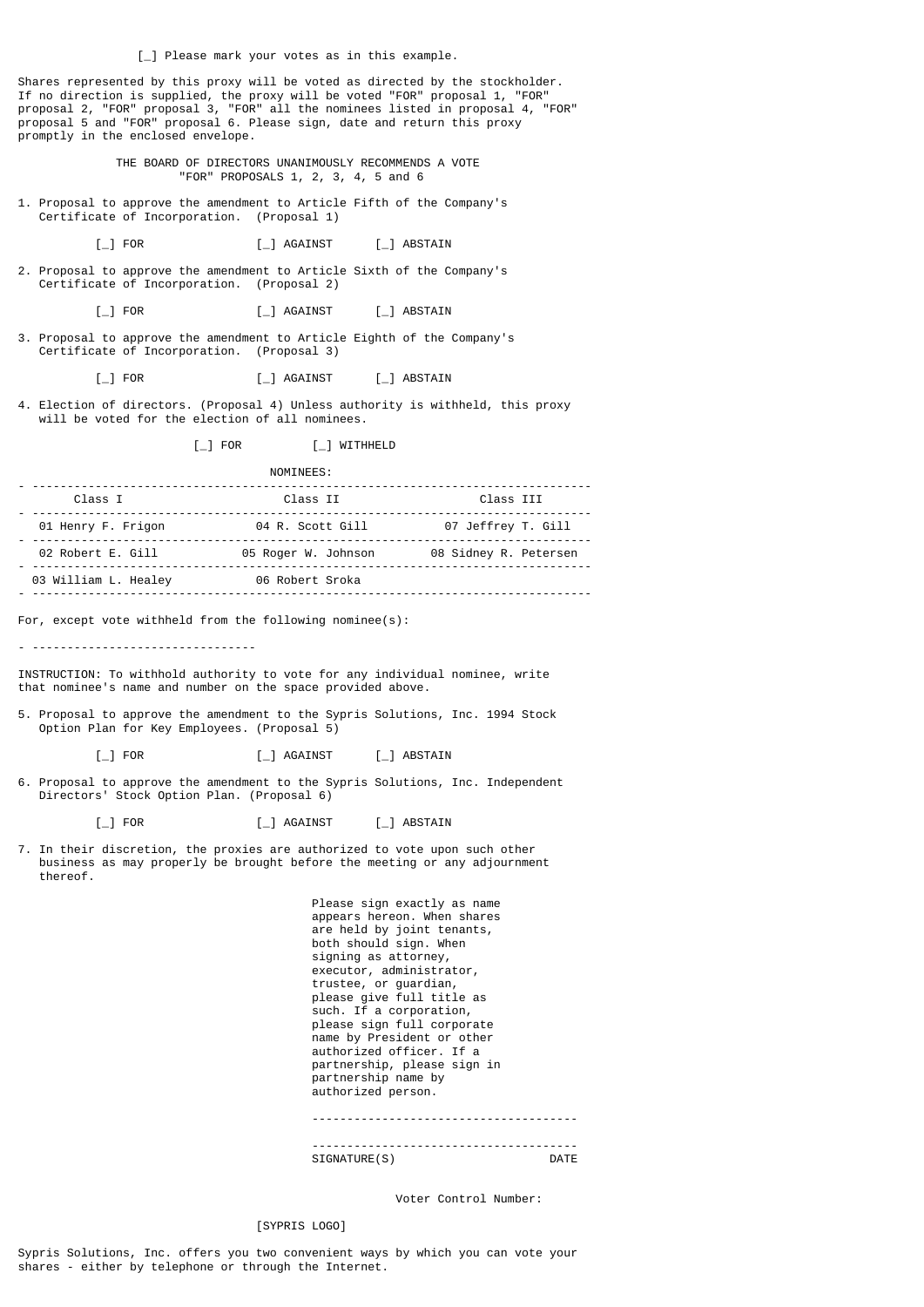[_] Please mark your votes as in this example.

Shares represented by this proxy will be voted as directed by the stockholder. If no direction is supplied, the proxy will be voted "FOR" proposal 1, "FOR" proposal 2, "FOR" proposal 3, "FOR" all the nominees listed in proposal 4, "FOR" proposal 5 and "FOR" proposal 6. Please sign, date and return this proxy promptly in the enclosed envelope.

THE BOARD OF DIRECTORS UNANIMOUSLY RECOMMENDS A VOTE "FOR" PROPOSALS 1, 2, 3, 4, 5 and 6

1. Proposal to approve the amendment to Article Fifth of the Company's Certificate of Incorporation. (Proposal 1)

   [_] FOR [_] AGAINST [_] ABSTAIN

2. Proposal to approve the amendment to Article Sixth of the Company's Certificate of Incorporation. (Proposal 2)

   [_] FOR [_] AGAINST [_] ABSTAIN

3. Proposal to approve the amendment to Article Eighth of the Company's Certificate of Incorporation. (Proposal 3)

   [_] FOR [_] AGAINST [_] ABSTAIN

4. Election of directors. (Proposal 4) Unless authority is withheld, this proxy will be voted for the election of all nominees.

   [_] FOR [_] WITHHELD

NOMINEES:

| Class I | Class II | Class III |
|---|---|---|
| 01 Henry F. Frigon | 04 R. Scott Gill | 07 Jeffrey T. Gill |
| 02 Robert E. Gill | 05 Roger W. Johnson | 08 Sidney R. Petersen |
| 03 William L. Healey | 06 Robert Sroka | |

For, except vote withheld from the following nominee(s):

- --------------------------------

INSTRUCTION: To withhold authority to vote for any individual nominee, write that nominee's name and number on the space provided above.

5. Proposal to approve the amendment to the Sypris Solutions, Inc. 1994 Stock Option Plan for Key Employees. (Proposal 5)

   [_] FOR [_] AGAINST [_] ABSTAIN

6. Proposal to approve the amendment to the Sypris Solutions, Inc. Independent Directors' Stock Option Plan. (Proposal 6)

   [_] FOR [_] AGAINST [_] ABSTAIN

7. In their discretion, the proxies are authorized to vote upon such other business as may properly be brought before the meeting or any adjournment thereof.

Please sign exactly as name appears hereon. When shares are held by joint tenants, both should sign. When signing as attorney, executor, administrator, trustee, or guardian, please give full title as such. If a corporation, please sign full corporate name by President or other authorized officer. If a partnership, please sign in partnership name by authorized person.

-------------------------------------

-------------------------------------

SIGNATURE(S) DATE

Voter Control Number:

[SYPRIS LOGO]

Sypris Solutions, Inc. offers you two convenient ways by which you can vote your shares - either by telephone or through the Internet.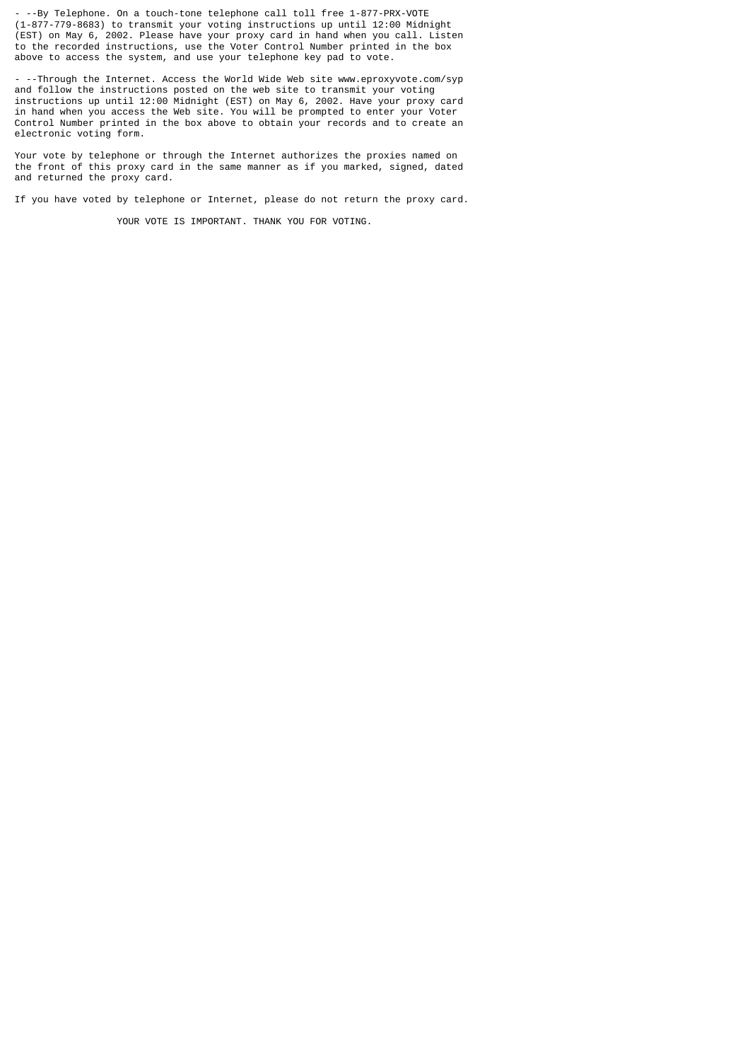- --By Telephone. On a touch-tone telephone call toll free 1-877-PRX-VOTE (1-877-779-8683) to transmit your voting instructions up until 12:00 Midnight (EST) on May 6, 2002. Please have your proxy card in hand when you call. Listen to the recorded instructions, use the Voter Control Number printed in the box above to access the system, and use your telephone key pad to vote.

- --Through the Internet. Access the World Wide Web site www.eproxyvote.com/syp and follow the instructions posted on the web site to transmit your voting instructions up until 12:00 Midnight (EST) on May 6, 2002. Have your proxy card in hand when you access the Web site. You will be prompted to enter your Voter Control Number printed in the box above to obtain your records and to create an electronic voting form.

Your vote by telephone or through the Internet authorizes the proxies named on the front of this proxy card in the same manner as if you marked, signed, dated and returned the proxy card.

If you have voted by telephone or Internet, please do not return the proxy card.

YOUR VOTE IS IMPORTANT. THANK YOU FOR VOTING.